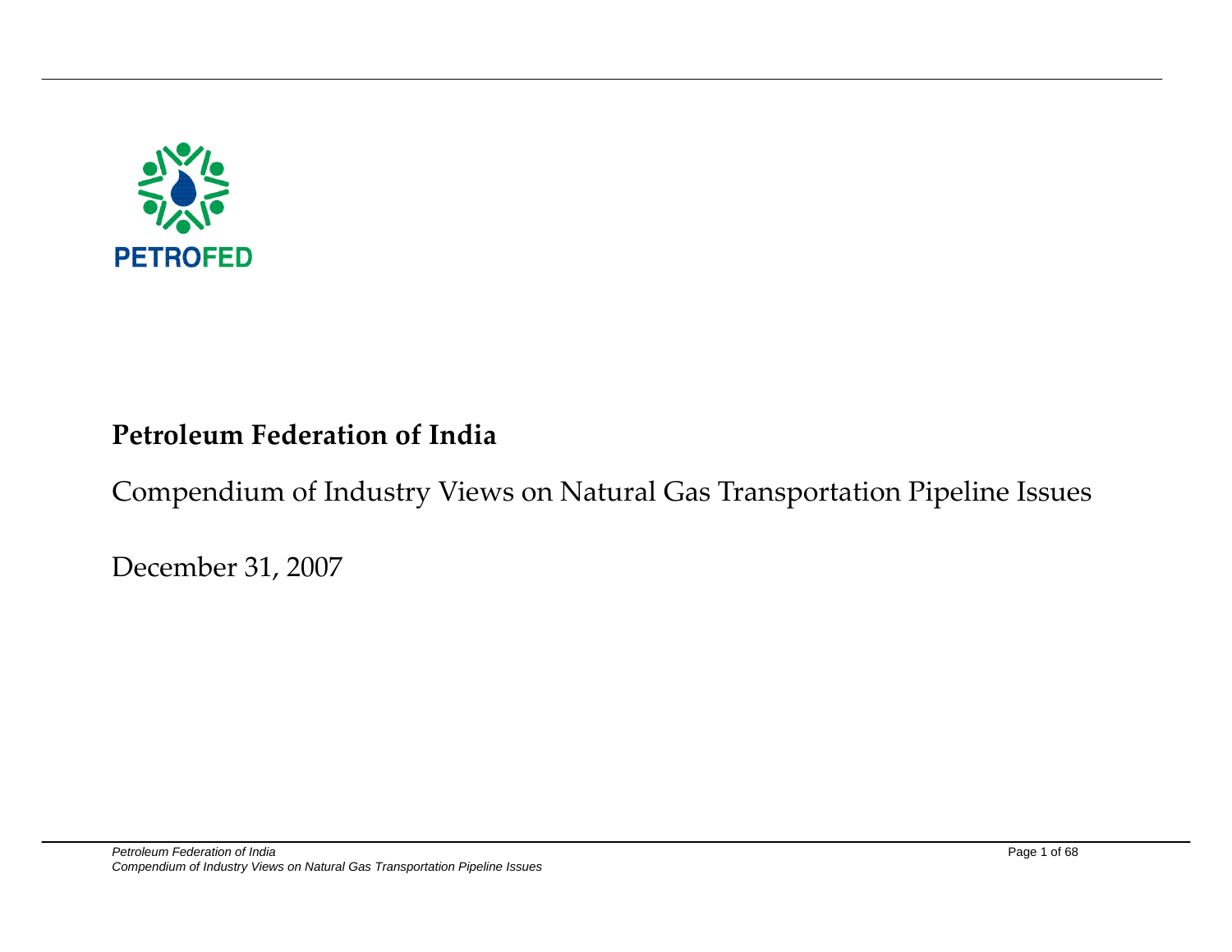PETROFED

# Petroleum Federation of India

Compendium of Industry Views on Natural Gas Transportation Pipeline Issues

December 31, 2007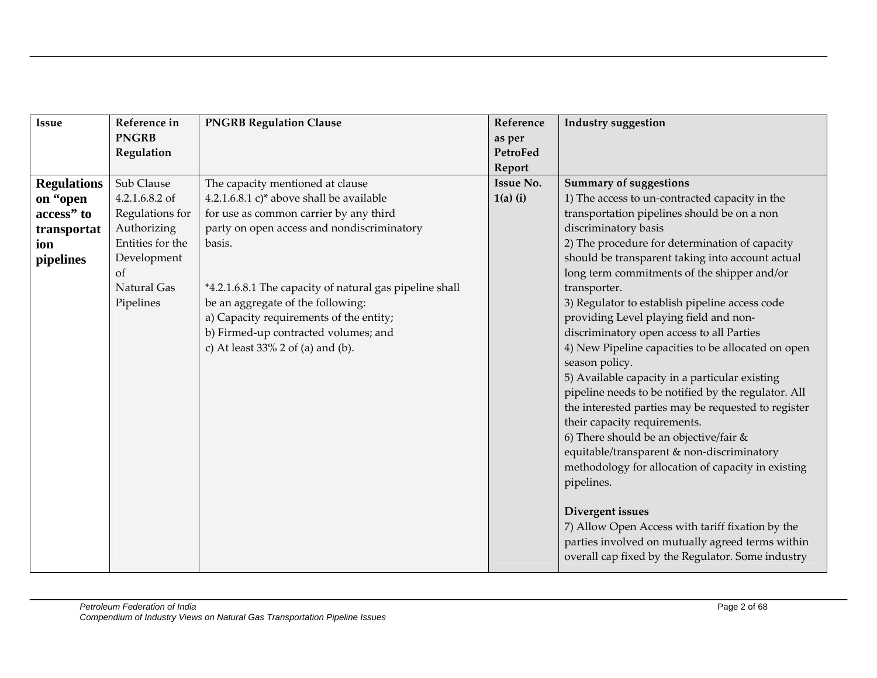| Issue | Reference in PNGRB Regulation | PNGRB Regulation Clause | Reference as per PetroFed Report | Industry suggestion |
|---|---|---|---|---|
| **Regulations on "open access" to transportation pipelines** | Sub Clause 4.2.1.6.8.2 of Regulations for Authorizing Entities for the Development of Natural Gas Pipelines | The capacity mentioned at clause 4.2.1.6.8.1 c)* above shall be available for use as common carrier by any third party on open access and nondiscriminatory basis.<br><br>*4.2.1.6.8.1 The capacity of natural gas pipeline shall be an aggregate of the following:<br>a) Capacity requirements of the entity;<br>b) Firmed-up contracted volumes; and<br>c) At least 33% 2 of (a) and (b). | **Issue No. 1(a) (i)** | **Summary of suggestions**<br>1) The access to un-contracted capacity in the transportation pipelines should be on a non discriminatory basis<br>2) The procedure for determination of capacity should be transparent taking into account actual long term commitments of the shipper and/or transporter.<br>3) Regulator to establish pipeline access code providing Level playing field and non-discriminatory open access to all Parties<br>4) New Pipeline capacities to be allocated on open season policy.<br>5) Available capacity in a particular existing pipeline needs to be notified by the regulator. All the interested parties may be requested to register their capacity requirements.<br>6) There should be an objective/fair & equitable/transparent & non-discriminatory methodology for allocation of capacity in existing pipelines.<br><br>**Divergent issues**<br>7) Allow Open Access with tariff fixation by the parties involved on mutually agreed terms within overall cap fixed by the Regulator. Some industry |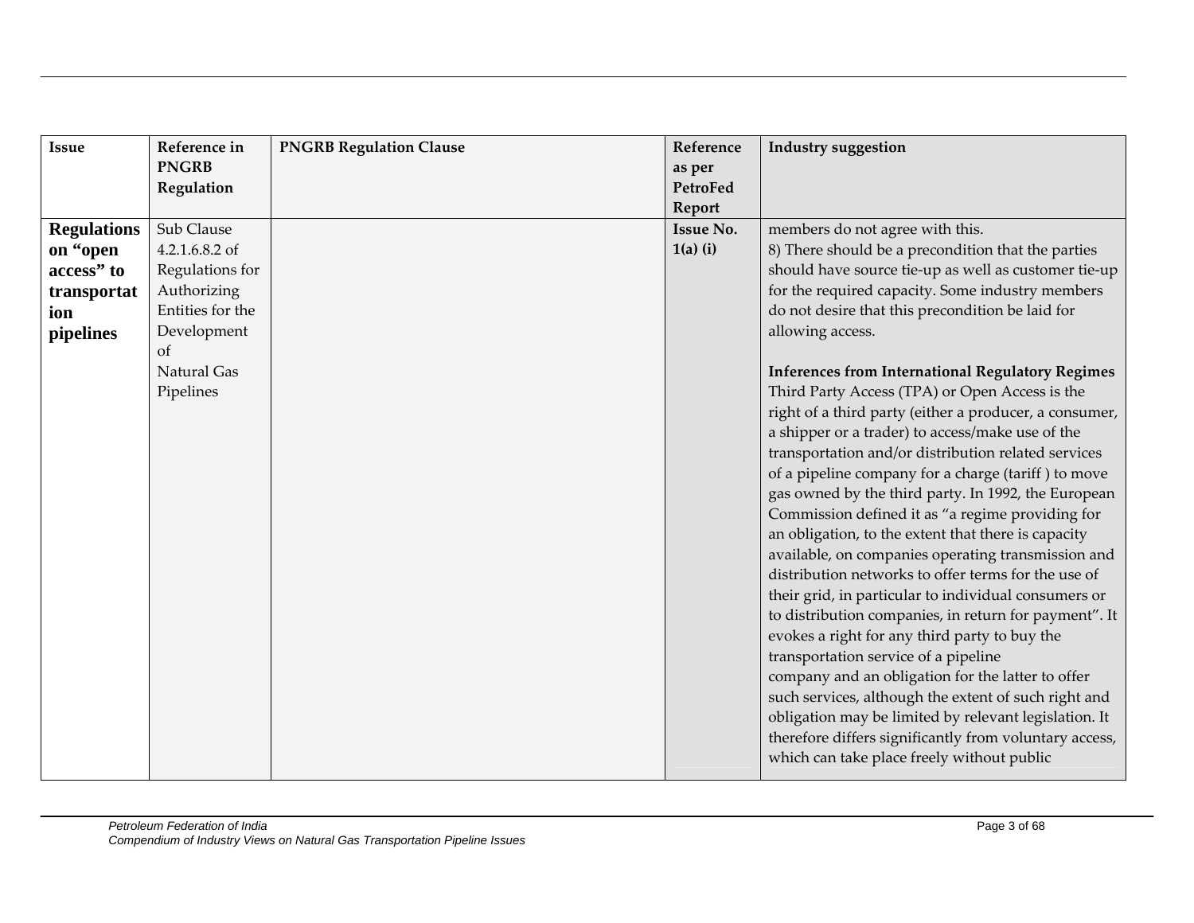| Issue | Reference in PNGRB Regulation | PNGRB Regulation Clause | Reference as per PetroFed Report | Industry suggestion |
|---|---|---|---|---|
| **Regulations on "open access" to transportation pipelines** | Sub Clause 4.2.1.6.8.2 of Regulations for Authorizing Entities for the Development of Natural Gas Pipelines | | **Issue No. 1(a) (i)** | members do not agree with this.<br>8) There should be a precondition that the parties should have source tie-up as well as customer tie-up for the required capacity. Some industry members do not desire that this precondition be laid for allowing access.<br><br>**Inferences from International Regulatory Regimes**<br>Third Party Access (TPA) or Open Access is the right of a third party (either a producer, a consumer, a shipper or a trader) to access/make use of the transportation and/or distribution related services of a pipeline company for a charge (tariff ) to move gas owned by the third party. In 1992, the European Commission defined it as "a regime providing for an obligation, to the extent that there is capacity available, on companies operating transmission and distribution networks to offer terms for the use of their grid, in particular to individual consumers or to distribution companies, in return for payment". It evokes a right for any third party to buy the transportation service of a pipeline company and an obligation for the latter to offer such services, although the extent of such right and obligation may be limited by relevant legislation. It therefore differs significantly from voluntary access, which can take place freely without public |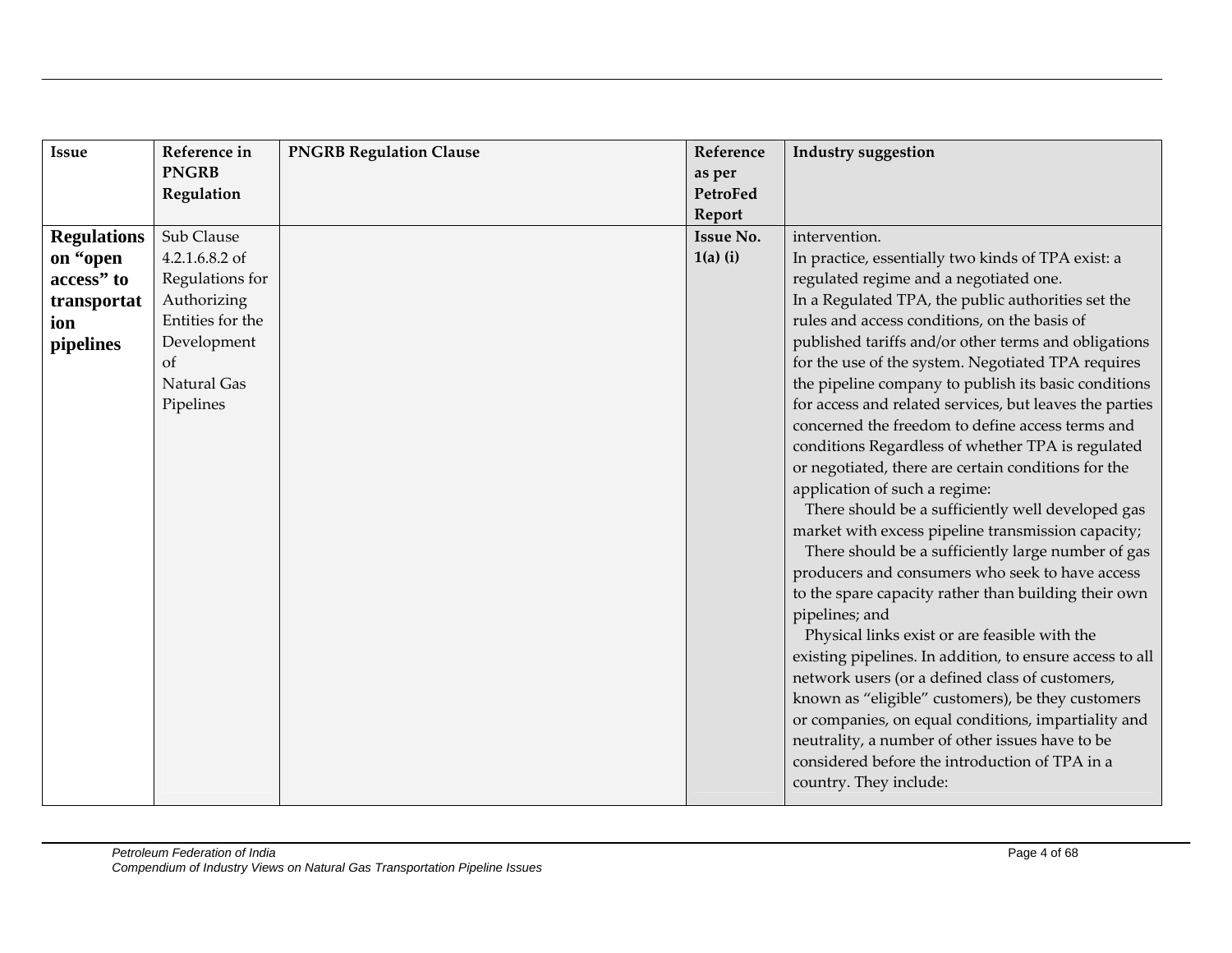| Issue | Reference in PNGRB Regulation | PNGRB Regulation Clause | Reference as per PetroFed Report | Industry suggestion |
|---|---|---|---|---|
| **Regulations on "open access" to transportation pipelines** | Sub Clause 4.2.1.6.8.2 of Regulations for Authorizing Entities for the Development of Natural Gas Pipelines | | **Issue No. 1(a) (i)** | intervention.<br>In practice, essentially two kinds of TPA exist: a regulated regime and a negotiated one.<br>In a Regulated TPA, the public authorities set the rules and access conditions, on the basis of published tariffs and/or other terms and obligations for the use of the system. Negotiated TPA requires the pipeline company to publish its basic conditions for access and related services, but leaves the parties concerned the freedom to define access terms and conditions Regardless of whether TPA is regulated or negotiated, there are certain conditions for the application of such a regime:<br>There should be a sufficiently well developed gas market with excess pipeline transmission capacity;<br>There should be a sufficiently large number of gas producers and consumers who seek to have access to the spare capacity rather than building their own pipelines; and<br>Physical links exist or are feasible with the existing pipelines. In addition, to ensure access to all network users (or a defined class of customers, known as "eligible" customers), be they customers or companies, on equal conditions, impartiality and neutrality, a number of other issues have to be considered before the introduction of TPA in a country. They include: |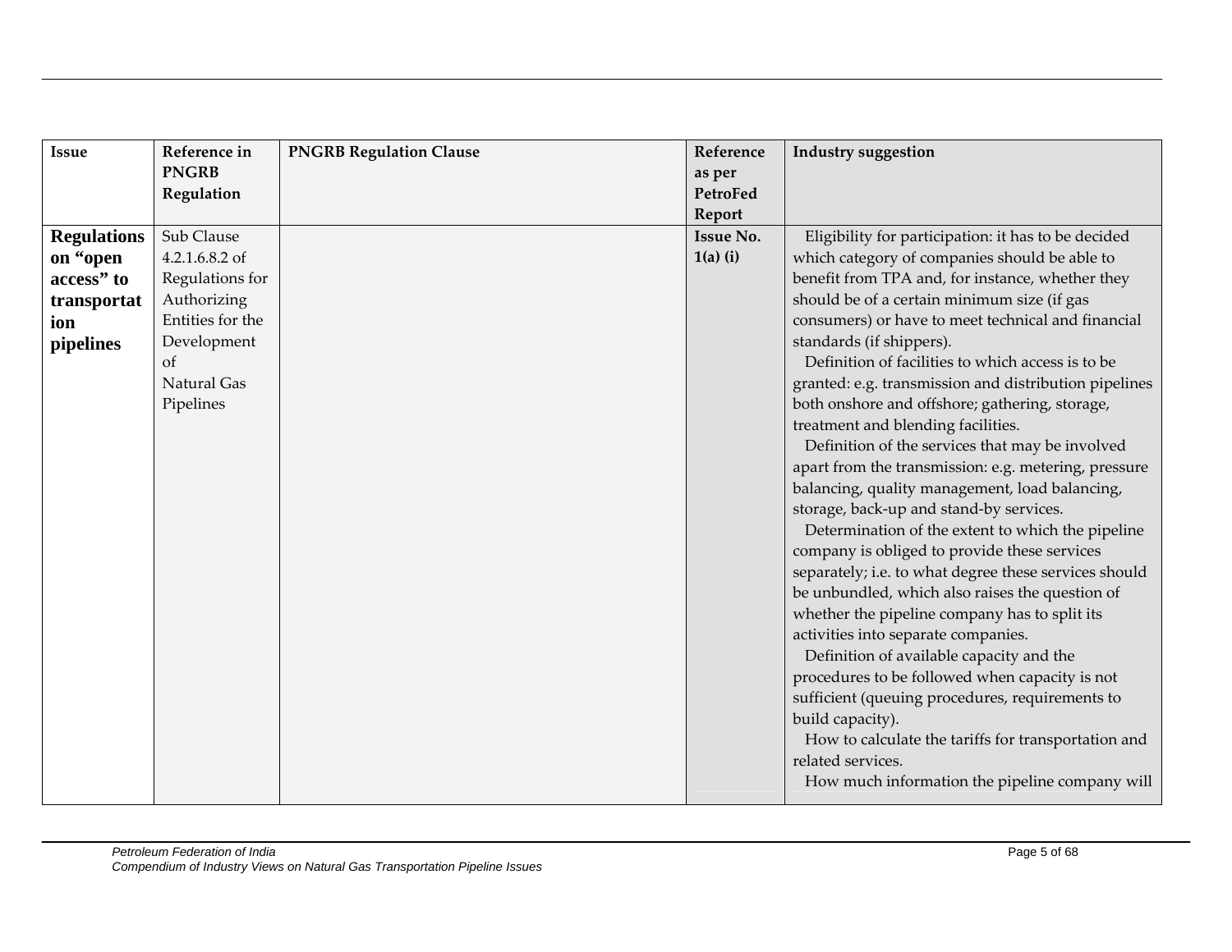| Issue | Reference in PNGRB Regulation | PNGRB Regulation Clause | Reference as per PetroFed Report | Industry suggestion |
|---|---|---|---|---|
| **Regulations on "open access" to transportation pipelines** | Sub Clause 4.2.1.6.8.2 of Regulations for Authorizing Entities for the Development of Natural Gas Pipelines | | **Issue No. 1(a) (i)** | Eligibility for participation: it has to be decided which category of companies should be able to benefit from TPA and, for instance, whether they should be of a certain minimum size (if gas consumers) or have to meet technical and financial standards (if shippers).<br>Definition of facilities to which access is to be granted: e.g. transmission and distribution pipelines both onshore and offshore; gathering, storage, treatment and blending facilities.<br>Definition of the services that may be involved apart from the transmission: e.g. metering, pressure balancing, quality management, load balancing, storage, back-up and stand-by services.<br>Determination of the extent to which the pipeline company is obliged to provide these services separately; i.e. to what degree these services should be unbundled, which also raises the question of whether the pipeline company has to split its activities into separate companies.<br>Definition of available capacity and the procedures to be followed when capacity is not sufficient (queuing procedures, requirements to build capacity).<br>How to calculate the tariffs for transportation and related services.<br>How much information the pipeline company will |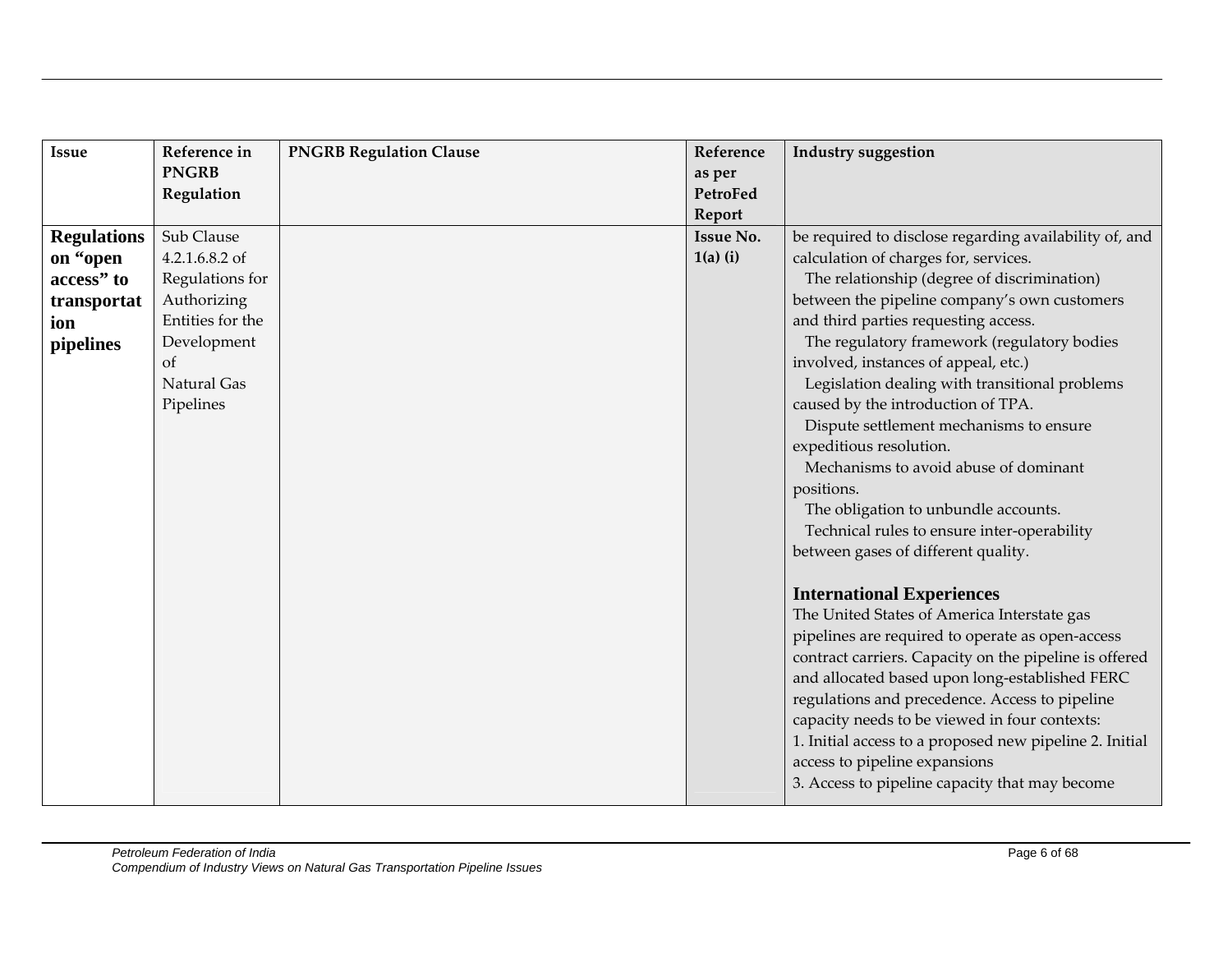| Issue | Reference in PNGRB Regulation | PNGRB Regulation Clause | Reference as per PetroFed Report | Industry suggestion |
|---|---|---|---|---|
| **Regulations on "open access" to transportation pipelines** | Sub Clause 4.2.1.6.8.2 of Regulations for Authorizing Entities for the Development of Natural Gas Pipelines | | **Issue No. 1(a) (i)** | be required to disclose regarding availability of, and calculation of charges for, services.<br>The relationship (degree of discrimination) between the pipeline company's own customers and third parties requesting access.<br>The regulatory framework (regulatory bodies involved, instances of appeal, etc.)<br>Legislation dealing with transitional problems caused by the introduction of TPA.<br>Dispute settlement mechanisms to ensure expeditious resolution.<br>Mechanisms to avoid abuse of dominant positions.<br>The obligation to unbundle accounts.<br>Technical rules to ensure inter-operability between gases of different quality.<br><br>**International Experiences**<br>The United States of America Interstate gas pipelines are required to operate as open-access contract carriers. Capacity on the pipeline is offered and allocated based upon long-established FERC regulations and precedence. Access to pipeline capacity needs to be viewed in four contexts:<br>1. Initial access to a proposed new pipeline 2. Initial access to pipeline expansions<br>3. Access to pipeline capacity that may become |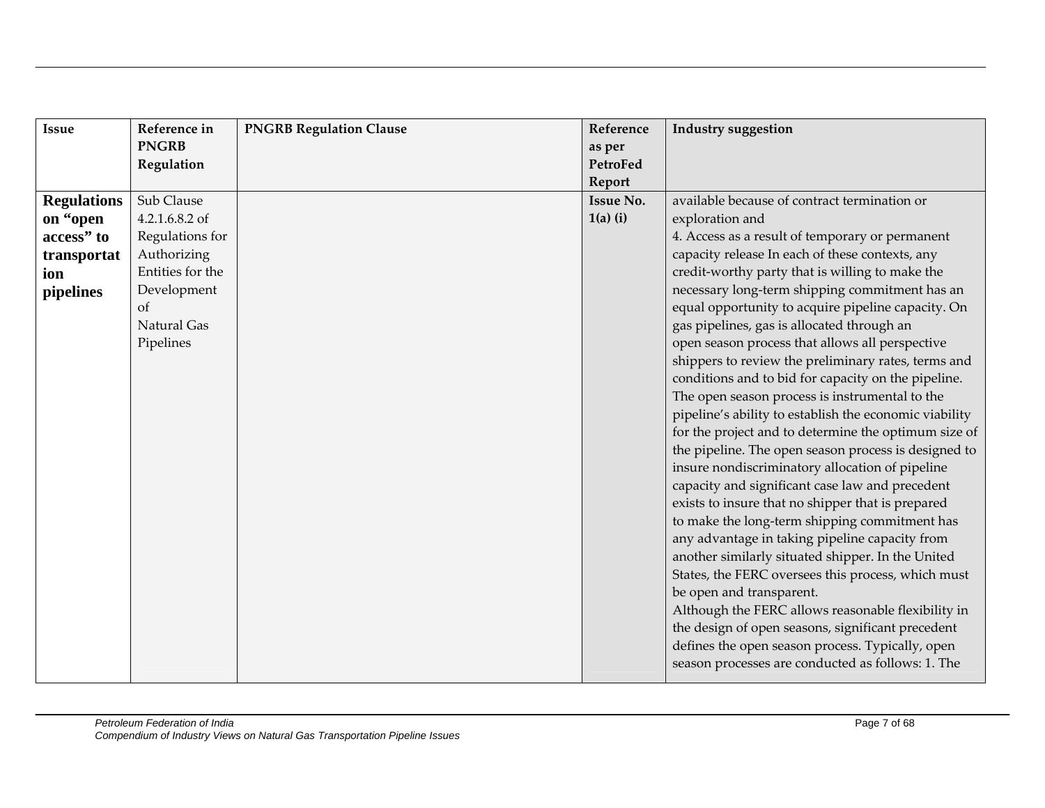| Issue | Reference in PNGRB Regulation | PNGRB Regulation Clause | Reference as per PetroFed Report | Industry suggestion |
|---|---|---|---|---|
| **Regulations on "open access" to transportation pipelines** | Sub Clause 4.2.1.6.8.2 of Regulations for Authorizing Entities for the Development of Natural Gas Pipelines | | **Issue No. 1(a) (i)** | available because of contract termination or exploration and<br>4. Access as a result of temporary or permanent capacity release In each of these contexts, any credit-worthy party that is willing to make the necessary long-term shipping commitment has an equal opportunity to acquire pipeline capacity. On gas pipelines, gas is allocated through an open season process that allows all perspective shippers to review the preliminary rates, terms and conditions and to bid for capacity on the pipeline. The open season process is instrumental to the pipeline's ability to establish the economic viability for the project and to determine the optimum size of the pipeline. The open season process is designed to insure nondiscriminatory allocation of pipeline capacity and significant case law and precedent exists to insure that no shipper that is prepared to make the long-term shipping commitment has any advantage in taking pipeline capacity from another similarly situated shipper. In the United States, the FERC oversees this process, which must be open and transparent.<br>Although the FERC allows reasonable flexibility in the design of open seasons, significant precedent defines the open season process. Typically, open season processes are conducted as follows: 1. The |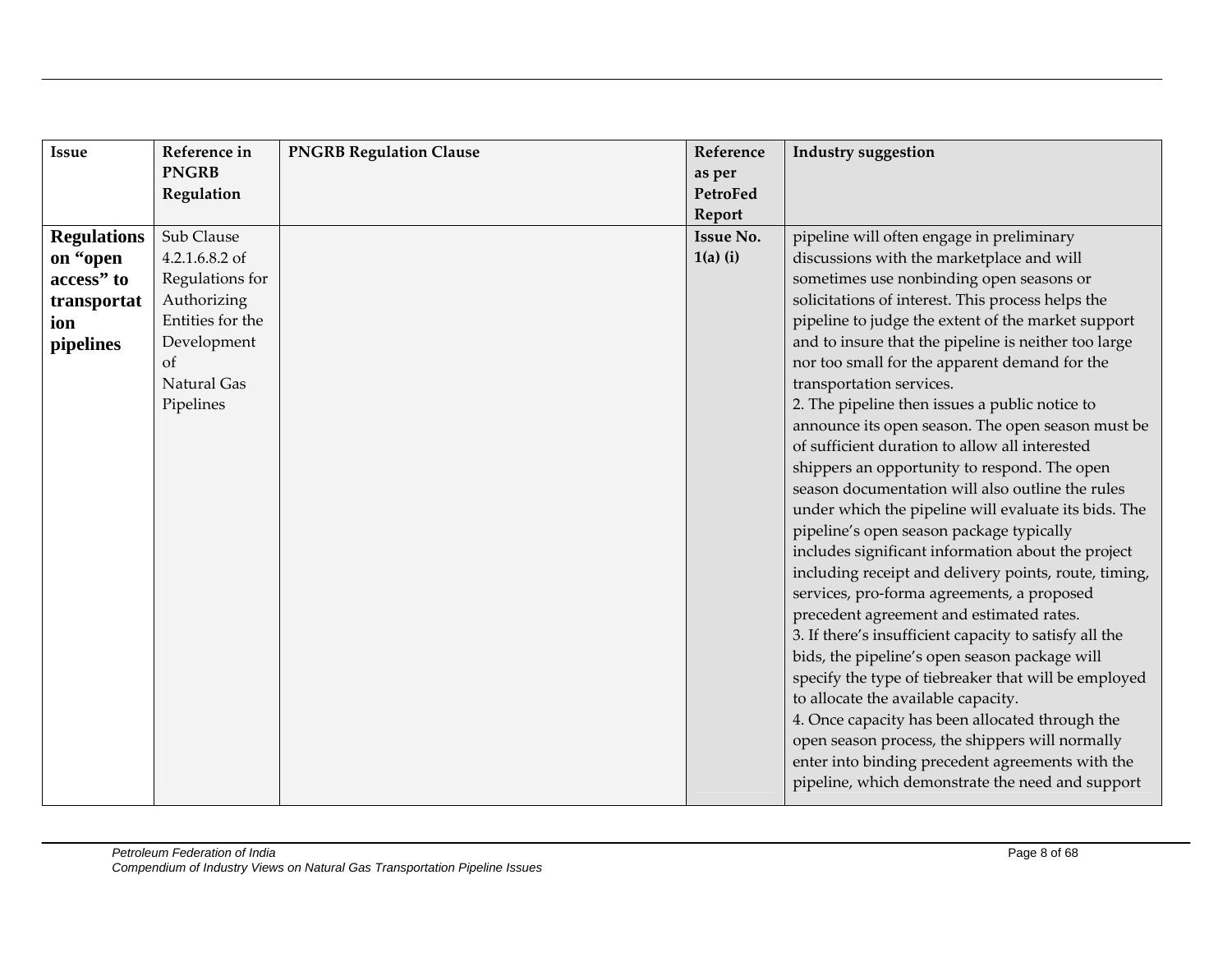| Issue | Reference in PNGRB Regulation | PNGRB Regulation Clause | Reference as per PetroFed Report | Industry suggestion |
|---|---|---|---|---|
| **Regulations on "open access" to transportation pipelines** | Sub Clause 4.2.1.6.8.2 of Regulations for Authorizing Entities for the Development of Natural Gas Pipelines | | **Issue No. 1(a) (i)** | pipeline will often engage in preliminary discussions with the marketplace and will sometimes use nonbinding open seasons or solicitations of interest. This process helps the pipeline to judge the extent of the market support and to insure that the pipeline is neither too large nor too small for the apparent demand for the transportation services.<br>2. The pipeline then issues a public notice to announce its open season. The open season must be of sufficient duration to allow all interested shippers an opportunity to respond. The open season documentation will also outline the rules under which the pipeline will evaluate its bids. The pipeline's open season package typically includes significant information about the project including receipt and delivery points, route, timing, services, pro-forma agreements, a proposed precedent agreement and estimated rates.<br>3. If there's insufficient capacity to satisfy all the bids, the pipeline's open season package will specify the type of tiebreaker that will be employed to allocate the available capacity.<br>4. Once capacity has been allocated through the open season process, the shippers will normally enter into binding precedent agreements with the pipeline, which demonstrate the need and support |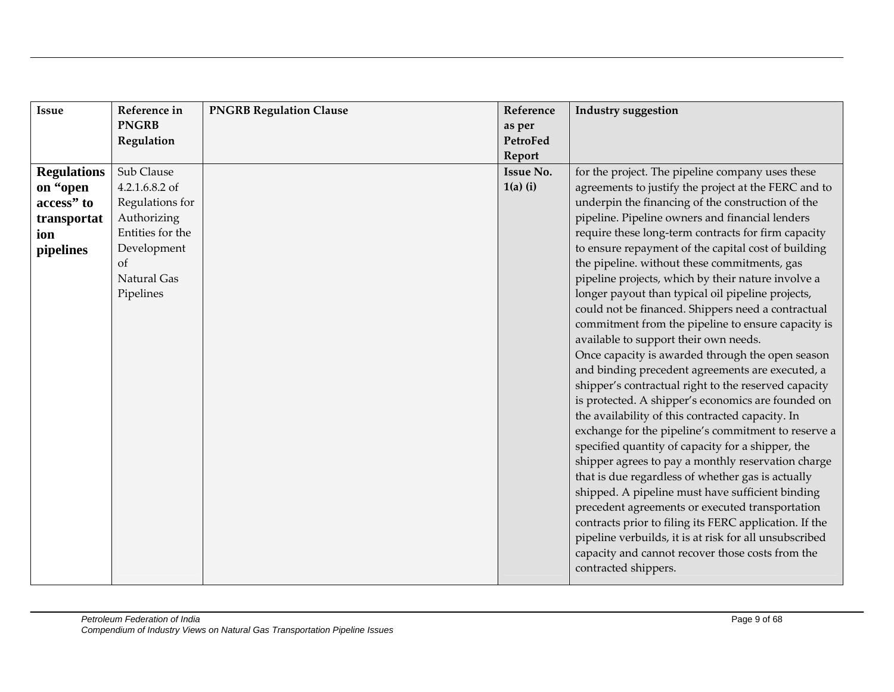| Issue | Reference in PNGRB Regulation | PNGRB Regulation Clause | Reference as per PetroFed Report | Industry suggestion |
| --- | --- | --- | --- | --- |
| **Regulations on "open access" to transportation pipelines** | Sub Clause 4.2.1.6.8.2 of Regulations for Authorizing Entities for the Development of Natural Gas Pipelines | | **Issue No. 1(a) (i)** | for the project. The pipeline company uses these agreements to justify the project at the FERC and to underpin the financing of the construction of the pipeline. Pipeline owners and financial lenders require these long-term contracts for firm capacity to ensure repayment of the capital cost of building the pipeline. without these commitments, gas pipeline projects, which by their nature involve a longer payout than typical oil pipeline projects, could not be financed. Shippers need a contractual commitment from the pipeline to ensure capacity is available to support their own needs.<br>Once capacity is awarded through the open season and binding precedent agreements are executed, a shipper's contractual right to the reserved capacity is protected. A shipper's economics are founded on the availability of this contracted capacity. In exchange for the pipeline's commitment to reserve a specified quantity of capacity for a shipper, the shipper agrees to pay a monthly reservation charge that is due regardless of whether gas is actually shipped. A pipeline must have sufficient binding precedent agreements or executed transportation contracts prior to filing its FERC application. If the pipeline verbuilds, it is at risk for all unsubscribed capacity and cannot recover those costs from the contracted shippers. |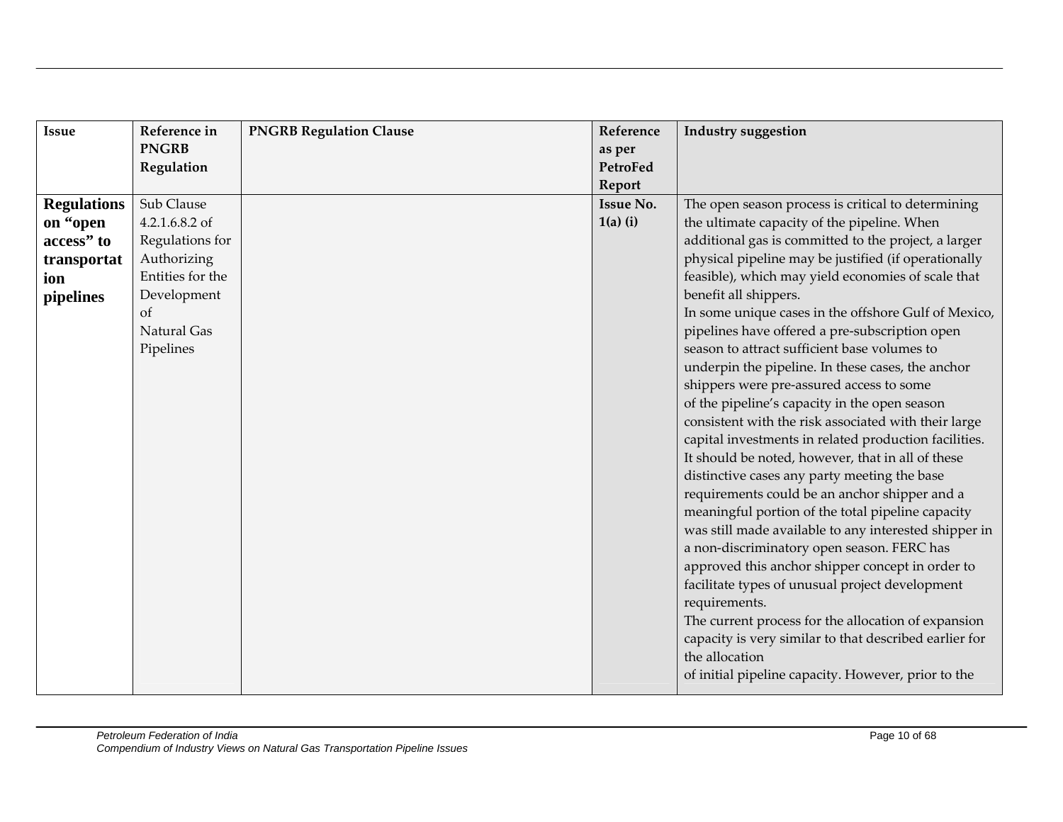| Issue | Reference in PNGRB Regulation | PNGRB Regulation Clause | Reference as per PetroFed Report | Industry suggestion |
|---|---|---|---|---|
| **Regulations on "open access" to transportation pipelines** | Sub Clause 4.2.1.6.8.2 of Regulations for Authorizing Entities for the Development of Natural Gas Pipelines | | **Issue No. 1(a) (i)** | The open season process is critical to determining the ultimate capacity of the pipeline. When additional gas is committed to the project, a larger physical pipeline may be justified (if operationally feasible), which may yield economies of scale that benefit all shippers.<br>In some unique cases in the offshore Gulf of Mexico, pipelines have offered a pre-subscription open season to attract sufficient base volumes to underpin the pipeline. In these cases, the anchor shippers were pre-assured access to some of the pipeline's capacity in the open season consistent with the risk associated with their large capital investments in related production facilities. It should be noted, however, that in all of these distinctive cases any party meeting the base requirements could be an anchor shipper and a meaningful portion of the total pipeline capacity was still made available to any interested shipper in a non-discriminatory open season. FERC has approved this anchor shipper concept in order to facilitate types of unusual project development requirements.<br>The current process for the allocation of expansion capacity is very similar to that described earlier for the allocation of initial pipeline capacity. However, prior to the |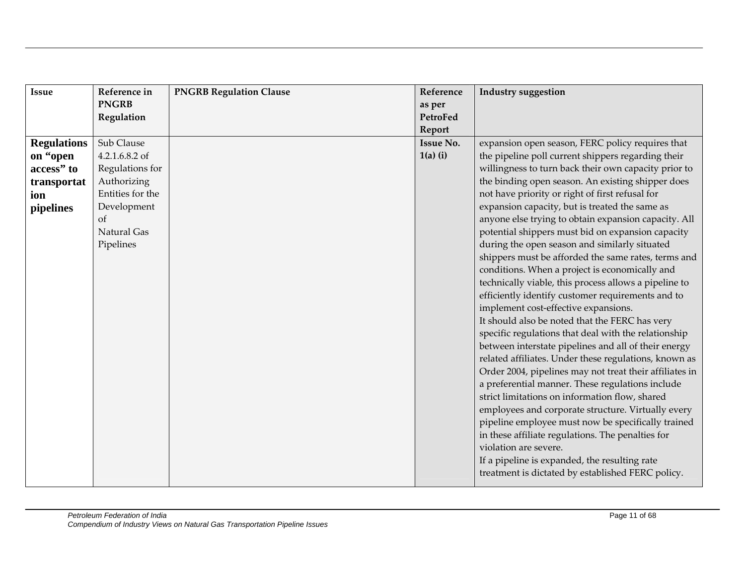| Issue | Reference in PNGRB Regulation | PNGRB Regulation Clause | Reference as per PetroFed Report | Industry suggestion |
|---|---|---|---|---|
| **Regulations on "open access" to transportation pipelines** | Sub Clause 4.2.1.6.8.2 of Regulations for Authorizing Entities for the Development of Natural Gas Pipelines | | **Issue No. 1(a) (i)** | expansion open season, FERC policy requires that the pipeline poll current shippers regarding their willingness to turn back their own capacity prior to the binding open season. An existing shipper does not have priority or right of first refusal for expansion capacity, but is treated the same as anyone else trying to obtain expansion capacity. All potential shippers must bid on expansion capacity during the open season and similarly situated shippers must be afforded the same rates, terms and conditions. When a project is economically and technically viable, this process allows a pipeline to efficiently identify customer requirements and to implement cost-effective expansions.<br>It should also be noted that the FERC has very specific regulations that deal with the relationship between interstate pipelines and all of their energy related affiliates. Under these regulations, known as Order 2004, pipelines may not treat their affiliates in a preferential manner. These regulations include strict limitations on information flow, shared employees and corporate structure. Virtually every pipeline employee must now be specifically trained in these affiliate regulations. The penalties for violation are severe.<br>If a pipeline is expanded, the resulting rate treatment is dictated by established FERC policy. |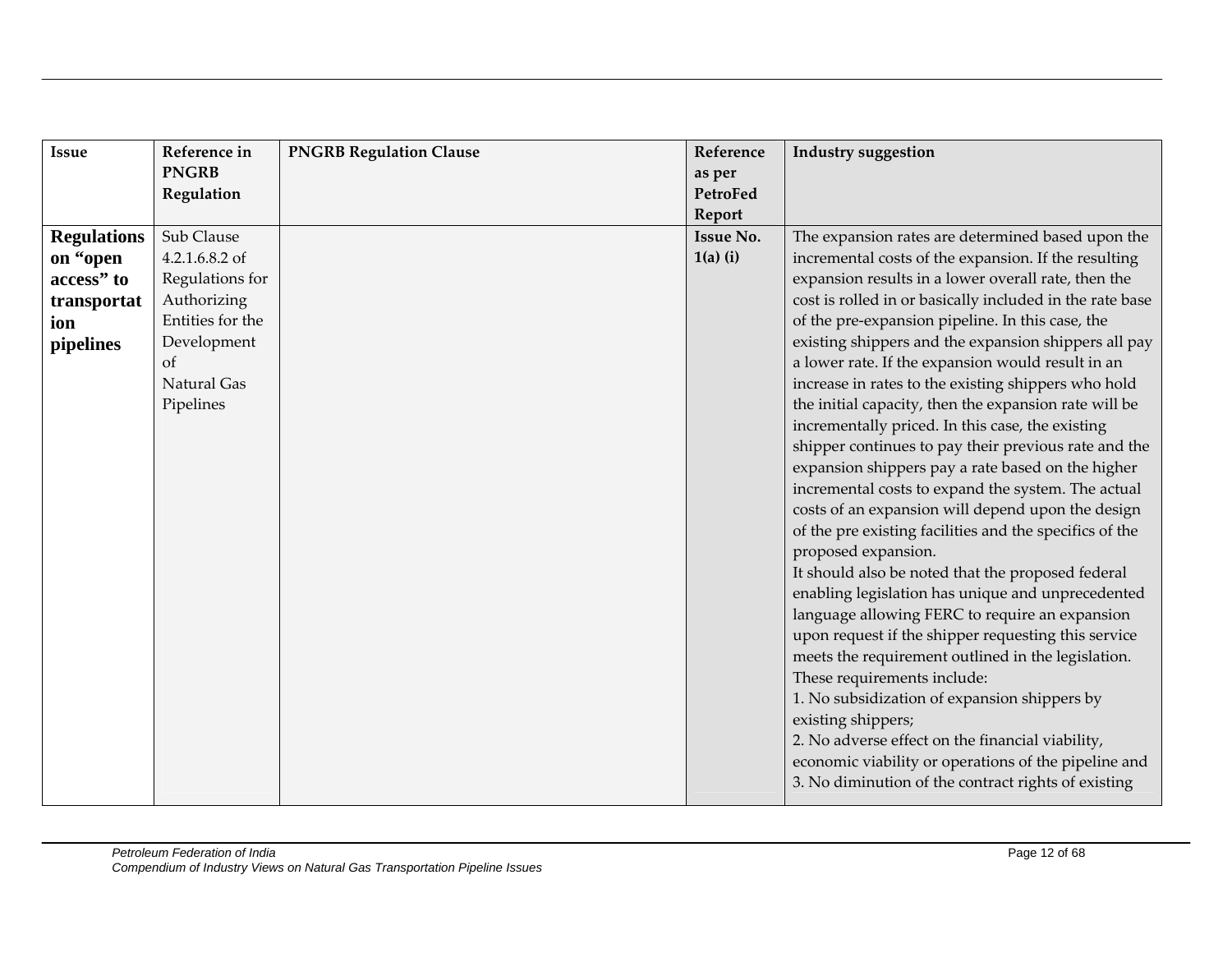| Issue | Reference in PNGRB Regulation | PNGRB Regulation Clause | Reference as per PetroFed Report | Industry suggestion |
|---|---|---|---|---|
| **Regulations on "open access" to transportation pipelines** | Sub Clause 4.2.1.6.8.2 of Regulations for Authorizing Entities for the Development of Natural Gas Pipelines | | **Issue No. 1(a) (i)** | The expansion rates are determined based upon the incremental costs of the expansion. If the resulting expansion results in a lower overall rate, then the cost is rolled in or basically included in the rate base of the pre-expansion pipeline. In this case, the existing shippers and the expansion shippers all pay a lower rate. If the expansion would result in an increase in rates to the existing shippers who hold the initial capacity, then the expansion rate will be incrementally priced. In this case, the existing shipper continues to pay their previous rate and the expansion shippers pay a rate based on the higher incremental costs to expand the system. The actual costs of an expansion will depend upon the design of the pre existing facilities and the specifics of the proposed expansion.<br>It should also be noted that the proposed federal enabling legislation has unique and unprecedented language allowing FERC to require an expansion upon request if the shipper requesting this service meets the requirement outlined in the legislation. These requirements include:<br>1. No subsidization of expansion shippers by existing shippers;<br>2. No adverse effect on the financial viability, economic viability or operations of the pipeline and<br>3. No diminution of the contract rights of existing |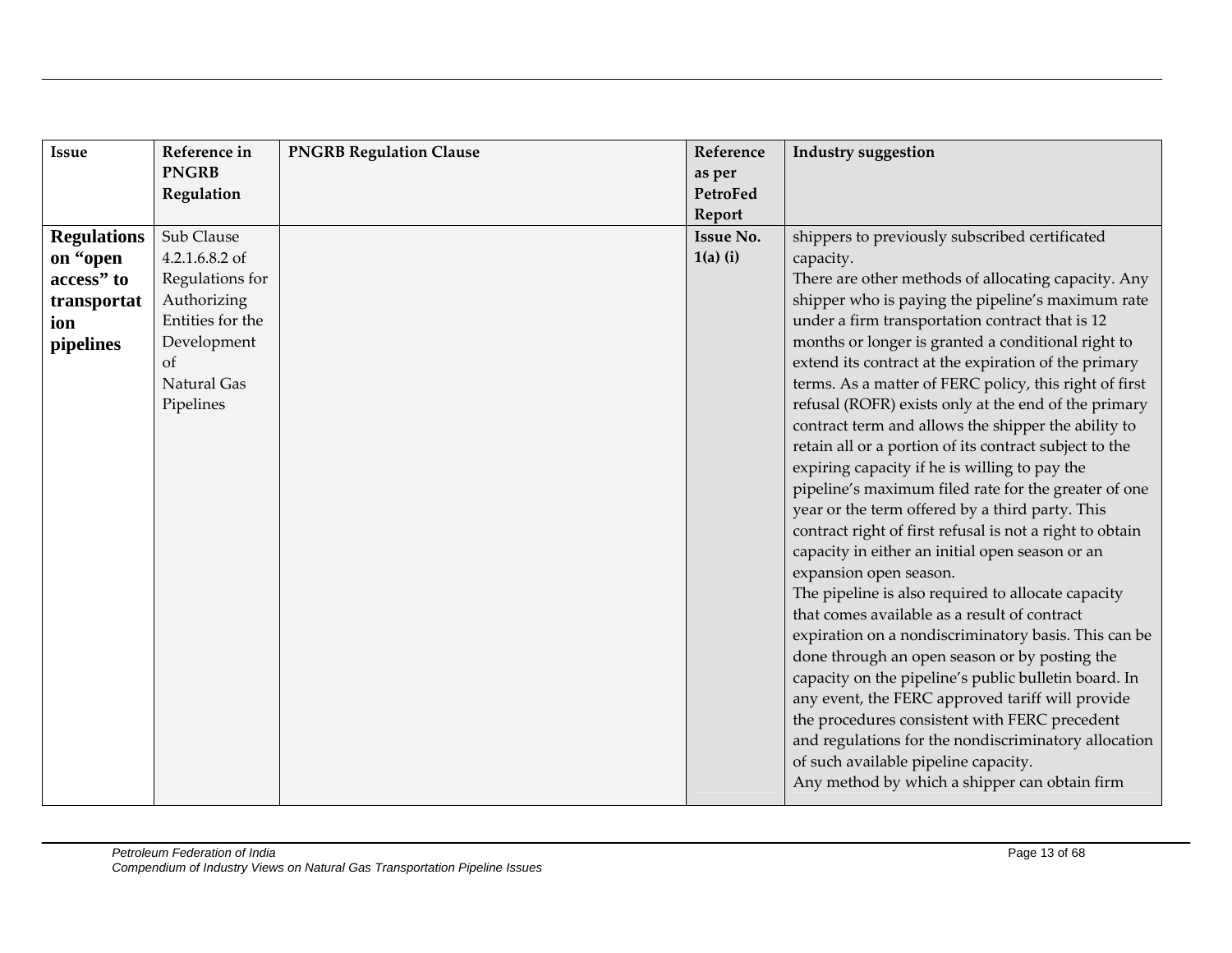| Issue | Reference in PNGRB Regulation | PNGRB Regulation Clause | Reference as per PetroFed Report | Industry suggestion |
|---|---|---|---|---|
| **Regulations on "open access" to transportation pipelines** | Sub Clause 4.2.1.6.8.2 of Regulations for Authorizing Entities for the Development of Natural Gas Pipelines | | **Issue No. 1(a) (i)** | shippers to previously subscribed certificated capacity.<br>There are other methods of allocating capacity. Any shipper who is paying the pipeline's maximum rate under a firm transportation contract that is 12 months or longer is granted a conditional right to extend its contract at the expiration of the primary terms. As a matter of FERC policy, this right of first refusal (ROFR) exists only at the end of the primary contract term and allows the shipper the ability to retain all or a portion of its contract subject to the expiring capacity if he is willing to pay the pipeline's maximum filed rate for the greater of one year or the term offered by a third party. This contract right of first refusal is not a right to obtain capacity in either an initial open season or an expansion open season.<br>The pipeline is also required to allocate capacity that comes available as a result of contract expiration on a nondiscriminatory basis. This can be done through an open season or by posting the capacity on the pipeline's public bulletin board. In any event, the FERC approved tariff will provide the procedures consistent with FERC precedent and regulations for the nondiscriminatory allocation of such available pipeline capacity.<br>Any method by which a shipper can obtain firm |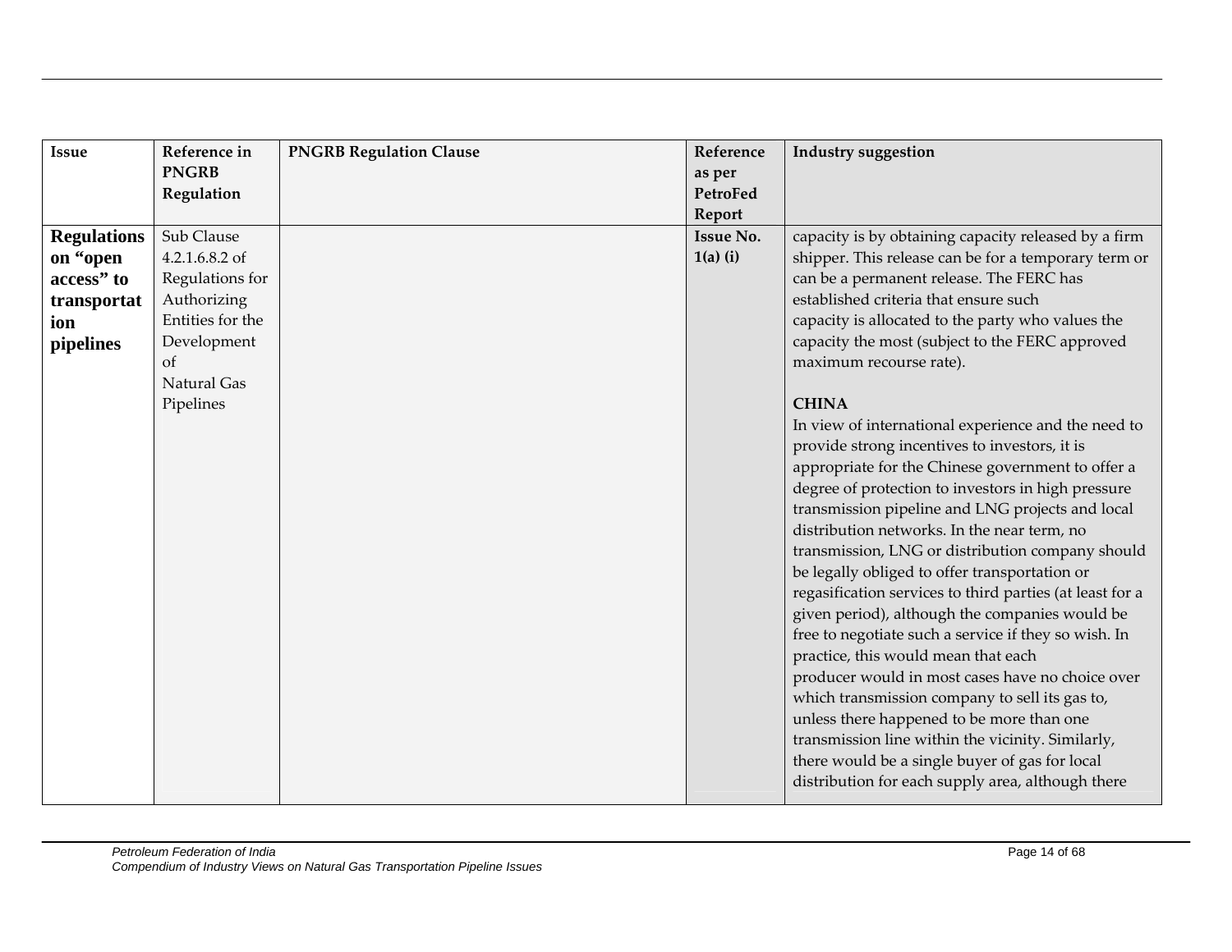| Issue | Reference in PNGRB Regulation | PNGRB Regulation Clause | Reference as per PetroFed Report | Industry suggestion |
|---|---|---|---|---|
| **Regulations on "open access" to transportation pipelines** | Sub Clause 4.2.1.6.8.2 of Regulations for Authorizing Entities for the Development of Natural Gas Pipelines | | **Issue No. 1(a) (i)** | capacity is by obtaining capacity released by a firm shipper. This release can be for a temporary term or can be a permanent release. The FERC has established criteria that ensure such capacity is allocated to the party who values the capacity the most (subject to the FERC approved maximum recourse rate).<br><br>**CHINA**<br>In view of international experience and the need to provide strong incentives to investors, it is appropriate for the Chinese government to offer a degree of protection to investors in high pressure transmission pipeline and LNG projects and local distribution networks. In the near term, no transmission, LNG or distribution company should be legally obliged to offer transportation or regasification services to third parties (at least for a given period), although the companies would be free to negotiate such a service if they so wish. In practice, this would mean that each producer would in most cases have no choice over which transmission company to sell its gas to, unless there happened to be more than one transmission line within the vicinity. Similarly, there would be a single buyer of gas for local distribution for each supply area, although there |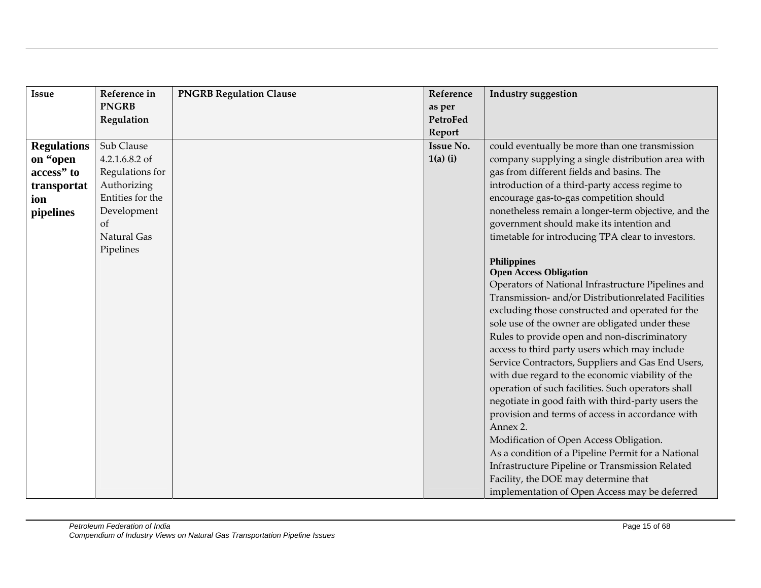| Issue | Reference in PNGRB Regulation | PNGRB Regulation Clause | Reference as per PetroFed Report | Industry suggestion |
|---|---|---|---|---|
| **Regulations on "open access" to transportation pipelines** | Sub Clause 4.2.1.6.8.2 of Regulations for Authorizing Entities for the Development of Natural Gas Pipelines | | **Issue No. 1(a) (i)** | could eventually be more than one transmission company supplying a single distribution area with gas from different fields and basins. The introduction of a third-party access regime to encourage gas-to-gas competition should nonetheless remain a longer-term objective, and the government should make its intention and timetable for introducing TPA clear to investors.<br><br>**Philippines**<br>**Open Access Obligation**<br>Operators of National Infrastructure Pipelines and Transmission- and/or Distributionrelated Facilities excluding those constructed and operated for the sole use of the owner are obligated under these Rules to provide open and non-discriminatory access to third party users which may include Service Contractors, Suppliers and Gas End Users, with due regard to the economic viability of the operation of such facilities. Such operators shall negotiate in good faith with third-party users the provision and terms of access in accordance with Annex 2.<br>Modification of Open Access Obligation.<br>As a condition of a Pipeline Permit for a National Infrastructure Pipeline or Transmission Related Facility, the DOE may determine that implementation of Open Access may be deferred |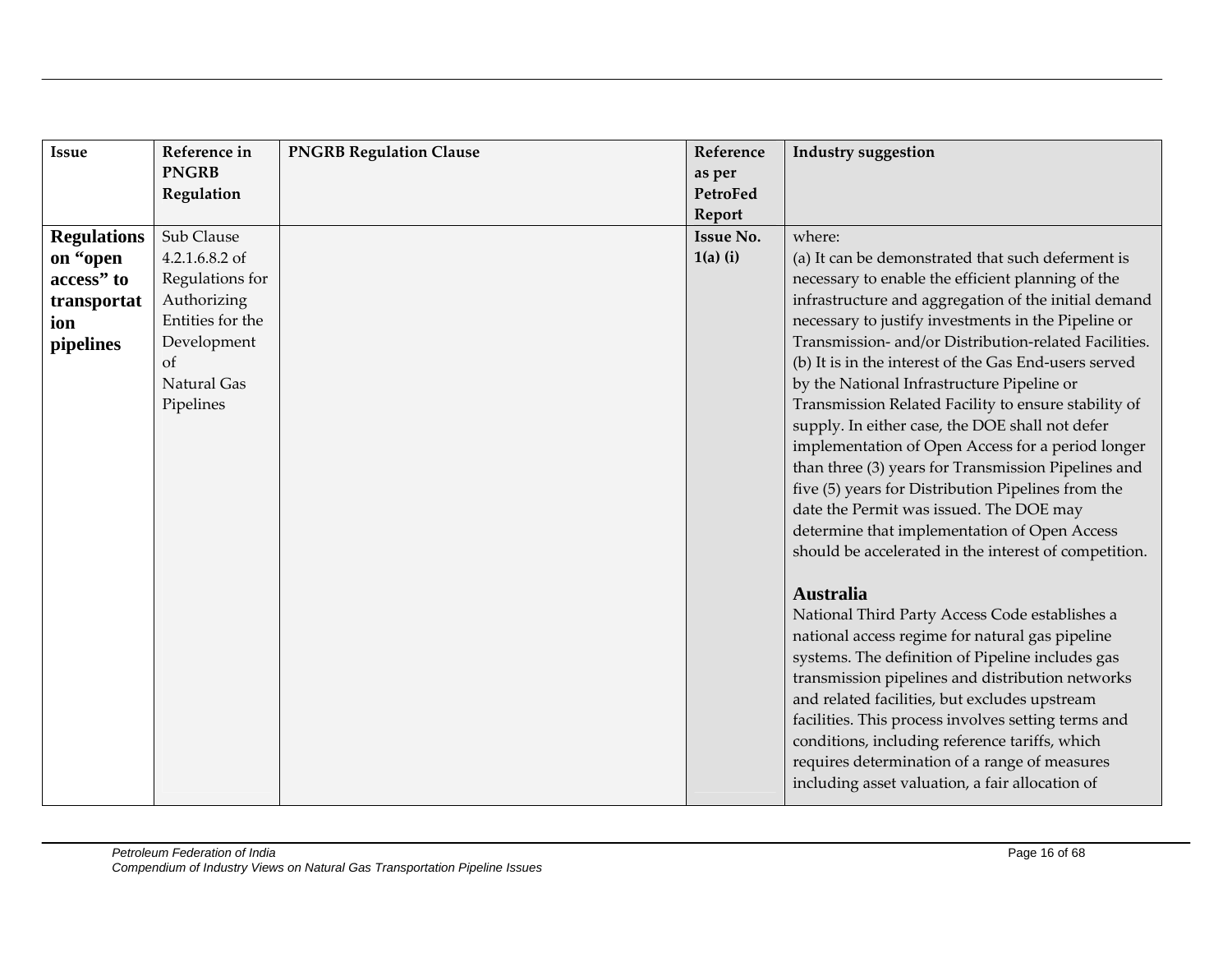| Issue | Reference in PNGRB Regulation | PNGRB Regulation Clause | Reference as per PetroFed Report | Industry suggestion |
|---|---|---|---|---|
| **Regulations on "open access" to transportation pipelines** | Sub Clause 4.2.1.6.8.2 of Regulations for Authorizing Entities for the Development of Natural Gas Pipelines | | **Issue No. 1(a) (i)** | where:<br>(a) It can be demonstrated that such deferment is necessary to enable the efficient planning of the infrastructure and aggregation of the initial demand necessary to justify investments in the Pipeline or Transmission- and/or Distribution-related Facilities.<br>(b) It is in the interest of the Gas End-users served by the National Infrastructure Pipeline or Transmission Related Facility to ensure stability of supply. In either case, the DOE shall not defer implementation of Open Access for a period longer than three (3) years for Transmission Pipelines and five (5) years for Distribution Pipelines from the date the Permit was issued. The DOE may determine that implementation of Open Access should be accelerated in the interest of competition.<br><br>**Australia**<br>National Third Party Access Code establishes a national access regime for natural gas pipeline systems. The definition of Pipeline includes gas transmission pipelines and distribution networks and related facilities, but excludes upstream facilities. This process involves setting terms and conditions, including reference tariffs, which requires determination of a range of measures including asset valuation, a fair allocation of |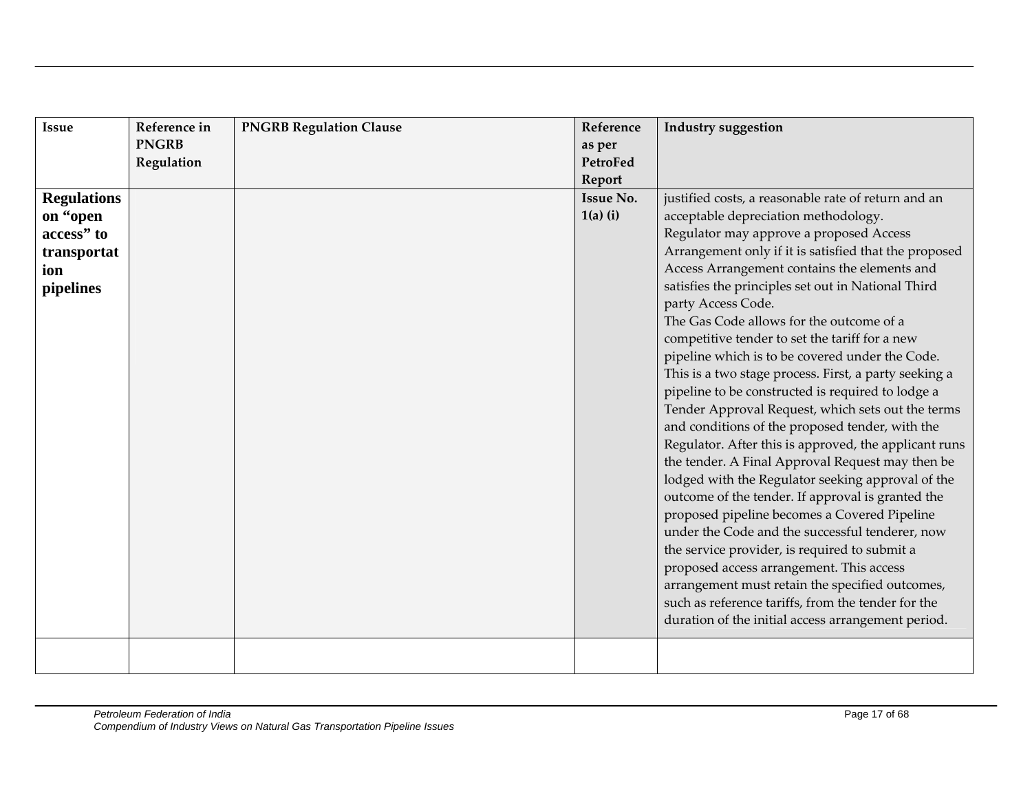| Issue | Reference in PNGRB Regulation | PNGRB Regulation Clause | Reference as per PetroFed Report | Industry suggestion |
|---|---|---|---|---|
| **Regulations on "open access" to transportation pipelines** | | | **Issue No. 1(a) (i)** | justified costs, a reasonable rate of return and an acceptable depreciation methodology. Regulator may approve a proposed Access Arrangement only if it is satisfied that the proposed Access Arrangement contains the elements and satisfies the principles set out in National Third party Access Code. The Gas Code allows for the outcome of a competitive tender to set the tariff for a new pipeline which is to be covered under the Code. This is a two stage process. First, a party seeking a pipeline to be constructed is required to lodge a Tender Approval Request, which sets out the terms and conditions of the proposed tender, with the Regulator. After this is approved, the applicant runs the tender. A Final Approval Request may then be lodged with the Regulator seeking approval of the outcome of the tender. If approval is granted the proposed pipeline becomes a Covered Pipeline under the Code and the successful tenderer, now the service provider, is required to submit a proposed access arrangement. This access arrangement must retain the specified outcomes, such as reference tariffs, from the tender for the duration of the initial access arrangement period. |
| | | | | |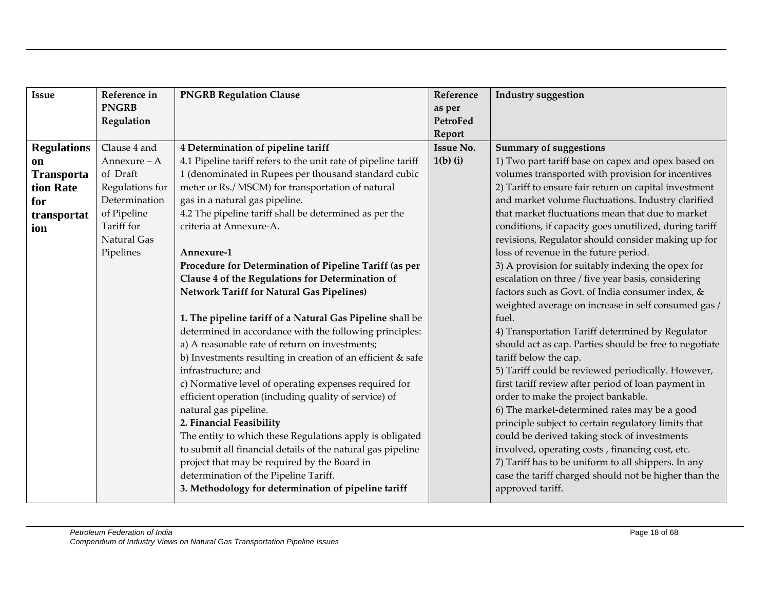| Issue | Reference in PNGRB Regulation | PNGRB Regulation Clause | Reference as per PetroFed Report | Industry suggestion |
|---|---|---|---|---|
| **Regulations on Transportation Rate for transportation** | Clause 4 and Annexure – A of Draft Regulations for Determination of Pipeline Tariff for Natural Gas Pipelines | **4 Determination of pipeline tariff**<br>4.1 Pipeline tariff refers to the unit rate of pipeline tariff 1 (denominated in Rupees per thousand standard cubic meter or Rs./ MSCM) for transportation of natural gas in a natural gas pipeline.<br>4.2 The pipeline tariff shall be determined as per the criteria at Annexure-A.<br><br>**Annexure-1**<br>**Procedure for Determination of Pipeline Tariff (as per Clause 4 of the Regulations for Determination of Network Tariff for Natural Gas Pipelines)**<br><br>**1. The pipeline tariff of a Natural Gas Pipeline** shall be determined in accordance with the following principles:<br>a) A reasonable rate of return on investments;<br>b) Investments resulting in creation of an efficient & safe infrastructure; and<br>c) Normative level of operating expenses required for efficient operation (including quality of service) of natural gas pipeline.<br>**2. Financial Feasibility**<br>The entity to which these Regulations apply is obligated to submit all financial details of the natural gas pipeline project that may be required by the Board in determination of the Pipeline Tariff.<br>**3. Methodology for determination of pipeline tariff** | **Issue No. 1(b) (i)** | **Summary of suggestions**<br>1) Two part tariff base on capex and opex based on volumes transported with provision for incentives<br>2) Tariff to ensure fair return on capital investment and market volume fluctuations. Industry clarified that market fluctuations mean that due to market conditions, if capacity goes unutilized, during tariff revisions, Regulator should consider making up for loss of revenue in the future period.<br>3) A provision for suitably indexing the opex for escalation on three / five year basis, considering factors such as Govt. of India consumer index, & weighted average on increase in self consumed gas / fuel.<br>4) Transportation Tariff determined by Regulator should act as cap. Parties should be free to negotiate tariff below the cap.<br>5) Tariff could be reviewed periodically. However, first tariff review after period of loan payment in order to make the project bankable.<br>6) The market-determined rates may be a good principle subject to certain regulatory limits that could be derived taking stock of investments involved, operating costs , financing cost, etc.<br>7) Tariff has to be uniform to all shippers. In any case the tariff charged should not be higher than the approved tariff. |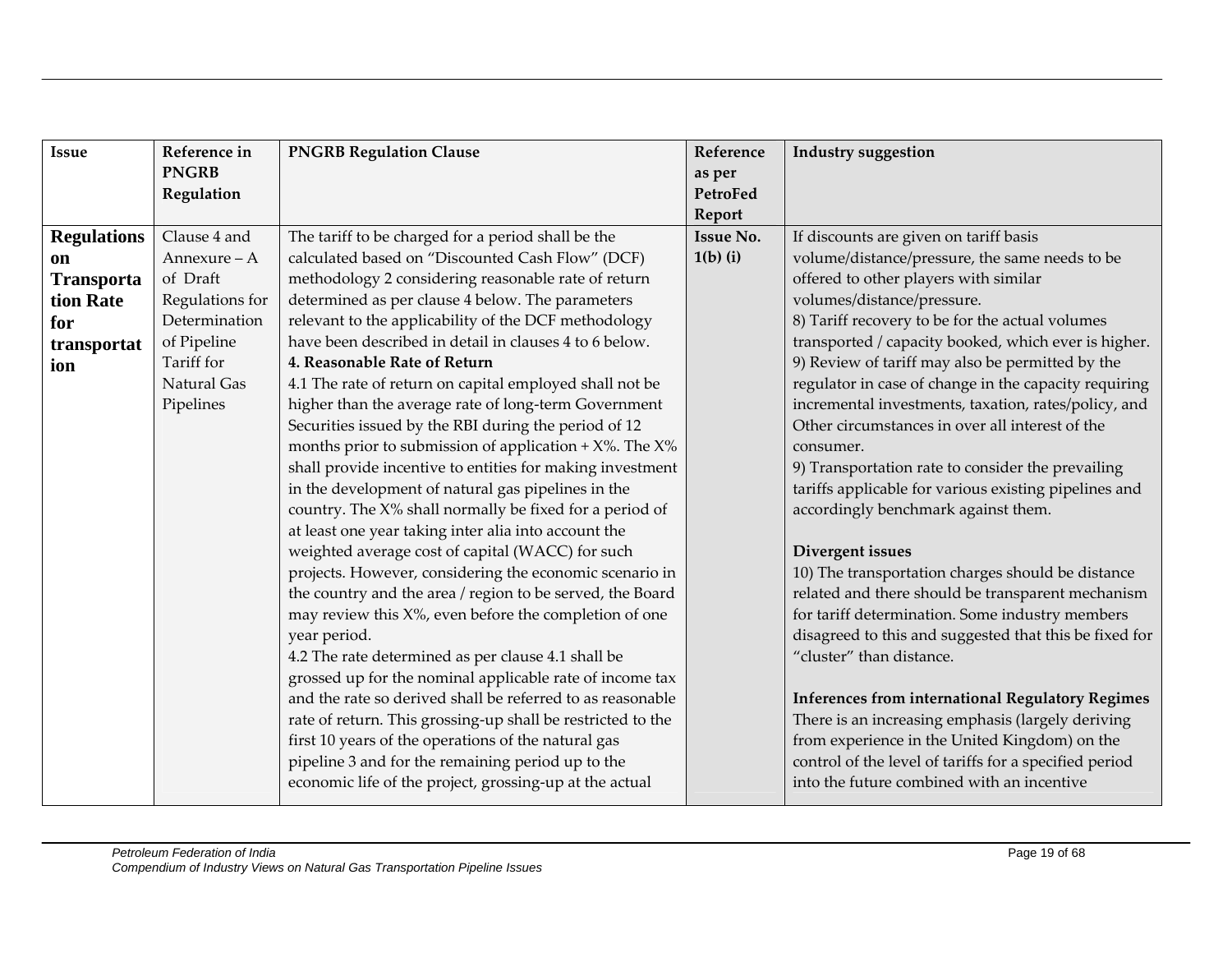| Issue | Reference in PNGRB Regulation | PNGRB Regulation Clause | Reference as per PetroFed Report | Industry suggestion |
|---|---|---|---|---|
| **Regulations on Transportation Rate for transportation** | Clause 4 and Annexure – A of Draft Regulations for Determination of Pipeline Tariff for Natural Gas Pipelines | The tariff to be charged for a period shall be the calculated based on "Discounted Cash Flow" (DCF) methodology 2 considering reasonable rate of return determined as per clause 4 below. The parameters relevant to the applicability of the DCF methodology have been described in detail in clauses 4 to 6 below.<br>**4. Reasonable Rate of Return**<br>4.1 The rate of return on capital employed shall not be higher than the average rate of long-term Government Securities issued by the RBI during the period of 12 months prior to submission of application + X%. The X% shall provide incentive to entities for making investment in the development of natural gas pipelines in the country. The X% shall normally be fixed for a period of at least one year taking inter alia into account the weighted average cost of capital (WACC) for such projects. However, considering the economic scenario in the country and the area / region to be served, the Board may review this X%, even before the completion of one year period.<br>4.2 The rate determined as per clause 4.1 shall be grossed up for the nominal applicable rate of income tax and the rate so derived shall be referred to as reasonable rate of return. This grossing-up shall be restricted to the first 10 years of the operations of the natural gas pipeline 3 and for the remaining period up to the economic life of the project, grossing-up at the actual | **Issue No. 1(b) (i)** | If discounts are given on tariff basis volume/distance/pressure, the same needs to be offered to other players with similar volumes/distance/pressure.<br>8) Tariff recovery to be for the actual volumes transported / capacity booked, which ever is higher.<br>9) Review of tariff may also be permitted by the regulator in case of change in the capacity requiring incremental investments, taxation, rates/policy, and Other circumstances in over all interest of the consumer.<br>9) Transportation rate to consider the prevailing tariffs applicable for various existing pipelines and accordingly benchmark against them.<br><br>**Divergent issues**<br>10) The transportation charges should be distance related and there should be transparent mechanism for tariff determination. Some industry members disagreed to this and suggested that this be fixed for "cluster" than distance.<br><br>**Inferences from international Regulatory Regimes**<br>There is an increasing emphasis (largely deriving from experience in the United Kingdom) on the control of the level of tariffs for a specified period into the future combined with an incentive |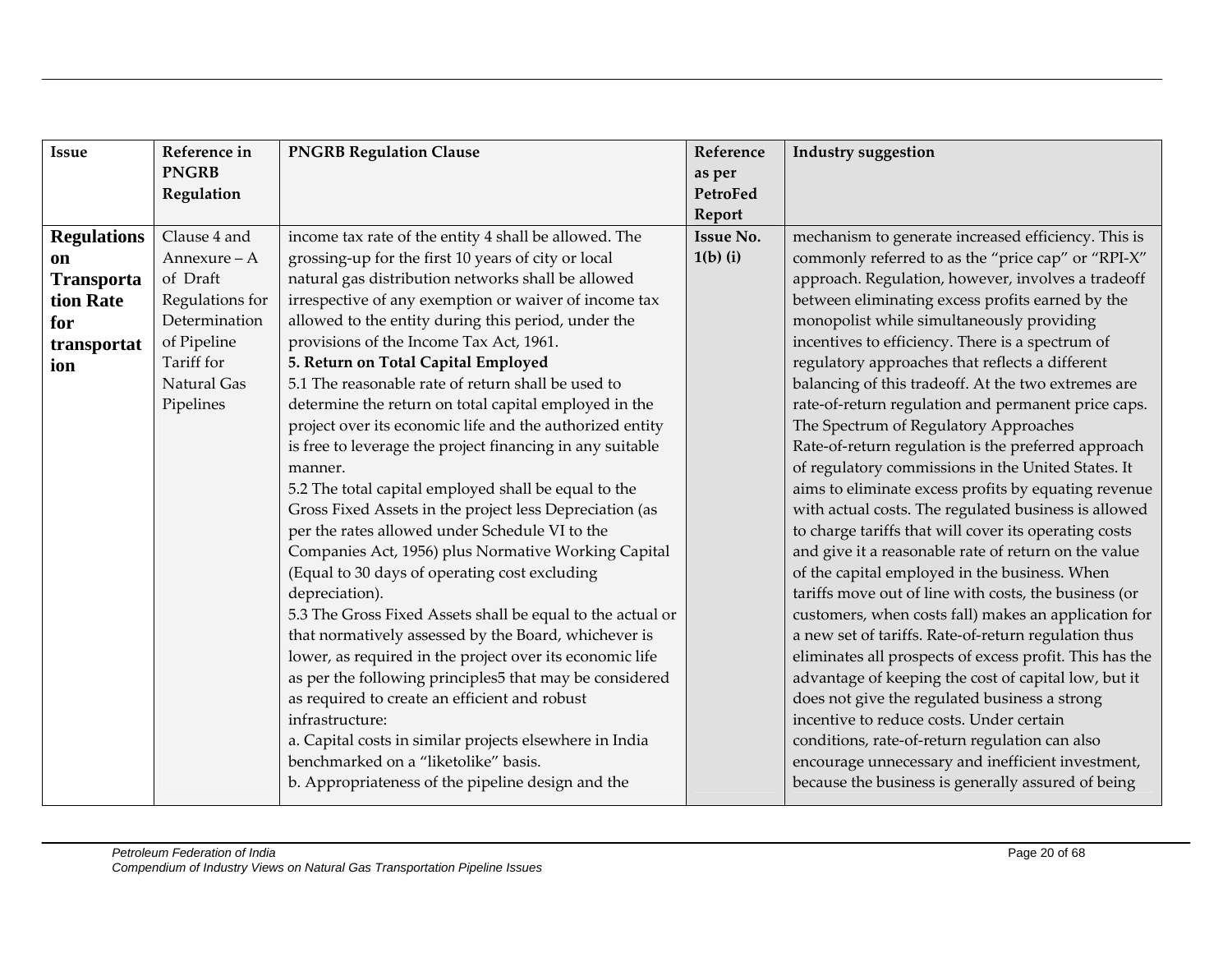| Issue | Reference in PNGRB Regulation | PNGRB Regulation Clause | Reference as per PetroFed Report | Industry suggestion |
|---|---|---|---|---|
| **Regulations on Transportation Rate for transportation** | Clause 4 and Annexure – A of Draft Regulations for Determination of Pipeline Tariff for Natural Gas Pipelines | income tax rate of the entity 4 shall be allowed. The grossing-up for the first 10 years of city or local natural gas distribution networks shall be allowed irrespective of any exemption or waiver of income tax allowed to the entity during this period, under the provisions of the Income Tax Act, 1961.<br>**5. Return on Total Capital Employed**<br>5.1 The reasonable rate of return shall be used to determine the return on total capital employed in the project over its economic life and the authorized entity is free to leverage the project financing in any suitable manner.<br>5.2 The total capital employed shall be equal to the Gross Fixed Assets in the project less Depreciation (as per the rates allowed under Schedule VI to the Companies Act, 1956) plus Normative Working Capital (Equal to 30 days of operating cost excluding depreciation).<br>5.3 The Gross Fixed Assets shall be equal to the actual or that normatively assessed by the Board, whichever is lower, as required in the project over its economic life as per the following principles5 that may be considered as required to create an efficient and robust infrastructure:<br>a. Capital costs in similar projects elsewhere in India benchmarked on a "liketolike" basis.<br>b. Appropriateness of the pipeline design and the | **Issue No. 1(b) (i)** | mechanism to generate increased efficiency. This is commonly referred to as the "price cap" or "RPI-X" approach. Regulation, however, involves a tradeoff between eliminating excess profits earned by the monopolist while simultaneously providing incentives to efficiency. There is a spectrum of regulatory approaches that reflects a different balancing of this tradeoff. At the two extremes are rate-of-return regulation and permanent price caps.<br>The Spectrum of Regulatory Approaches<br>Rate-of-return regulation is the preferred approach of regulatory commissions in the United States. It aims to eliminate excess profits by equating revenue with actual costs. The regulated business is allowed to charge tariffs that will cover its operating costs and give it a reasonable rate of return on the value of the capital employed in the business. When tariffs move out of line with costs, the business (or customers, when costs fall) makes an application for a new set of tariffs. Rate-of-return regulation thus eliminates all prospects of excess profit. This has the advantage of keeping the cost of capital low, but it does not give the regulated business a strong incentive to reduce costs. Under certain conditions, rate-of-return regulation can also encourage unnecessary and inefficient investment, because the business is generally assured of being |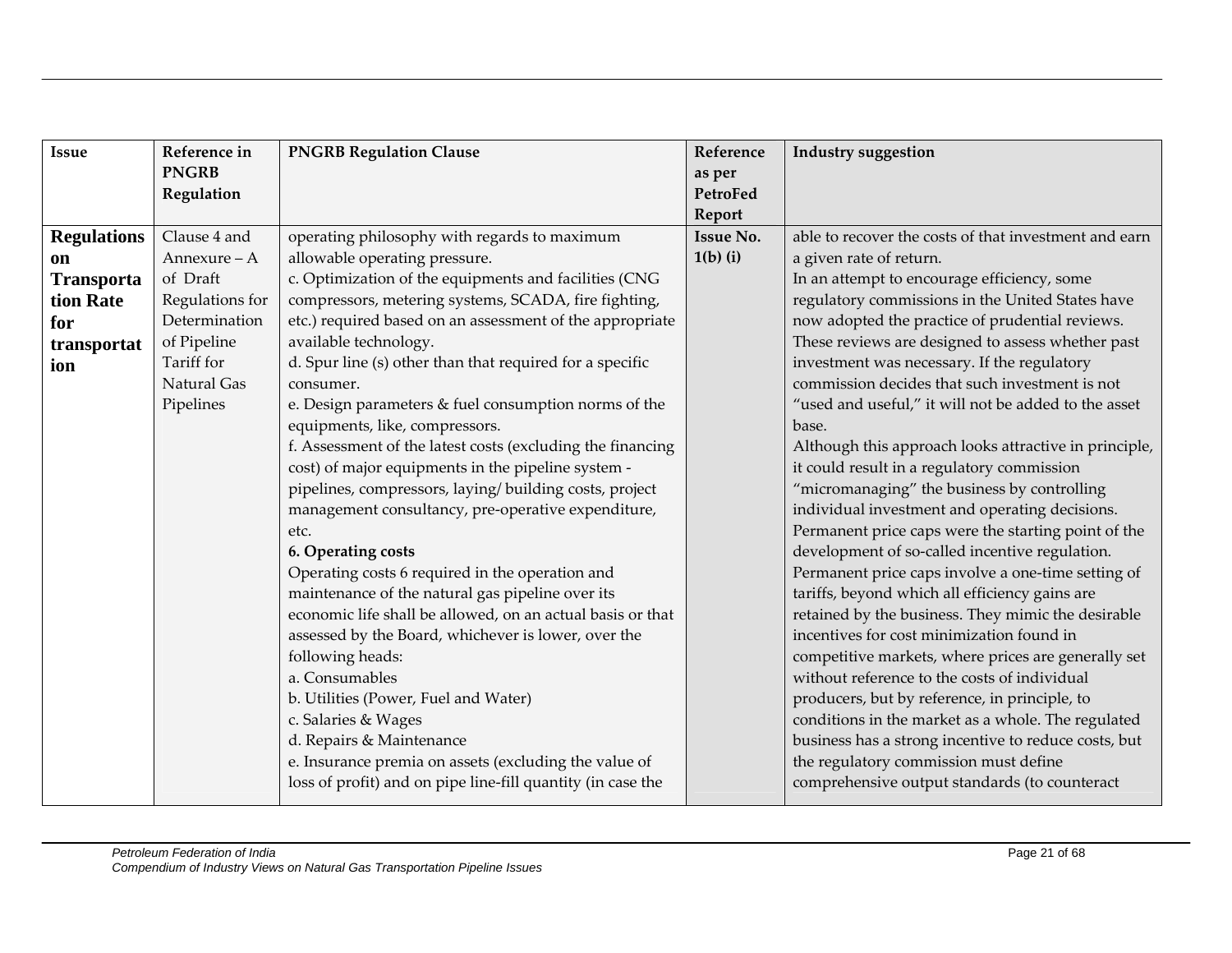| Issue | Reference in PNGRB Regulation | PNGRB Regulation Clause | Reference as per PetroFed Report | Industry suggestion |
|---|---|---|---|---|
| **Regulations on Transportation Rate for transportation** | Clause 4 and Annexure – A of Draft Regulations for Determination of Pipeline Tariff for Natural Gas Pipelines | operating philosophy with regards to maximum allowable operating pressure.<br>c. Optimization of the equipments and facilities (CNG compressors, metering systems, SCADA, fire fighting, etc.) required based on an assessment of the appropriate available technology.<br>d. Spur line (s) other than that required for a specific consumer.<br>e. Design parameters & fuel consumption norms of the equipments, like, compressors.<br>f. Assessment of the latest costs (excluding the financing cost) of major equipments in the pipeline system - pipelines, compressors, laying/ building costs, project management consultancy, pre-operative expenditure, etc.<br>**6. Operating costs**<br>Operating costs 6 required in the operation and maintenance of the natural gas pipeline over its economic life shall be allowed, on an actual basis or that assessed by the Board, whichever is lower, over the following heads:<br>a. Consumables<br>b. Utilities (Power, Fuel and Water)<br>c. Salaries & Wages<br>d. Repairs & Maintenance<br>e. Insurance premia on assets (excluding the value of loss of profit) and on pipe line-fill quantity (in case the | **Issue No. 1(b) (i)** | able to recover the costs of that investment and earn a given rate of return.<br>In an attempt to encourage efficiency, some regulatory commissions in the United States have now adopted the practice of prudential reviews. These reviews are designed to assess whether past investment was necessary. If the regulatory commission decides that such investment is not "used and useful," it will not be added to the asset base.<br>Although this approach looks attractive in principle, it could result in a regulatory commission "micromanaging" the business by controlling individual investment and operating decisions.<br>Permanent price caps were the starting point of the development of so-called incentive regulation. Permanent price caps involve a one-time setting of tariffs, beyond which all efficiency gains are retained by the business. They mimic the desirable incentives for cost minimization found in competitive markets, where prices are generally set without reference to the costs of individual producers, but by reference, in principle, to conditions in the market as a whole. The regulated business has a strong incentive to reduce costs, but the regulatory commission must define comprehensive output standards (to counteract |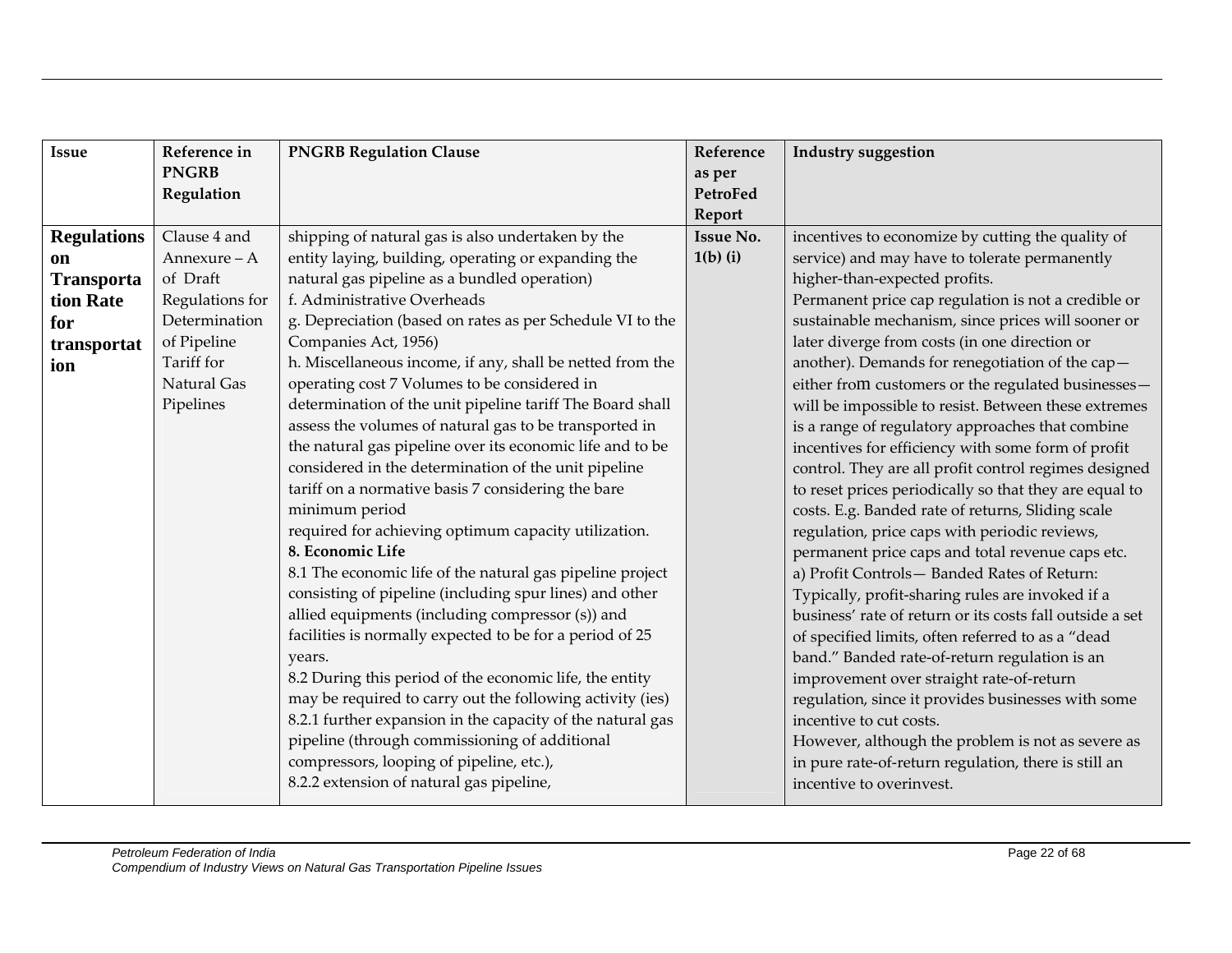| Issue | Reference in PNGRB Regulation | PNGRB Regulation Clause | Reference as per PetroFed Report | Industry suggestion |
|---|---|---|---|---|
| **Regulations on Transportation Rate for transportation** | Clause 4 and Annexure – A of Draft Regulations for Determination of Pipeline Tariff for Natural Gas Pipelines | shipping of natural gas is also undertaken by the entity laying, building, operating or expanding the natural gas pipeline as a bundled operation)<br>f. Administrative Overheads<br>g. Depreciation (based on rates as per Schedule VI to the Companies Act, 1956)<br>h. Miscellaneous income, if any, shall be netted from the operating cost 7 Volumes to be considered in determination of the unit pipeline tariff The Board shall assess the volumes of natural gas to be transported in the natural gas pipeline over its economic life and to be considered in the determination of the unit pipeline tariff on a normative basis 7 considering the bare minimum period<br>required for achieving optimum capacity utilization.<br>**8. Economic Life**<br>8.1 The economic life of the natural gas pipeline project consisting of pipeline (including spur lines) and other allied equipments (including compressor (s)) and facilities is normally expected to be for a period of 25 years.<br>8.2 During this period of the economic life, the entity may be required to carry out the following activity (ies)<br>8.2.1 further expansion in the capacity of the natural gas pipeline (through commissioning of additional compressors, looping of pipeline, etc.),<br>8.2.2 extension of natural gas pipeline, | **Issue No. 1(b) (i)** | incentives to economize by cutting the quality of service) and may have to tolerate permanently higher-than-expected profits.<br>Permanent price cap regulation is not a credible or sustainable mechanism, since prices will sooner or later diverge from costs (in one direction or another). Demands for renegotiation of the cap—either from customers or the regulated businesses—will be impossible to resist. Between these extremes is a range of regulatory approaches that combine incentives for efficiency with some form of profit control. They are all profit control regimes designed to reset prices periodically so that they are equal to costs. E.g. Banded rate of returns, Sliding scale regulation, price caps with periodic reviews, permanent price caps and total revenue caps etc.<br>a) Profit Controls— Banded Rates of Return: Typically, profit-sharing rules are invoked if a business' rate of return or its costs fall outside a set of specified limits, often referred to as a "dead band." Banded rate-of-return regulation is an improvement over straight rate-of-return regulation, since it provides businesses with some incentive to cut costs.<br>However, although the problem is not as severe as in pure rate-of-return regulation, there is still an incentive to overinvest. |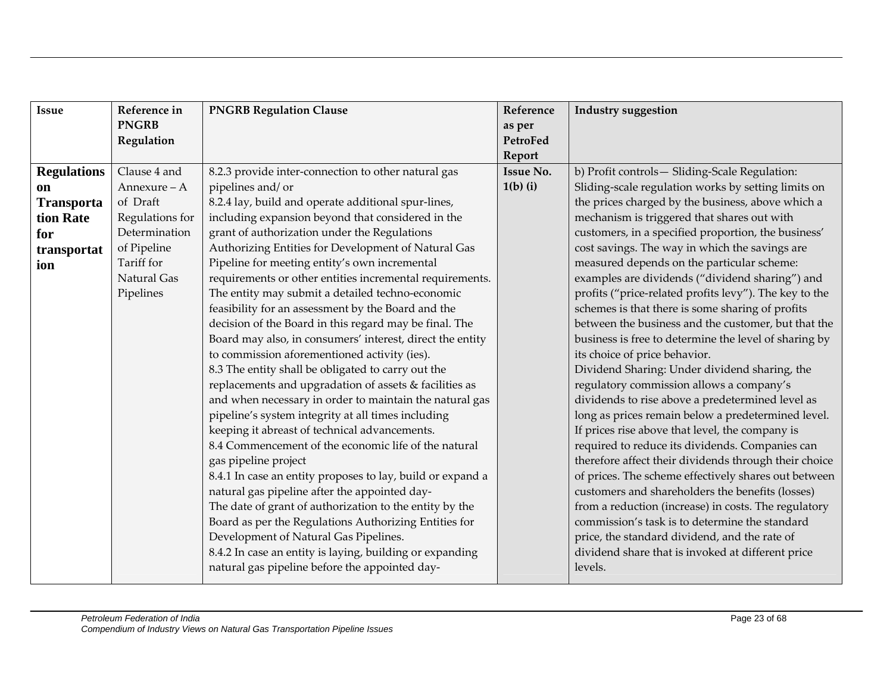| Issue | Reference in PNGRB Regulation | PNGRB Regulation Clause | Reference as per PetroFed Report | Industry suggestion |
|---|---|---|---|---|
| **Regulations on Transportation Rate for transportation** | Clause 4 and Annexure – A of Draft Regulations for Determination of Pipeline Tariff for Natural Gas Pipelines | 8.2.3 provide inter-connection to other natural gas pipelines and/ or<br>8.2.4 lay, build and operate additional spur-lines, including expansion beyond that considered in the grant of authorization under the Regulations Authorizing Entities for Development of Natural Gas Pipeline for meeting entity's own incremental requirements or other entities incremental requirements. The entity may submit a detailed techno-economic feasibility for an assessment by the Board and the decision of the Board in this regard may be final. The Board may also, in consumers' interest, direct the entity to commission aforementioned activity (ies).<br>8.3 The entity shall be obligated to carry out the replacements and upgradation of assets & facilities as and when necessary in order to maintain the natural gas pipeline's system integrity at all times including keeping it abreast of technical advancements.<br>8.4 Commencement of the economic life of the natural gas pipeline project<br>8.4.1 In case an entity proposes to lay, build or expand a natural gas pipeline after the appointed day-<br>The date of grant of authorization to the entity by the Board as per the Regulations Authorizing Entities for Development of Natural Gas Pipelines.<br>8.4.2 In case an entity is laying, building or expanding natural gas pipeline before the appointed day- | **Issue No. 1(b) (i)** | b) Profit controls— Sliding-Scale Regulation: Sliding-scale regulation works by setting limits on the prices charged by the business, above which a mechanism is triggered that shares out with customers, in a specified proportion, the business' cost savings. The way in which the savings are measured depends on the particular scheme: examples are dividends ("dividend sharing") and profits ("price-related profits levy"). The key to the schemes is that there is some sharing of profits between the business and the customer, but that the business is free to determine the level of sharing by its choice of price behavior.<br>Dividend Sharing: Under dividend sharing, the regulatory commission allows a company's dividends to rise above a predetermined level as long as prices remain below a predetermined level. If prices rise above that level, the company is required to reduce its dividends. Companies can therefore affect their dividends through their choice of prices. The scheme effectively shares out between customers and shareholders the benefits (losses) from a reduction (increase) in costs. The regulatory commission's task is to determine the standard price, the standard dividend, and the rate of dividend share that is invoked at different price levels. |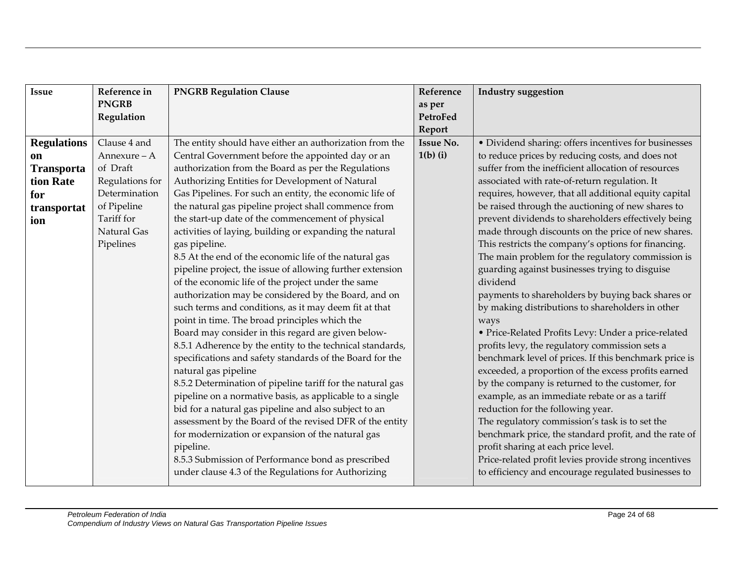| Issue | Reference in PNGRB Regulation | PNGRB Regulation Clause | Reference as per PetroFed Report | Industry suggestion |
|---|---|---|---|---|
| **Regulations on Transportation Rate for transportation** | Clause 4 and Annexure – A of Draft Regulations for Determination of Pipeline Tariff for Natural Gas Pipelines | The entity should have either an authorization from the Central Government before the appointed day or an authorization from the Board as per the Regulations Authorizing Entities for Development of Natural Gas Pipelines. For such an entity, the economic life of the natural gas pipeline project shall commence from the start-up date of the commencement of physical activities of laying, building or expanding the natural gas pipeline.<br>8.5 At the end of the economic life of the natural gas pipeline project, the issue of allowing further extension of the economic life of the project under the same authorization may be considered by the Board, and on such terms and conditions, as it may deem fit at that point in time. The broad principles which the Board may consider in this regard are given below-<br>8.5.1 Adherence by the entity to the technical standards, specifications and safety standards of the Board for the natural gas pipeline<br>8.5.2 Determination of pipeline tariff for the natural gas pipeline on a normative basis, as applicable to a single bid for a natural gas pipeline and also subject to an assessment by the Board of the revised DFR of the entity for modernization or expansion of the natural gas pipeline.<br>8.5.3 Submission of Performance bond as prescribed under clause 4.3 of the Regulations for Authorizing | **Issue No. 1(b) (i)** | • Dividend sharing: offers incentives for businesses to reduce prices by reducing costs, and does not suffer from the inefficient allocation of resources associated with rate-of-return regulation. It requires, however, that all additional equity capital be raised through the auctioning of new shares to prevent dividends to shareholders effectively being made through discounts on the price of new shares. This restricts the company's options for financing. The main problem for the regulatory commission is guarding against businesses trying to disguise dividend<br>payments to shareholders by buying back shares or by making distributions to shareholders in other ways<br>• Price-Related Profits Levy: Under a price-related profits levy, the regulatory commission sets a benchmark level of prices. If this benchmark price is exceeded, a proportion of the excess profits earned by the company is returned to the customer, for example, as an immediate rebate or as a tariff reduction for the following year.<br>The regulatory commission's task is to set the benchmark price, the standard profit, and the rate of profit sharing at each price level.<br>Price-related profit levies provide strong incentives to efficiency and encourage regulated businesses to |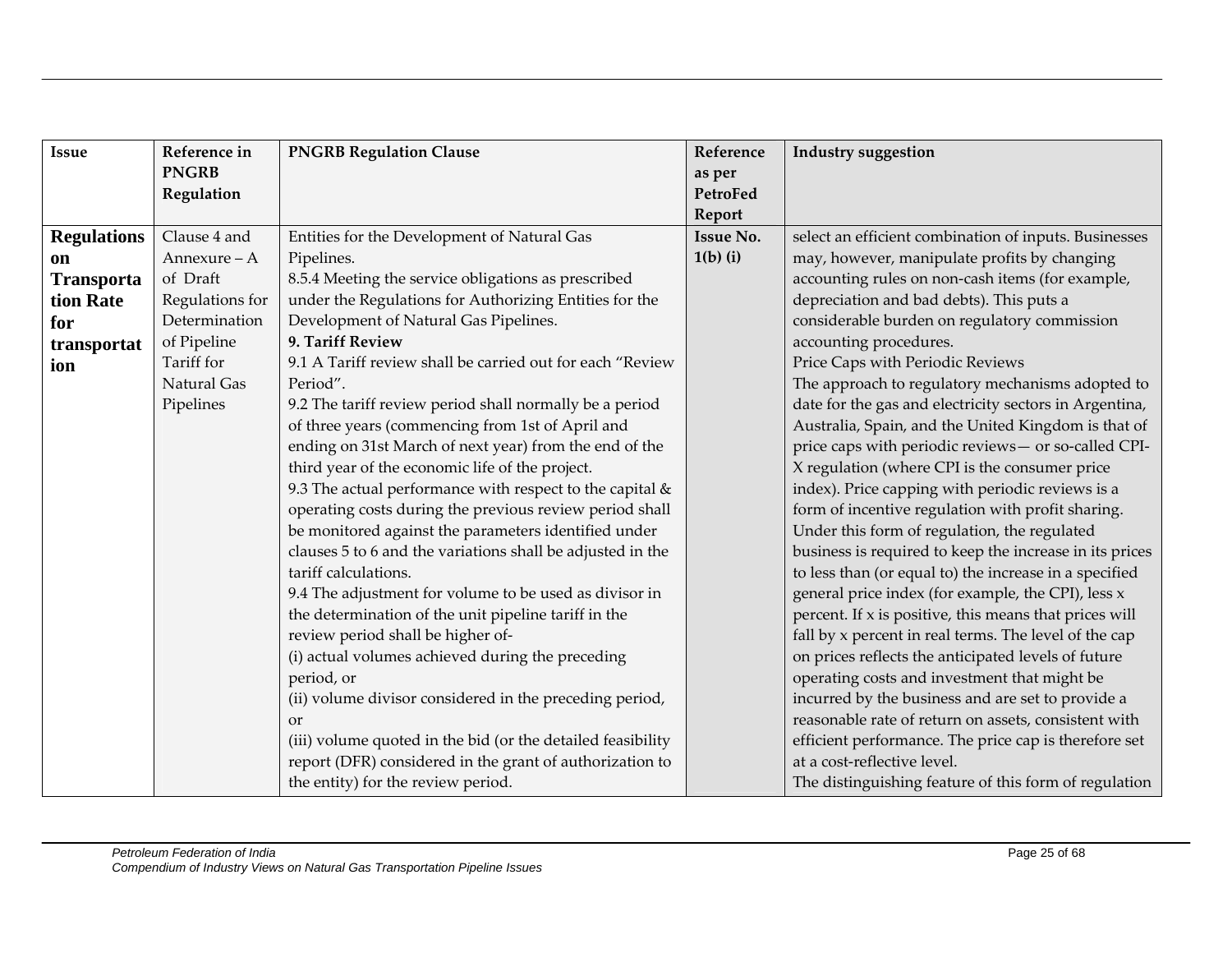| Issue | Reference in PNGRB Regulation | PNGRB Regulation Clause | Reference as per PetroFed Report | Industry suggestion |
|---|---|---|---|---|
| **Regulations on Transportation Rate for transportation** | Clause 4 and Annexure – A of Draft Regulations for Determination of Pipeline Tariff for Natural Gas Pipelines | Entities for the Development of Natural Gas Pipelines.<br>8.5.4 Meeting the service obligations as prescribed under the Regulations for Authorizing Entities for the Development of Natural Gas Pipelines.<br>**9. Tariff Review**<br>9.1 A Tariff review shall be carried out for each "Review Period".<br>9.2 The tariff review period shall normally be a period of three years (commencing from 1st of April and ending on 31st March of next year) from the end of the third year of the economic life of the project.<br>9.3 The actual performance with respect to the capital & operating costs during the previous review period shall be monitored against the parameters identified under clauses 5 to 6 and the variations shall be adjusted in the tariff calculations.<br>9.4 The adjustment for volume to be used as divisor in the determination of the unit pipeline tariff in the review period shall be higher of-<br>(i) actual volumes achieved during the preceding period, or<br>(ii) volume divisor considered in the preceding period, or<br>(iii) volume quoted in the bid (or the detailed feasibility report (DFR) considered in the grant of authorization to the entity) for the review period. | **Issue No. 1(b) (i)** | select an efficient combination of inputs. Businesses may, however, manipulate profits by changing accounting rules on non-cash items (for example, depreciation and bad debts). This puts a considerable burden on regulatory commission accounting procedures.<br>Price Caps with Periodic Reviews<br>The approach to regulatory mechanisms adopted to date for the gas and electricity sectors in Argentina, Australia, Spain, and the United Kingdom is that of price caps with periodic reviews— or so-called CPI-X regulation (where CPI is the consumer price index). Price capping with periodic reviews is a form of incentive regulation with profit sharing. Under this form of regulation, the regulated business is required to keep the increase in its prices to less than (or equal to) the increase in a specified general price index (for example, the CPI), less x percent. If x is positive, this means that prices will fall by x percent in real terms. The level of the cap on prices reflects the anticipated levels of future operating costs and investment that might be incurred by the business and are set to provide a reasonable rate of return on assets, consistent with efficient performance. The price cap is therefore set at a cost-reflective level.<br>The distinguishing feature of this form of regulation |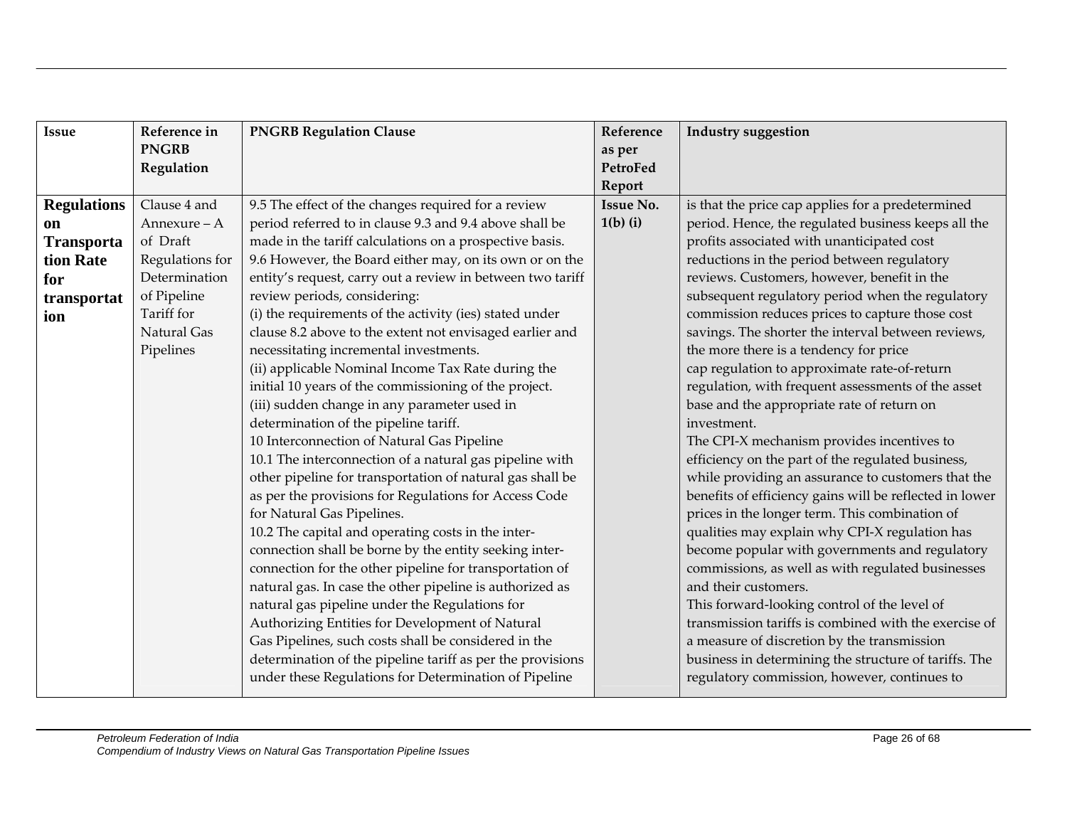| Issue | Reference in PNGRB Regulation | PNGRB Regulation Clause | Reference as per PetroFed Report | Industry suggestion |
|---|---|---|---|---|
| **Regulations on Transportation Rate for transportation** | Clause 4 and Annexure – A of Draft Regulations for Determination of Pipeline Tariff for Natural Gas Pipelines | 9.5 The effect of the changes required for a review period referred to in clause 9.3 and 9.4 above shall be made in the tariff calculations on a prospective basis.<br>9.6 However, the Board either may, on its own or on the entity's request, carry out a review in between two tariff review periods, considering:<br>(i) the requirements of the activity (ies) stated under clause 8.2 above to the extent not envisaged earlier and necessitating incremental investments.<br>(ii) applicable Nominal Income Tax Rate during the initial 10 years of the commissioning of the project.<br>(iii) sudden change in any parameter used in determination of the pipeline tariff.<br>10 Interconnection of Natural Gas Pipeline<br>10.1 The interconnection of a natural gas pipeline with other pipeline for transportation of natural gas shall be as per the provisions for Regulations for Access Code for Natural Gas Pipelines.<br>10.2 The capital and operating costs in the inter-connection shall be borne by the entity seeking inter-connection for the other pipeline for transportation of natural gas. In case the other pipeline is authorized as natural gas pipeline under the Regulations for Authorizing Entities for Development of Natural Gas Pipelines, such costs shall be considered in the determination of the pipeline tariff as per the provisions under these Regulations for Determination of Pipeline | **Issue No. 1(b) (i)** | is that the price cap applies for a predetermined period. Hence, the regulated business keeps all the profits associated with unanticipated cost reductions in the period between regulatory reviews. Customers, however, benefit in the subsequent regulatory period when the regulatory commission reduces prices to capture those cost savings. The shorter the interval between reviews, the more there is a tendency for price cap regulation to approximate rate-of-return regulation, with frequent assessments of the asset base and the appropriate rate of return on investment.<br>The CPI-X mechanism provides incentives to efficiency on the part of the regulated business, while providing an assurance to customers that the benefits of efficiency gains will be reflected in lower prices in the longer term. This combination of qualities may explain why CPI-X regulation has become popular with governments and regulatory commissions, as well as with regulated businesses and their customers.<br>This forward-looking control of the level of transmission tariffs is combined with the exercise of a measure of discretion by the transmission business in determining the structure of tariffs. The regulatory commission, however, continues to |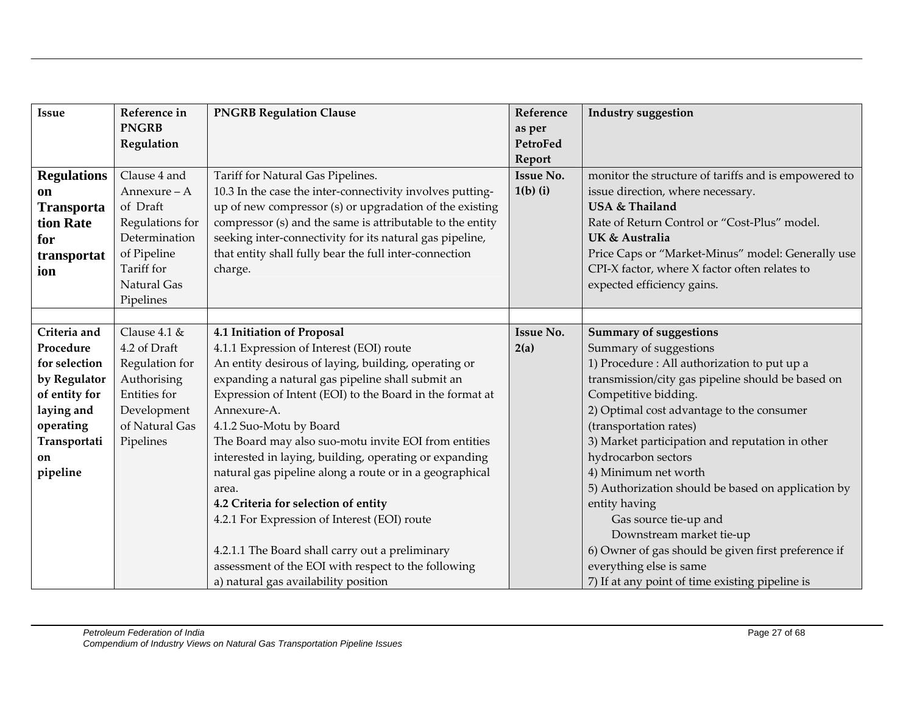| Issue | Reference in PNGRB Regulation | PNGRB Regulation Clause | Reference as per PetroFed Report | Industry suggestion |
|---|---|---|---|---|
| **Regulations on Transportation Rate for transportation** | Clause 4 and Annexure – A of Draft Regulations for Determination of Pipeline Tariff for Natural Gas Pipelines | Tariff for Natural Gas Pipelines.<br>10.3 In the case the inter-connectivity involves putting-up of new compressor (s) or upgradation of the existing compressor (s) and the same is attributable to the entity seeking inter-connectivity for its natural gas pipeline, that entity shall fully bear the full inter-connection charge. | **Issue No. 1(b) (i)** | monitor the structure of tariffs and is empowered to issue direction, where necessary.<br>**USA & Thailand**<br>Rate of Return Control or "Cost-Plus" model.<br>**UK & Australia**<br>Price Caps or "Market-Minus" model: Generally use CPI-X factor, where X factor often relates to expected efficiency gains. |
| | | | | |
| **Criteria and Procedure for selection by Regulator of entity for laying and operating Transportation pipeline** | Clause 4.1 & 4.2 of Draft Regulation for Authorising Entities for Development of Natural Gas Pipelines | **4.1 Initiation of Proposal**<br>4.1.1 Expression of Interest (EOI) route<br>An entity desirous of laying, building, operating or expanding a natural gas pipeline shall submit an Expression of Intent (EOI) to the Board in the format at Annexure-A.<br>4.1.2 Suo-Motu by Board<br>The Board may also suo-motu invite EOI from entities interested in laying, building, operating or expanding natural gas pipeline along a route or in a geographical area.<br>**4.2 Criteria for selection of entity**<br>4.2.1 For Expression of Interest (EOI) route<br><br>4.2.1.1 The Board shall carry out a preliminary assessment of the EOI with respect to the following<br>a) natural gas availability position | **Issue No. 2(a)** | **Summary of suggestions**<br>Summary of suggestions<br>1) Procedure : All authorization to put up a transmission/city gas pipeline should be based on Competitive bidding.<br>2) Optimal cost advantage to the consumer (transportation rates)<br>3) Market participation and reputation in other hydrocarbon sectors<br>4) Minimum net worth<br>5) Authorization should be based on application by entity having<br>Gas source tie-up and<br>Downstream market tie-up<br>6) Owner of gas should be given first preference if everything else is same<br>7) If at any point of time existing pipeline is |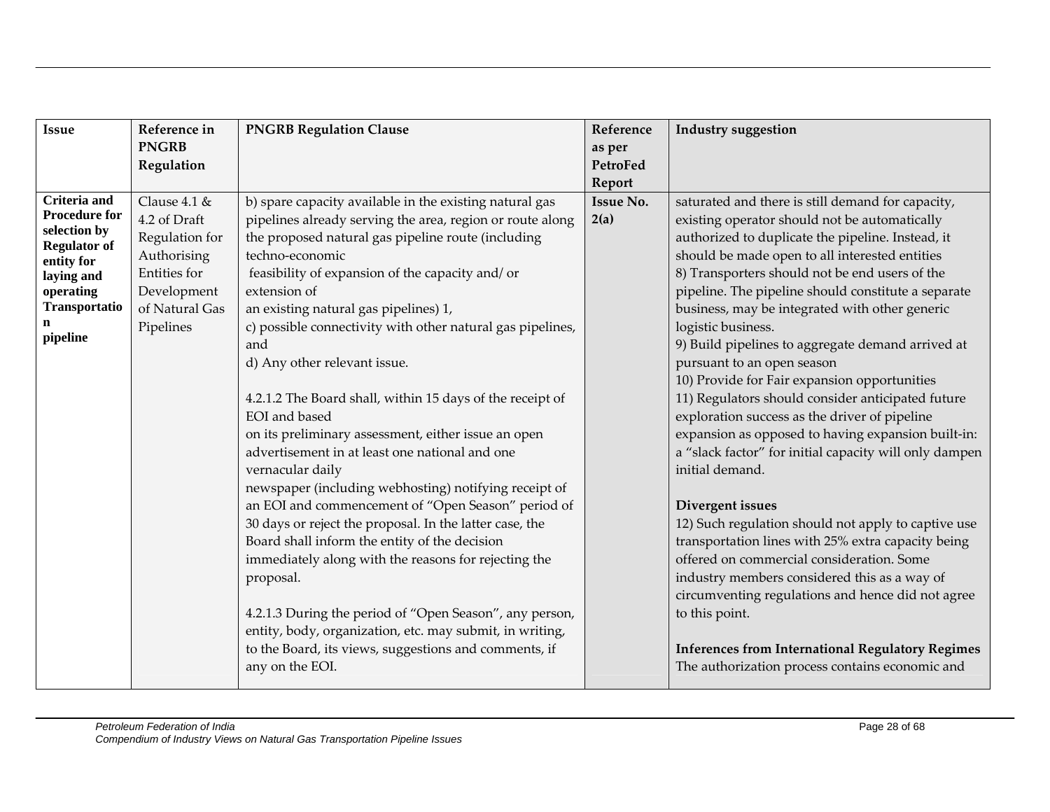| Issue | Reference in PNGRB Regulation | PNGRB Regulation Clause | Reference as per PetroFed Report | Industry suggestion |
|---|---|---|---|---|
| **Criteria and Procedure for selection by Regulator of entity for laying and operating Transportation pipeline** | Clause 4.1 & 4.2 of Draft Regulation for Authorising Entities for Development of Natural Gas Pipelines | b) spare capacity available in the existing natural gas pipelines already serving the area, region or route along the proposed natural gas pipeline route (including techno-economic feasibility of expansion of the capacity and/ or extension of an existing natural gas pipelines) 1,<br>c) possible connectivity with other natural gas pipelines, and<br>d) Any other relevant issue.<br><br>4.2.1.2 The Board shall, within 15 days of the receipt of EOI and based on its preliminary assessment, either issue an open advertisement in at least one national and one vernacular daily newspaper (including webhosting) notifying receipt of an EOI and commencement of "Open Season" period of 30 days or reject the proposal. In the latter case, the Board shall inform the entity of the decision immediately along with the reasons for rejecting the proposal.<br><br>4.2.1.3 During the period of "Open Season", any person, entity, body, organization, etc. may submit, in writing, to the Board, its views, suggestions and comments, if any on the EOI. | **Issue No. 2(a)** | saturated and there is still demand for capacity, existing operator should not be automatically authorized to duplicate the pipeline. Instead, it should be made open to all interested entities<br>8) Transporters should not be end users of the pipeline. The pipeline should constitute a separate business, may be integrated with other generic logistic business.<br>9) Build pipelines to aggregate demand arrived at pursuant to an open season<br>10) Provide for Fair expansion opportunities<br>11) Regulators should consider anticipated future exploration success as the driver of pipeline expansion as opposed to having expansion built-in: a "slack factor" for initial capacity will only dampen initial demand.<br><br>**Divergent issues**<br>12) Such regulation should not apply to captive use transportation lines with 25% extra capacity being offered on commercial consideration. Some industry members considered this as a way of circumventing regulations and hence did not agree to this point.<br><br>**Inferences from International Regulatory Regimes**<br>The authorization process contains economic and |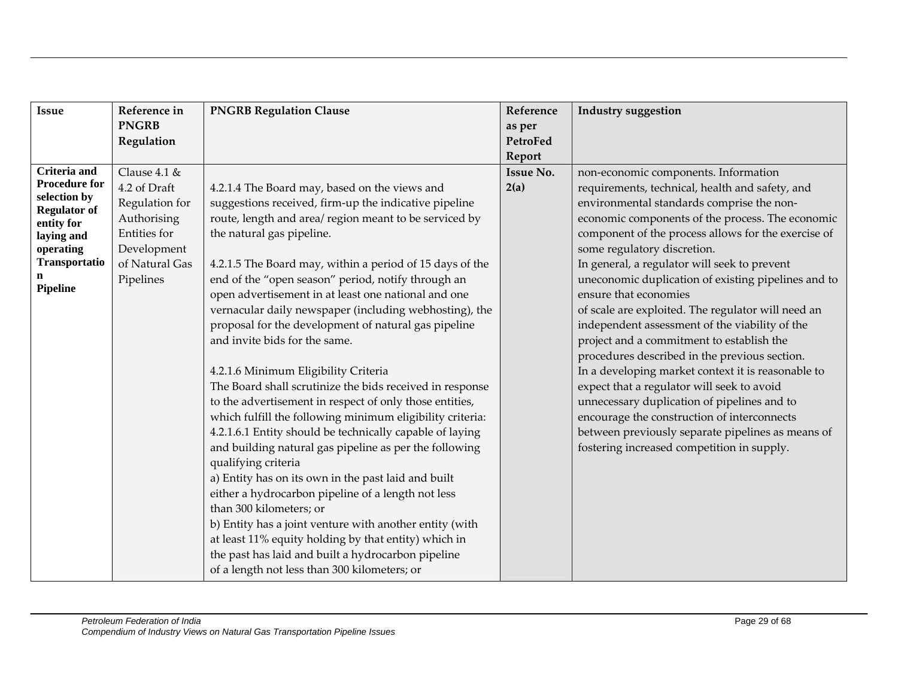| Issue | Reference in PNGRB Regulation | PNGRB Regulation Clause | Reference as per PetroFed Report | Industry suggestion |
|---|---|---|---|---|
| **Criteria and Procedure for selection by Regulator of entity for laying and operating Transportation Pipeline** | Clause 4.1 & 4.2 of Draft Regulation for Authorising Entities for Development of Natural Gas Pipelines | 4.2.1.4 The Board may, based on the views and suggestions received, firm-up the indicative pipeline route, length and area/ region meant to be serviced by the natural gas pipeline.<br><br>4.2.1.5 The Board may, within a period of 15 days of the end of the "open season" period, notify through an open advertisement in at least one national and one vernacular daily newspaper (including webhosting), the proposal for the development of natural gas pipeline and invite bids for the same.<br><br>4.2.1.6 Minimum Eligibility Criteria<br>The Board shall scrutinize the bids received in response to the advertisement in respect of only those entities, which fulfill the following minimum eligibility criteria:<br>4.2.1.6.1 Entity should be technically capable of laying and building natural gas pipeline as per the following qualifying criteria<br>a) Entity has on its own in the past laid and built either a hydrocarbon pipeline of a length not less than 300 kilometers; or<br>b) Entity has a joint venture with another entity (with at least 11% equity holding by that entity) which in the past has laid and built a hydrocarbon pipeline of a length not less than 300 kilometers; or | **Issue No. 2(a)** | non-economic components. Information requirements, technical, health and safety, and environmental standards comprise the non-economic components of the process. The economic component of the process allows for the exercise of some regulatory discretion.<br>In general, a regulator will seek to prevent uneconomic duplication of existing pipelines and to ensure that economies of scale are exploited. The regulator will need an independent assessment of the viability of the project and a commitment to establish the procedures described in the previous section.<br>In a developing market context it is reasonable to expect that a regulator will seek to avoid unnecessary duplication of pipelines and to encourage the construction of interconnects between previously separate pipelines as means of fostering increased competition in supply. |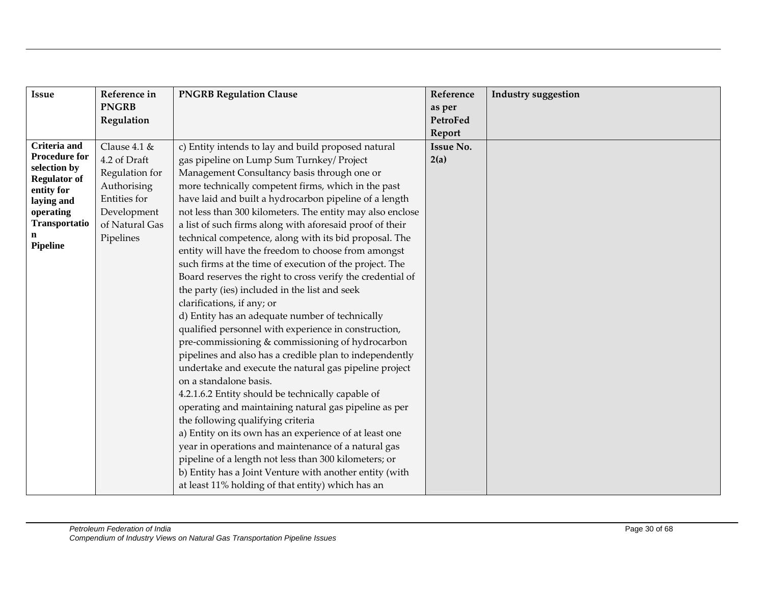| Issue | Reference in PNGRB Regulation | PNGRB Regulation Clause | Reference as per PetroFed Report | Industry suggestion |
|---|---|---|---|---|
| **Criteria and Procedure for selection by Regulator of entity for laying and operating Transportation Pipeline** | Clause 4.1 & 4.2 of Draft Regulation for Authorising Entities for Development of Natural Gas Pipelines | c) Entity intends to lay and build proposed natural gas pipeline on Lump Sum Turnkey/ Project Management Consultancy basis through one or more technically competent firms, which in the past have laid and built a hydrocarbon pipeline of a length not less than 300 kilometers. The entity may also enclose a list of such firms along with aforesaid proof of their technical competence, along with its bid proposal. The entity will have the freedom to choose from amongst such firms at the time of execution of the project. The Board reserves the right to cross verify the credential of the party (ies) included in the list and seek clarifications, if any; or<br>d) Entity has an adequate number of technically qualified personnel with experience in construction, pre-commissioning & commissioning of hydrocarbon pipelines and also has a credible plan to independently undertake and execute the natural gas pipeline project on a standalone basis.<br>4.2.1.6.2 Entity should be technically capable of operating and maintaining natural gas pipeline as per the following qualifying criteria<br>a) Entity on its own has an experience of at least one year in operations and maintenance of a natural gas pipeline of a length not less than 300 kilometers; or<br>b) Entity has a Joint Venture with another entity (with at least 11% holding of that entity) which has an | **Issue No. 2(a)** | |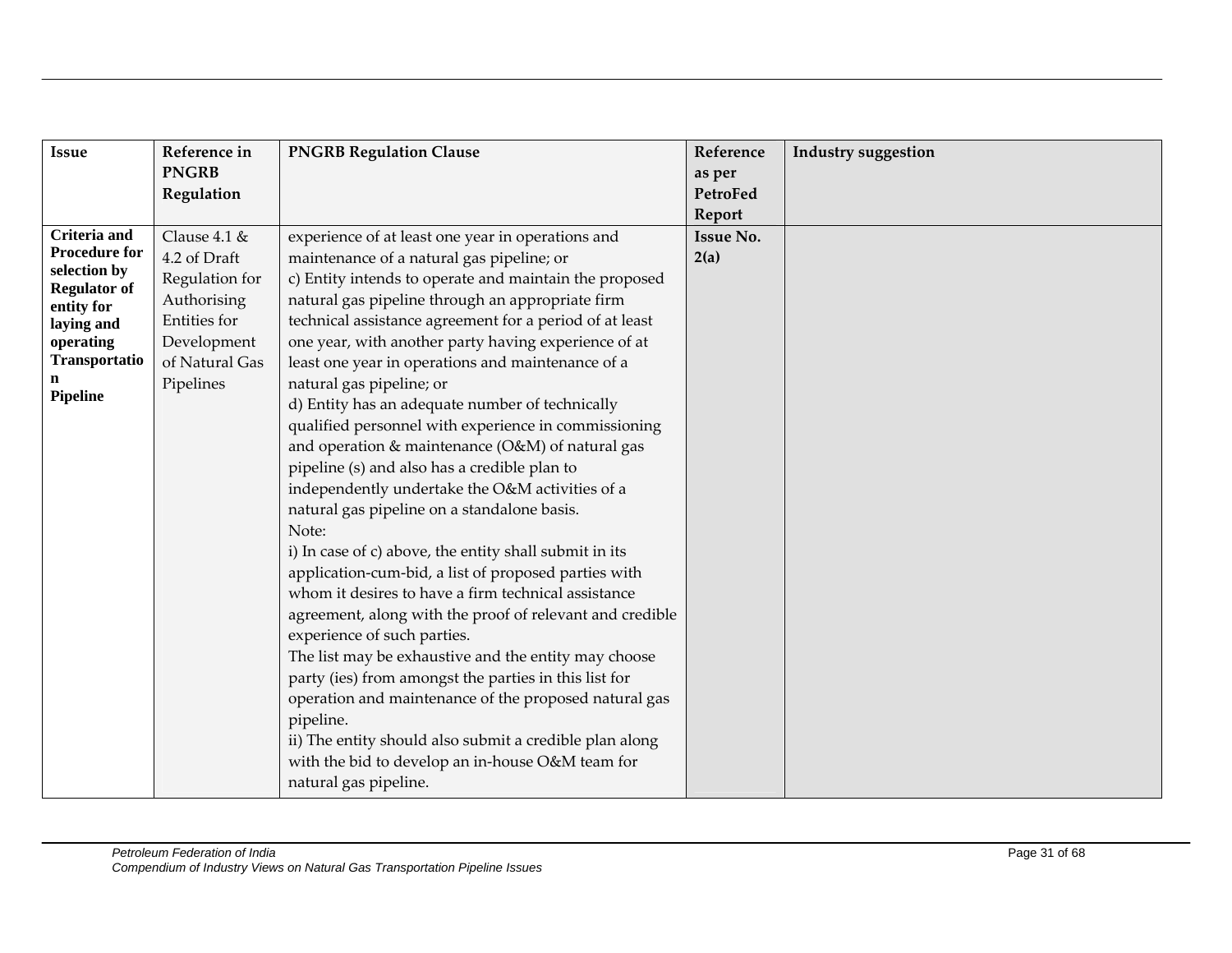| Issue | Reference in PNGRB Regulation | PNGRB Regulation Clause | Reference as per PetroFed Report | Industry suggestion |
|---|---|---|---|---|
| **Criteria and Procedure for selection by Regulator of entity for laying and operating Transportation Pipeline** | Clause 4.1 & 4.2 of Draft Regulation for Authorising Entities for Development of Natural Gas Pipelines | experience of at least one year in operations and maintenance of a natural gas pipeline; or<br>c) Entity intends to operate and maintain the proposed natural gas pipeline through an appropriate firm technical assistance agreement for a period of at least one year, with another party having experience of at least one year in operations and maintenance of a natural gas pipeline; or<br>d) Entity has an adequate number of technically qualified personnel with experience in commissioning and operation & maintenance (O&M) of natural gas pipeline (s) and also has a credible plan to independently undertake the O&M activities of a natural gas pipeline on a standalone basis.<br>Note:<br>i) In case of c) above, the entity shall submit in its application-cum-bid, a list of proposed parties with whom it desires to have a firm technical assistance agreement, along with the proof of relevant and credible experience of such parties.<br>The list may be exhaustive and the entity may choose party (ies) from amongst the parties in this list for operation and maintenance of the proposed natural gas pipeline.<br>ii) The entity should also submit a credible plan along with the bid to develop an in-house O&M team for natural gas pipeline. | **Issue No. 2(a)** | |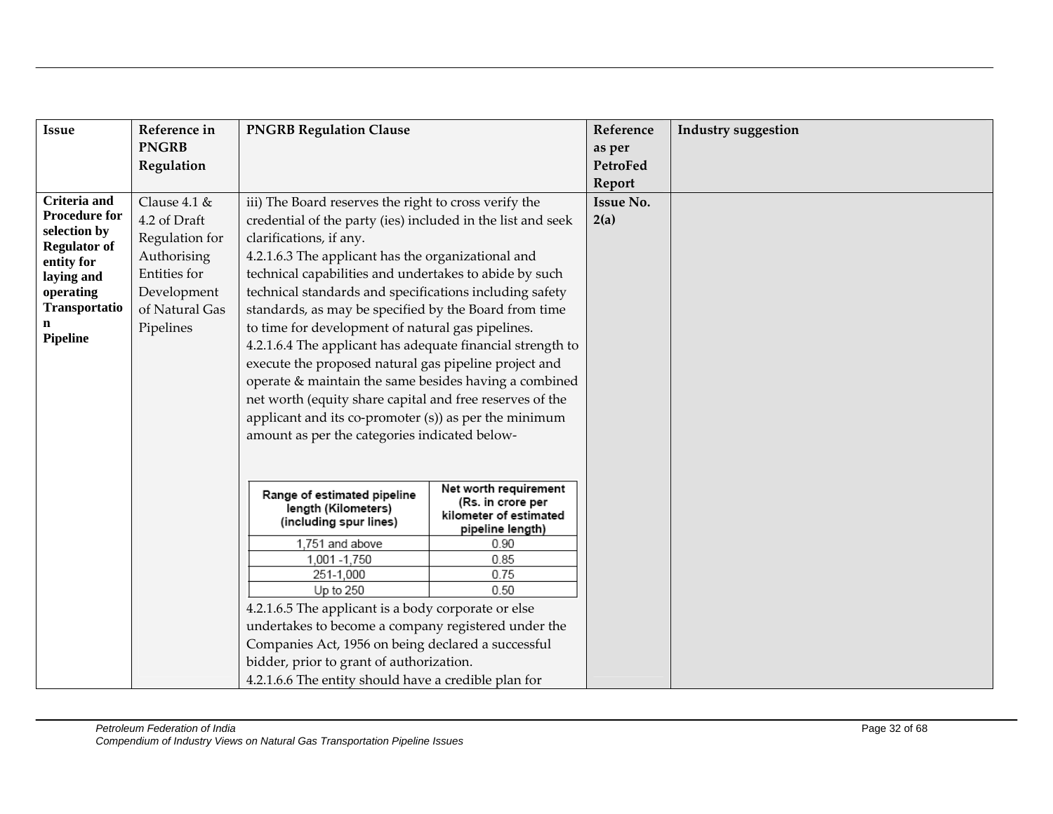| Issue | Reference in PNGRB Regulation | PNGRB Regulation Clause | Reference as per PetroFed Report | Industry suggestion |
|---|---|---|---|---|
| **Criteria and Procedure for selection by Regulator of entity for laying and operating Transportation Pipeline** | Clause 4.1 & 4.2 of Draft Regulation for Authorising Entities for Development of Natural Gas Pipelines | iii) The Board reserves the right to cross verify the credential of the party (ies) included in the list and seek clarifications, if any.<br>4.2.1.6.3 The applicant has the organizational and technical capabilities and undertakes to abide by such technical standards and specifications including safety standards, as may be specified by the Board from time to time for development of natural gas pipelines.<br>4.2.1.6.4 The applicant has adequate financial strength to execute the proposed natural gas pipeline project and operate & maintain the same besides having a combined net worth (equity share capital and free reserves of the applicant and its co-promoter (s)) as per the minimum amount as per the categories indicated below-<br><br>Range of estimated pipeline length (Kilometers) (including spur lines) — Net worth requirement (Rs. in crore per kilometer of estimated pipeline length):<br>1,751 and above — 0.90<br>1,001 -1,750 — 0.85<br>251-1,000 — 0.75<br>Up to 250 — 0.50<br><br>4.2.1.6.5 The applicant is a body corporate or else undertakes to become a company registered under the Companies Act, 1956 on being declared a successful bidder, prior to grant of authorization.<br>4.2.1.6.6 The entity should have a credible plan for | **Issue No. 2(a)** | |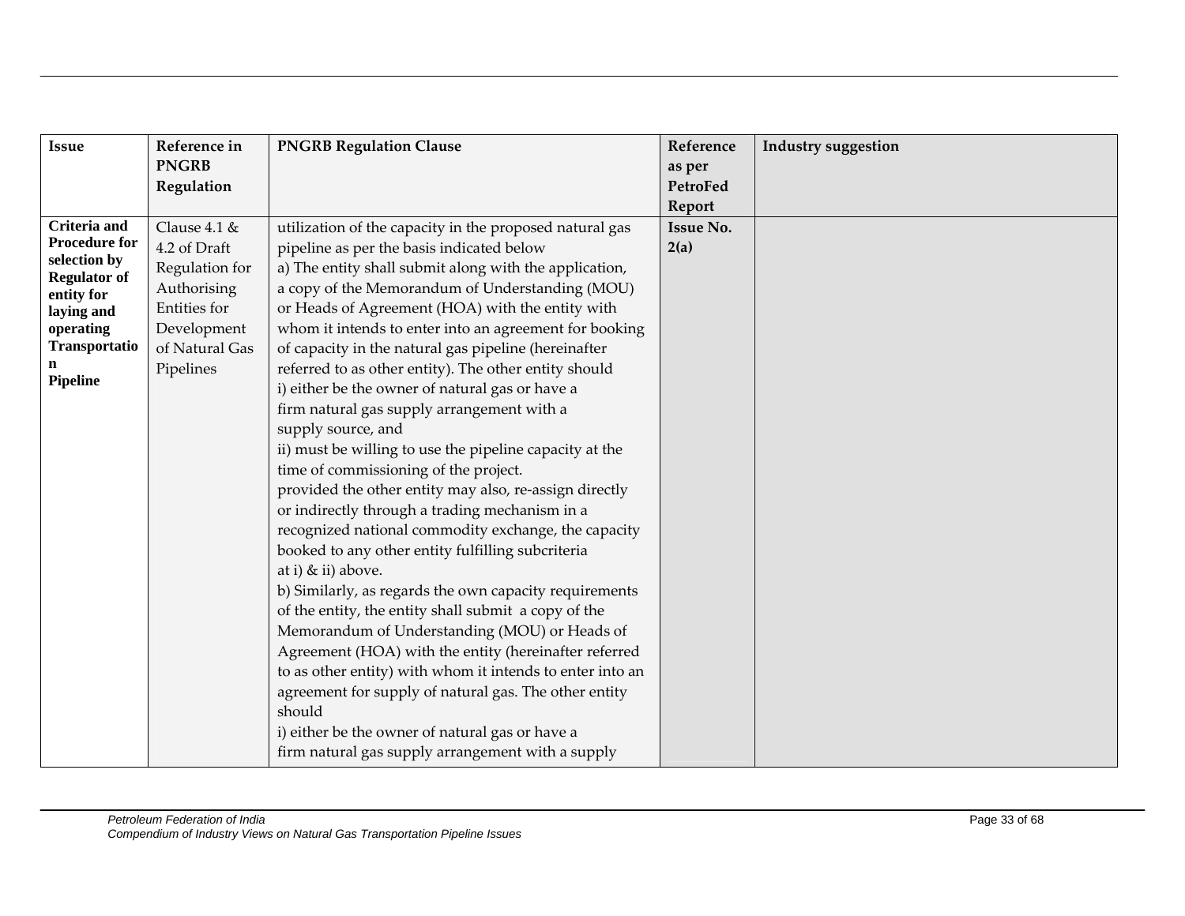| Issue | Reference in PNGRB Regulation | PNGRB Regulation Clause | Reference as per PetroFed Report | Industry suggestion |
|---|---|---|---|---|
| **Criteria and Procedure for selection by Regulator of entity for laying and operating Transportation Pipeline** | Clause 4.1 & 4.2 of Draft Regulation for Authorising Entities for Development of Natural Gas Pipelines | utilization of the capacity in the proposed natural gas pipeline as per the basis indicated below<br>a) The entity shall submit along with the application, a copy of the Memorandum of Understanding (MOU) or Heads of Agreement (HOA) with the entity with whom it intends to enter into an agreement for booking of capacity in the natural gas pipeline (hereinafter referred to as other entity). The other entity should<br>i) either be the owner of natural gas or have a firm natural gas supply arrangement with a supply source, and<br>ii) must be willing to use the pipeline capacity at the time of commissioning of the project.<br>provided the other entity may also, re-assign directly or indirectly through a trading mechanism in a recognized national commodity exchange, the capacity booked to any other entity fulfilling subcriteria at i) & ii) above.<br>b) Similarly, as regards the own capacity requirements of the entity, the entity shall submit a copy of the Memorandum of Understanding (MOU) or Heads of Agreement (HOA) with the entity (hereinafter referred to as other entity) with whom it intends to enter into an agreement for supply of natural gas. The other entity should<br>i) either be the owner of natural gas or have a firm natural gas supply arrangement with a supply | **Issue No. 2(a)** | |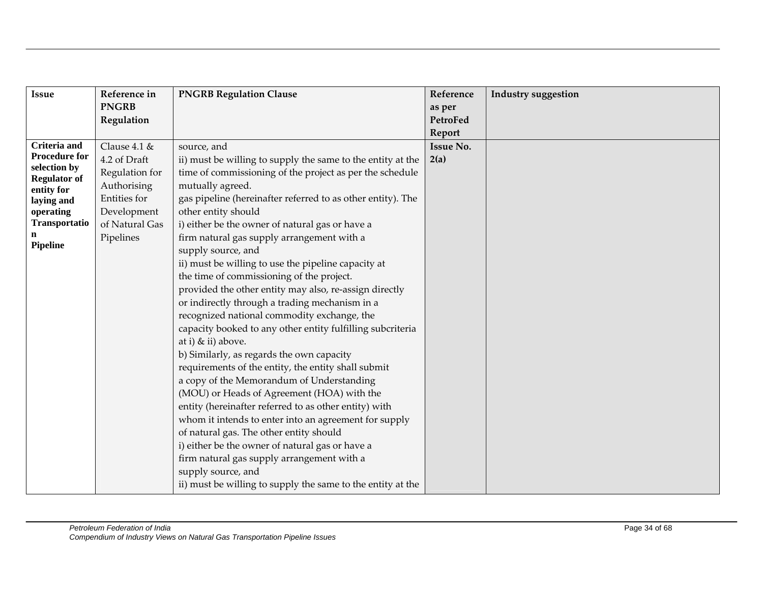| Issue | Reference in PNGRB Regulation | PNGRB Regulation Clause | Reference as per PetroFed Report | Industry suggestion |
|---|---|---|---|---|
| **Criteria and Procedure for selection by Regulator of entity for laying and operating Transportation Pipeline** | Clause 4.1 & 4.2 of Draft Regulation for Authorising Entities for Development of Natural Gas Pipelines | source, and<br>ii) must be willing to supply the same to the entity at the time of commissioning of the project as per the schedule mutually agreed.<br>gas pipeline (hereinafter referred to as other entity). The other entity should<br>i) either be the owner of natural gas or have a firm natural gas supply arrangement with a supply source, and<br>ii) must be willing to use the pipeline capacity at the time of commissioning of the project.<br>provided the other entity may also, re-assign directly or indirectly through a trading mechanism in a recognized national commodity exchange, the capacity booked to any other entity fulfilling subcriteria at i) & ii) above.<br>b) Similarly, as regards the own capacity requirements of the entity, the entity shall submit a copy of the Memorandum of Understanding (MOU) or Heads of Agreement (HOA) with the entity (hereinafter referred to as other entity) with whom it intends to enter into an agreement for supply of natural gas. The other entity should<br>i) either be the owner of natural gas or have a firm natural gas supply arrangement with a supply source, and<br>ii) must be willing to supply the same to the entity at the | **Issue No. 2(a)** | |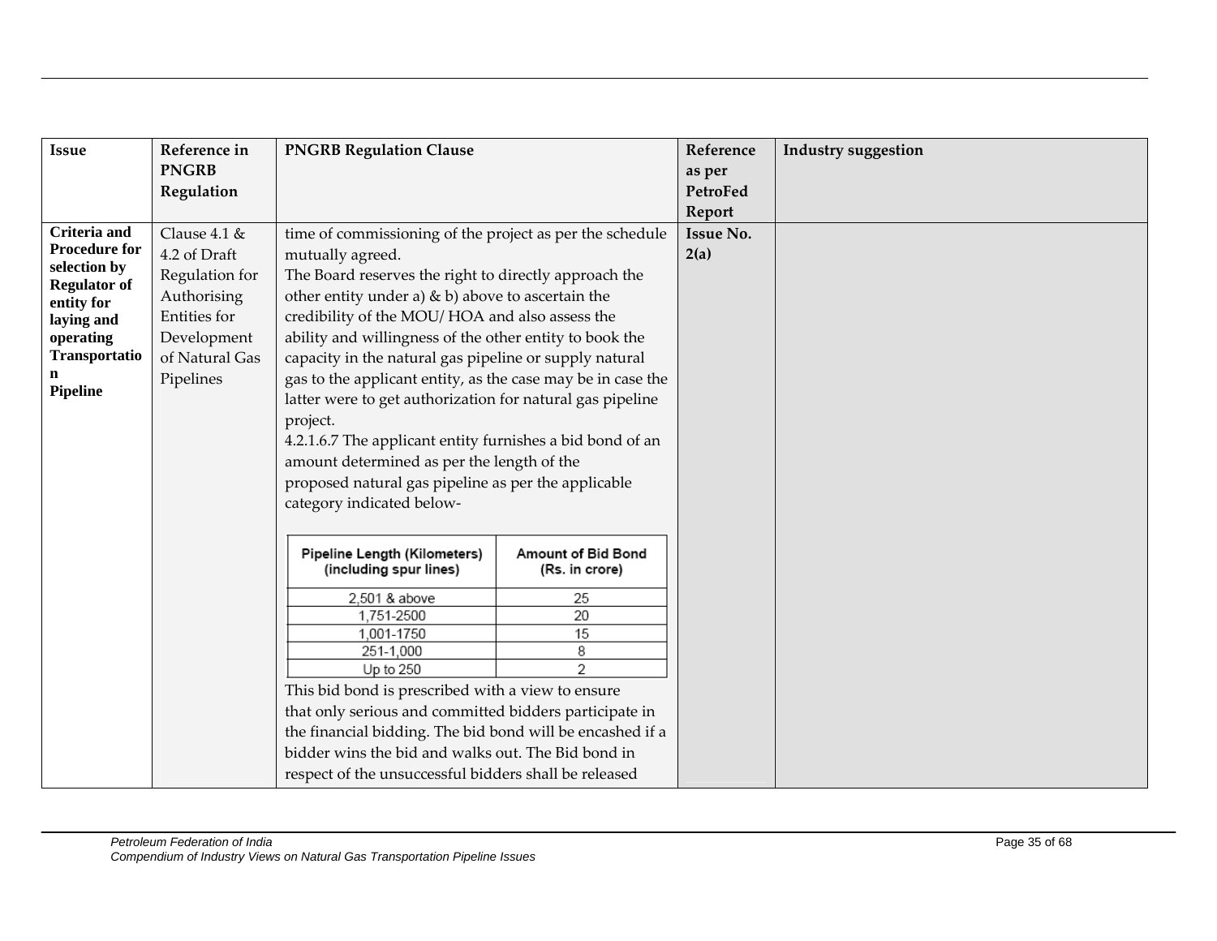| Issue | Reference in PNGRB Regulation | PNGRB Regulation Clause | Reference as per PetroFed Report | Industry suggestion |
|---|---|---|---|---|
| **Criteria and Procedure for selection by Regulator of entity for laying and operating Transportation Pipeline** | Clause 4.1 & 4.2 of Draft Regulation for Authorising Entities for Development of Natural Gas Pipelines | time of commissioning of the project as per the schedule mutually agreed.<br>The Board reserves the right to directly approach the other entity under a) & b) above to ascertain the credibility of the MOU/ HOA and also assess the ability and willingness of the other entity to book the capacity in the natural gas pipeline or supply natural gas to the applicant entity, as the case may be in case the latter were to get authorization for natural gas pipeline project.<br>4.2.1.6.7 The applicant entity furnishes a bid bond of an amount determined as per the length of the proposed natural gas pipeline as per the applicable category indicated below-<br><br>**Pipeline Length (Kilometers) (including spur lines)** — **Amount of Bid Bond (Rs. in crore)**<br>2,501 & above — 25<br>1,751-2500 — 20<br>1,001-1750 — 15<br>251-1,000 — 8<br>Up to 250 — 2<br><br>This bid bond is prescribed with a view to ensure that only serious and committed bidders participate in the financial bidding. The bid bond will be encashed if a bidder wins the bid and walks out. The Bid bond in respect of the unsuccessful bidders shall be released | **Issue No. 2(a)** | |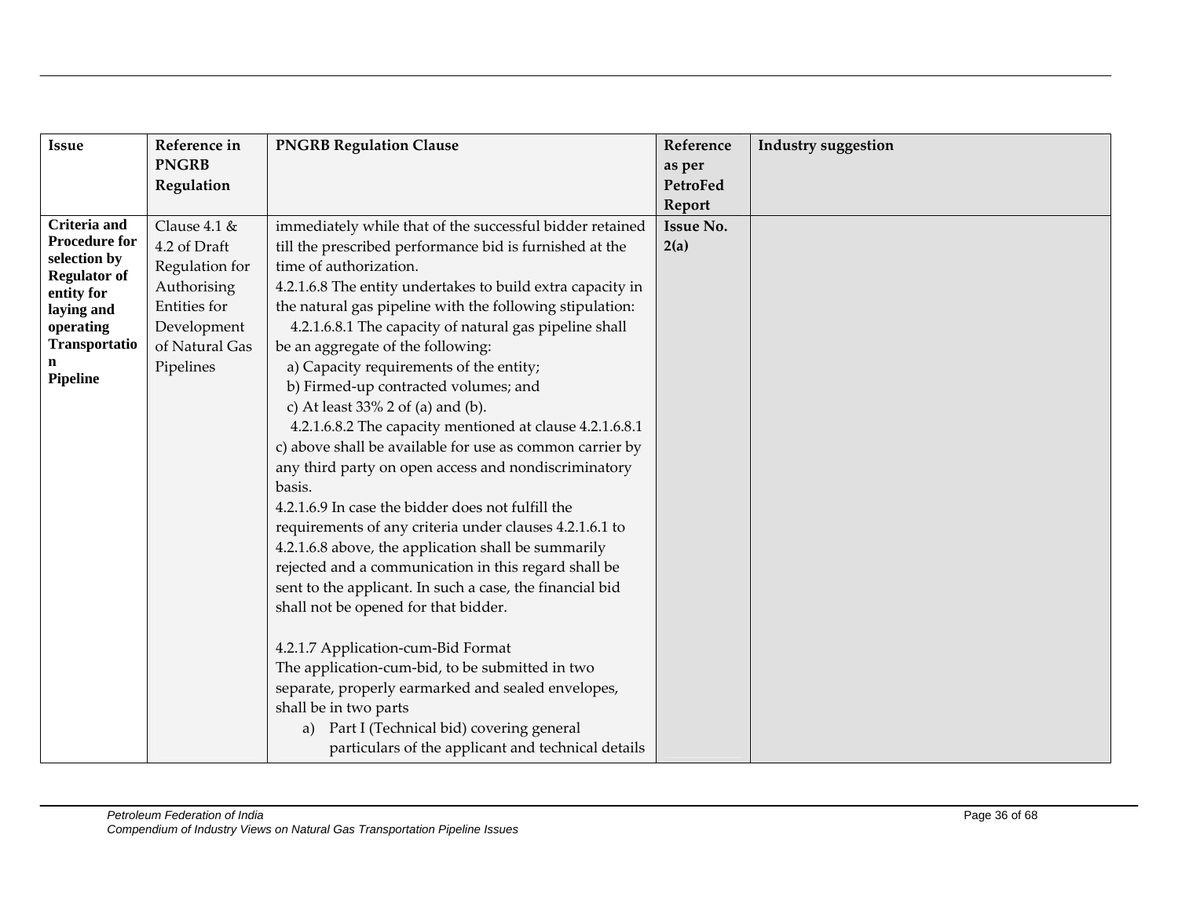| Issue | Reference in PNGRB Regulation | PNGRB Regulation Clause | Reference as per PetroFed Report | Industry suggestion |
|---|---|---|---|---|
| **Criteria and Procedure for selection by Regulator of entity for laying and operating Transportation Pipeline** | Clause 4.1 & 4.2 of Draft Regulation for Authorising Entities for Development of Natural Gas Pipelines | immediately while that of the successful bidder retained till the prescribed performance bid is furnished at the time of authorization.<br>4.2.1.6.8 The entity undertakes to build extra capacity in the natural gas pipeline with the following stipulation:<br>4.2.1.6.8.1 The capacity of natural gas pipeline shall be an aggregate of the following:<br>a) Capacity requirements of the entity;<br>b) Firmed-up contracted volumes; and<br>c) At least 33% 2 of (a) and (b).<br>4.2.1.6.8.2 The capacity mentioned at clause 4.2.1.6.8.1 c) above shall be available for use as common carrier by any third party on open access and nondiscriminatory basis.<br>4.2.1.6.9 In case the bidder does not fulfill the requirements of any criteria under clauses 4.2.1.6.1 to 4.2.1.6.8 above, the application shall be summarily rejected and a communication in this regard shall be sent to the applicant. In such a case, the financial bid shall not be opened for that bidder.<br><br>4.2.1.7 Application-cum-Bid Format<br>The application-cum-bid, to be submitted in two separate, properly earmarked and sealed envelopes, shall be in two parts<br>a) Part I (Technical bid) covering general particulars of the applicant and technical details | **Issue No. 2(a)** | |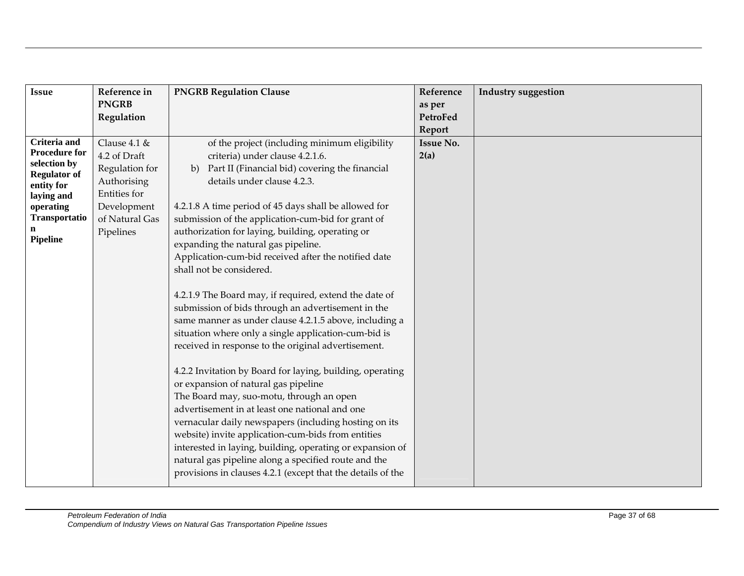| Issue | Reference in PNGRB Regulation | PNGRB Regulation Clause | Reference as per PetroFed Report | Industry suggestion |
|---|---|---|---|---|
| **Criteria and Procedure for selection by Regulator of entity for laying and operating Transportation Pipeline** | Clause 4.1 & 4.2 of Draft Regulation for Authorising Entities for Development of Natural Gas Pipelines | of the project (including minimum eligibility criteria) under clause 4.2.1.6.<br>b) Part II (Financial bid) covering the financial details under clause 4.2.3.<br><br>4.2.1.8 A time period of 45 days shall be allowed for submission of the application-cum-bid for grant of authorization for laying, building, operating or expanding the natural gas pipeline.<br>Application-cum-bid received after the notified date shall not be considered.<br><br>4.2.1.9 The Board may, if required, extend the date of submission of bids through an advertisement in the same manner as under clause 4.2.1.5 above, including a situation where only a single application-cum-bid is received in response to the original advertisement.<br><br>4.2.2 Invitation by Board for laying, building, operating or expansion of natural gas pipeline<br>The Board may, suo-motu, through an open advertisement in at least one national and one vernacular daily newspapers (including hosting on its website) invite application-cum-bids from entities interested in laying, building, operating or expansion of natural gas pipeline along a specified route and the provisions in clauses 4.2.1 (except that the details of the | **Issue No. 2(a)** | |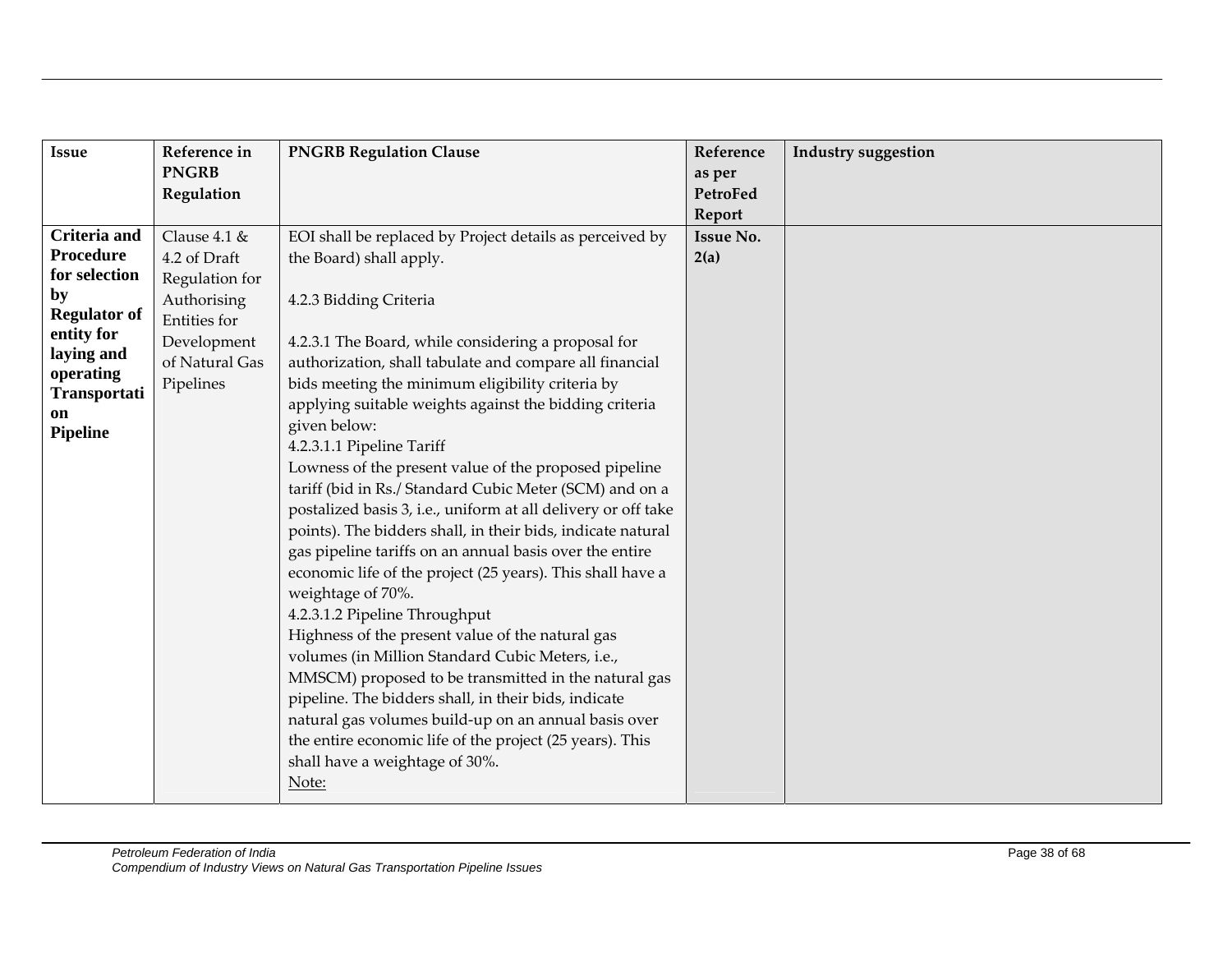| Issue | Reference in PNGRB Regulation | PNGRB Regulation Clause | Reference as per PetroFed Report | Industry suggestion |
|---|---|---|---|---|
| **Criteria and Procedure for selection by Regulator of entity for laying and operating Transportation Pipeline** | Clause 4.1 & 4.2 of Draft Regulation for Authorising Entities for Development of Natural Gas Pipelines | EOI shall be replaced by Project details as perceived by the Board) shall apply.<br><br>4.2.3 Bidding Criteria<br><br>4.2.3.1 The Board, while considering a proposal for authorization, shall tabulate and compare all financial bids meeting the minimum eligibility criteria by applying suitable weights against the bidding criteria given below:<br>4.2.3.1.1 Pipeline Tariff<br>Lowness of the present value of the proposed pipeline tariff (bid in Rs./ Standard Cubic Meter (SCM) and on a postalized basis 3, i.e., uniform at all delivery or off take points). The bidders shall, in their bids, indicate natural gas pipeline tariffs on an annual basis over the entire economic life of the project (25 years). This shall have a weightage of 70%.<br>4.2.3.1.2 Pipeline Throughput<br>Highness of the present value of the natural gas volumes (in Million Standard Cubic Meters, i.e., MMSCM) proposed to be transmitted in the natural gas pipeline. The bidders shall, in their bids, indicate natural gas volumes build-up on an annual basis over the entire economic life of the project (25 years). This shall have a weightage of 30%.<br>Note: | **Issue No. 2(a)** | |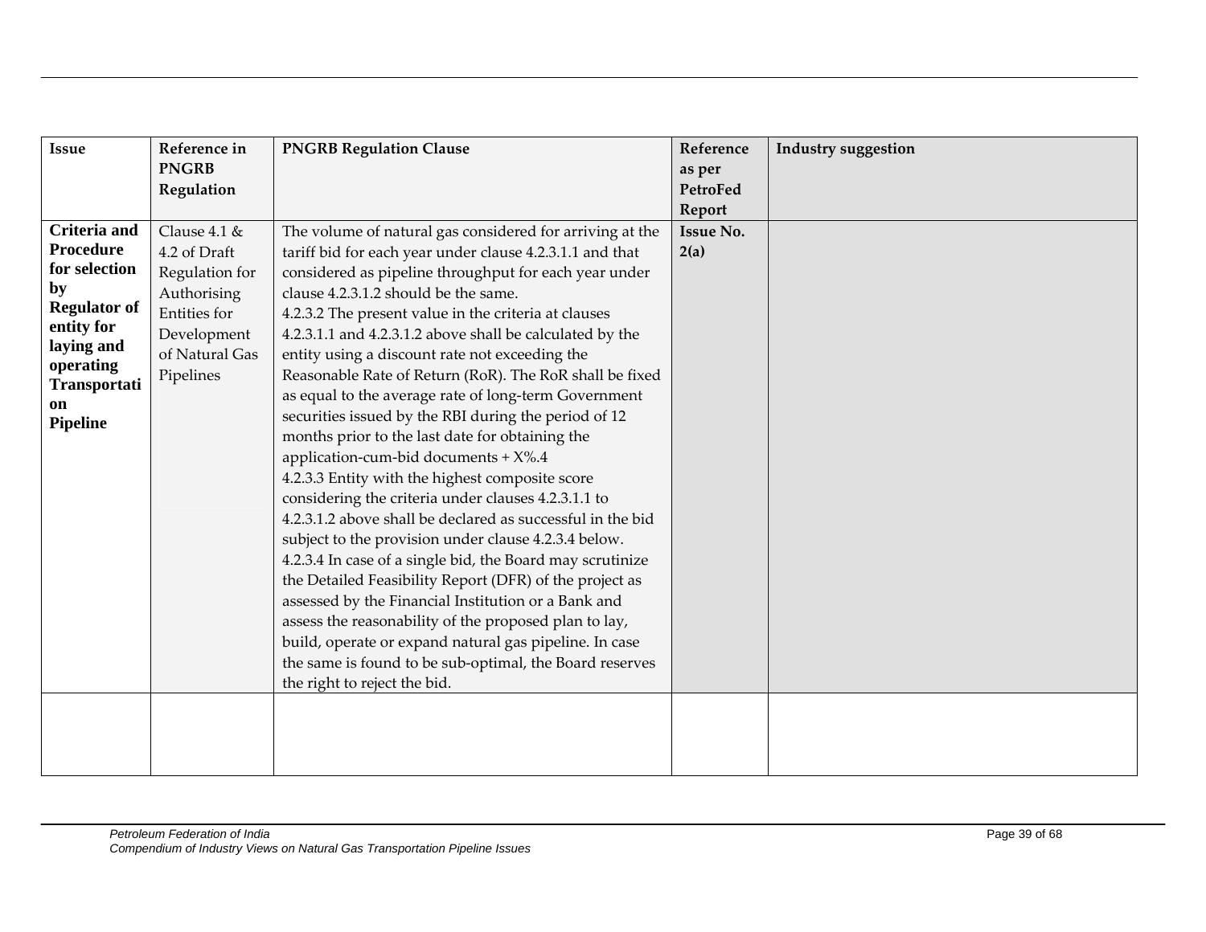| Issue | Reference in PNGRB Regulation | PNGRB Regulation Clause | Reference as per PetroFed Report | Industry suggestion |
|---|---|---|---|---|
| **Criteria and Procedure for selection by Regulator of entity for laying and operating Transportation Pipeline** | Clause 4.1 & 4.2 of Draft Regulation for Authorising Entities for Development of Natural Gas Pipelines | The volume of natural gas considered for arriving at the tariff bid for each year under clause 4.2.3.1.1 and that considered as pipeline throughput for each year under clause 4.2.3.1.2 should be the same.<br>4.2.3.2 The present value in the criteria at clauses 4.2.3.1.1 and 4.2.3.1.2 above shall be calculated by the entity using a discount rate not exceeding the Reasonable Rate of Return (RoR). The RoR shall be fixed as equal to the average rate of long-term Government securities issued by the RBI during the period of 12 months prior to the last date for obtaining the application-cum-bid documents + X%.4<br>4.2.3.3 Entity with the highest composite score considering the criteria under clauses 4.2.3.1.1 to 4.2.3.1.2 above shall be declared as successful in the bid subject to the provision under clause 4.2.3.4 below.<br>4.2.3.4 In case of a single bid, the Board may scrutinize the Detailed Feasibility Report (DFR) of the project as assessed by the Financial Institution or a Bank and assess the reasonability of the proposed plan to lay, build, operate or expand natural gas pipeline. In case the same is found to be sub-optimal, the Board reserves the right to reject the bid. | **Issue No. 2(a)** | |
| | | | | |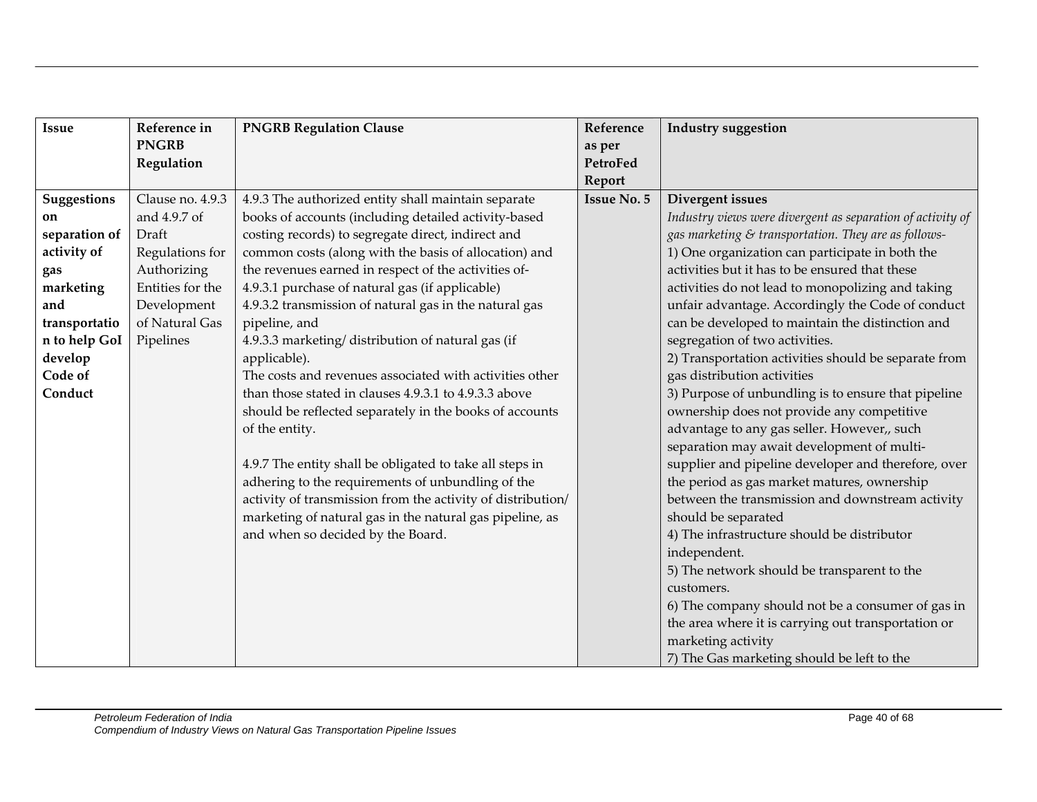| Issue | Reference in PNGRB Regulation | PNGRB Regulation Clause | Reference as per PetroFed Report | Industry suggestion |
|---|---|---|---|---|
| **Suggestions on separation of activity of gas marketing and transportation to help GoI develop Code of Conduct** | Clause no. 4.9.3 and 4.9.7 of Draft Regulations for Authorizing Entities for the Development of Natural Gas Pipelines | 4.9.3 The authorized entity shall maintain separate books of accounts (including detailed activity-based costing records) to segregate direct, indirect and common costs (along with the basis of allocation) and the revenues earned in respect of the activities of-<br>4.9.3.1 purchase of natural gas (if applicable)<br>4.9.3.2 transmission of natural gas in the natural gas pipeline, and<br>4.9.3.3 marketing/ distribution of natural gas (if applicable).<br>The costs and revenues associated with activities other than those stated in clauses 4.9.3.1 to 4.9.3.3 above should be reflected separately in the books of accounts of the entity.<br><br>4.9.7 The entity shall be obligated to take all steps in adhering to the requirements of unbundling of the activity of transmission from the activity of distribution/ marketing of natural gas in the natural gas pipeline, as and when so decided by the Board. | **Issue No. 5** | **Divergent issues**<br>*Industry views were divergent as separation of activity of gas marketing & transportation. They are as follows-*<br>1) One organization can participate in both the activities but it has to be ensured that these activities do not lead to monopolizing and taking unfair advantage. Accordingly the Code of conduct can be developed to maintain the distinction and segregation of two activities.<br>2) Transportation activities should be separate from gas distribution activities<br>3) Purpose of unbundling is to ensure that pipeline ownership does not provide any competitive advantage to any gas seller. However,, such separation may await development of multi-supplier and pipeline developer and therefore, over the period as gas market matures, ownership between the transmission and downstream activity should be separated<br>4) The infrastructure should be distributor independent.<br>5) The network should be transparent to the customers.<br>6) The company should not be a consumer of gas in the area where it is carrying out transportation or marketing activity<br>7) The Gas marketing should be left to the |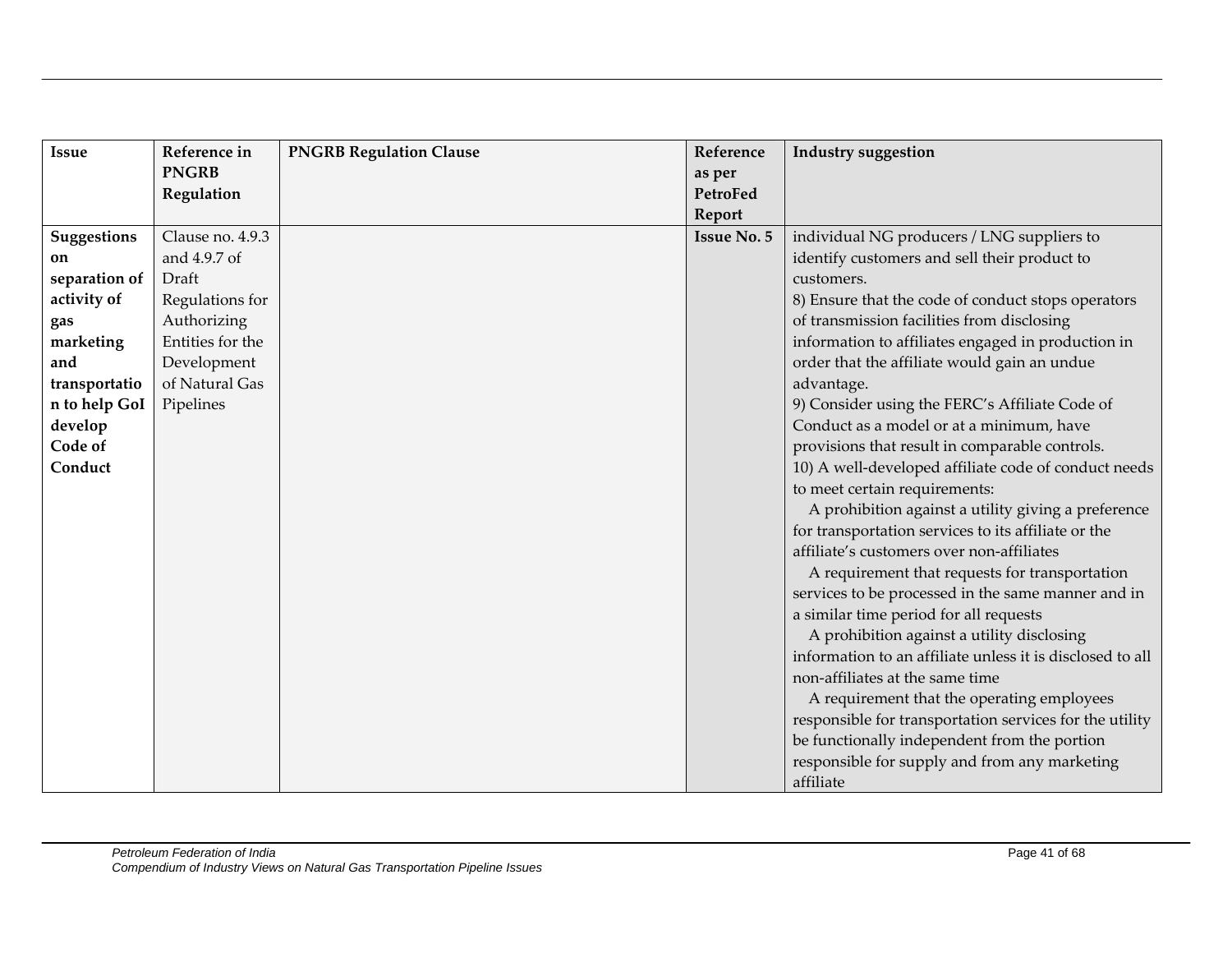| Issue | Reference in PNGRB Regulation | PNGRB Regulation Clause | Reference as per PetroFed Report | Industry suggestion |
|---|---|---|---|---|
| **Suggestions on separation of activity of gas marketing and transportation to help GoI develop Code of Conduct** | Clause no. 4.9.3 and 4.9.7 of Draft Regulations for Authorizing Entities for the Development of Natural Gas Pipelines | | **Issue No. 5** | individual NG producers / LNG suppliers to identify customers and sell their product to customers.<br>8) Ensure that the code of conduct stops operators of transmission facilities from disclosing information to affiliates engaged in production in order that the affiliate would gain an undue advantage.<br>9) Consider using the FERC's Affiliate Code of Conduct as a model or at a minimum, have provisions that result in comparable controls.<br>10) A well-developed affiliate code of conduct needs to meet certain requirements:<br>A prohibition against a utility giving a preference for transportation services to its affiliate or the affiliate's customers over non-affiliates<br>A requirement that requests for transportation services to be processed in the same manner and in a similar time period for all requests<br>A prohibition against a utility disclosing information to an affiliate unless it is disclosed to all non-affiliates at the same time<br>A requirement that the operating employees responsible for transportation services for the utility be functionally independent from the portion responsible for supply and from any marketing affiliate |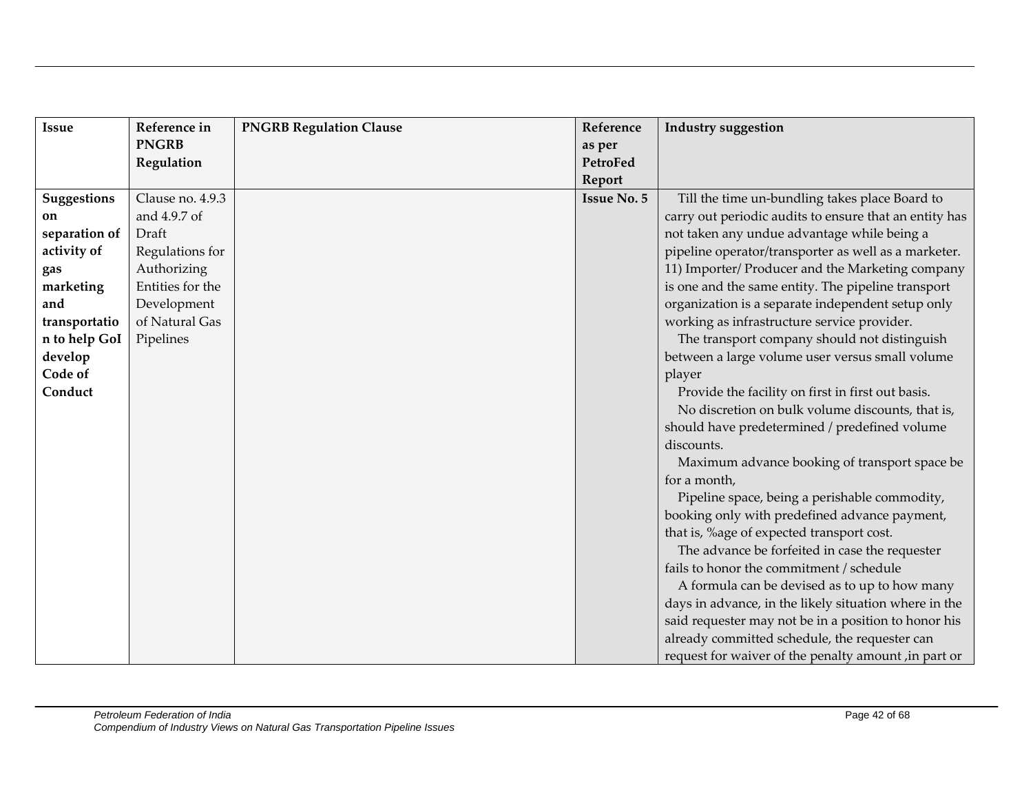| Issue | Reference in PNGRB Regulation | PNGRB Regulation Clause | Reference as per PetroFed Report | Industry suggestion |
| --- | --- | --- | --- | --- |
| **Suggestions on separation of activity of gas marketing and transportation to help GoI develop Code of Conduct** | Clause no. 4.9.3 and 4.9.7 of Draft Regulations for Authorizing Entities for the Development of Natural Gas Pipelines | | **Issue No. 5** | Till the time un-bundling takes place Board to carry out periodic audits to ensure that an entity has not taken any undue advantage while being a pipeline operator/transporter as well as a marketer.<br>11) Importer/ Producer and the Marketing company is one and the same entity. The pipeline transport organization is a separate independent setup only working as infrastructure service provider.<br>The transport company should not distinguish between a large volume user versus small volume player<br>Provide the facility on first in first out basis.<br>No discretion on bulk volume discounts, that is, should have predetermined / predefined volume discounts.<br>Maximum advance booking of transport space be for a month,<br>Pipeline space, being a perishable commodity, booking only with predefined advance payment, that is, %age of expected transport cost.<br>The advance be forfeited in case the requester fails to honor the commitment / schedule<br>A formula can be devised as to up to how many days in advance, in the likely situation where in the said requester may not be in a position to honor his already committed schedule, the requester can request for waiver of the penalty amount ,in part or |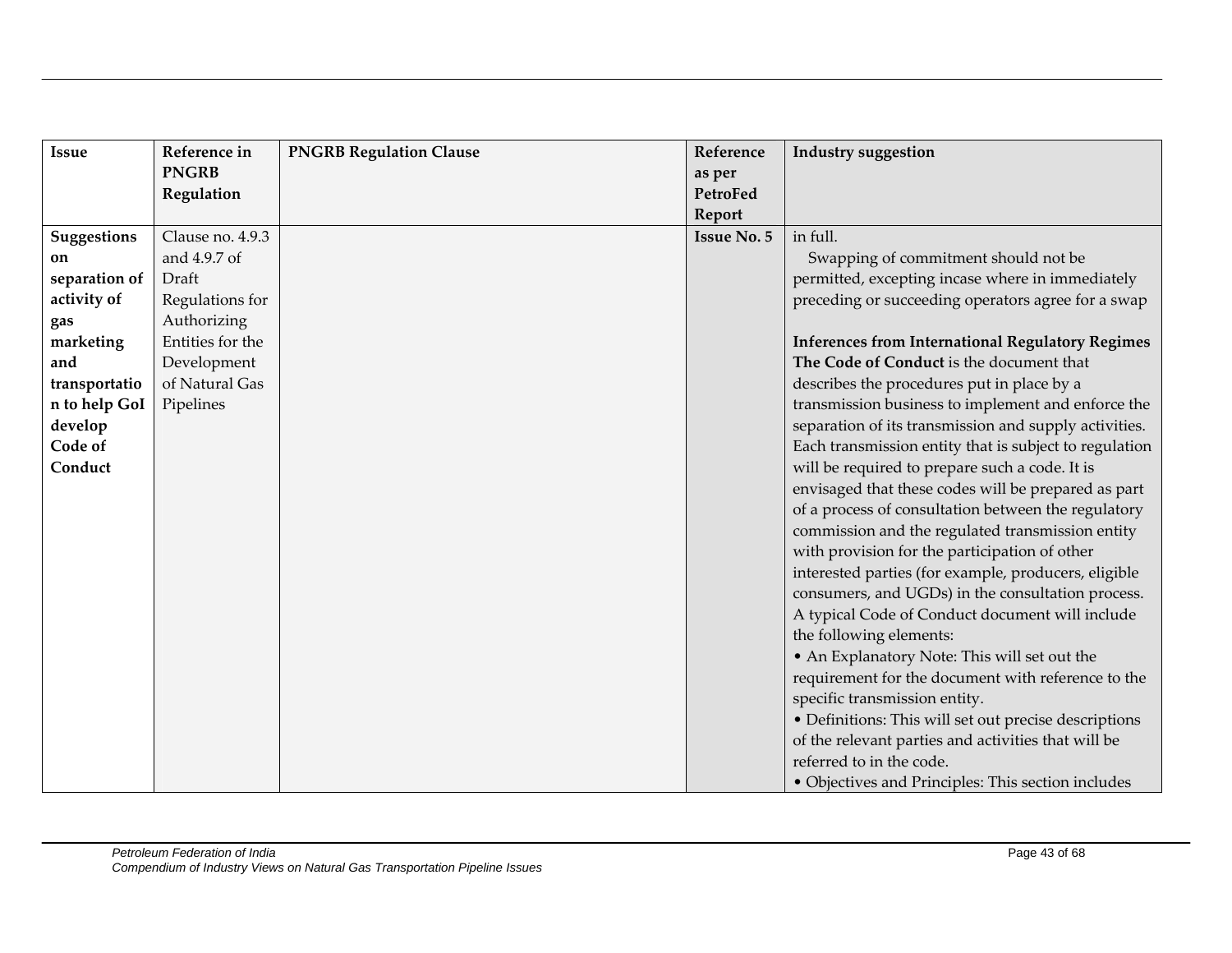| Issue | Reference in PNGRB Regulation | PNGRB Regulation Clause | Reference as per PetroFed Report | Industry suggestion |
|---|---|---|---|---|
| **Suggestions on separation of activity of gas marketing and transportation to help GoI develop Code of Conduct** | Clause no. 4.9.3 and 4.9.7 of Draft Regulations for Authorizing Entities for the Development of Natural Gas Pipelines | | **Issue No. 5** | in full.<br>Swapping of commitment should not be permitted, excepting incase where in immediately preceding or succeeding operators agree for a swap<br><br>**Inferences from International Regulatory Regimes**<br>**The Code of Conduct** is the document that describes the procedures put in place by a transmission business to implement and enforce the separation of its transmission and supply activities. Each transmission entity that is subject to regulation will be required to prepare such a code. It is envisaged that these codes will be prepared as part of a process of consultation between the regulatory commission and the regulated transmission entity with provision for the participation of other interested parties (for example, producers, eligible consumers, and UGDs) in the consultation process. A typical Code of Conduct document will include the following elements:<br>• An Explanatory Note: This will set out the requirement for the document with reference to the specific transmission entity.<br>• Definitions: This will set out precise descriptions of the relevant parties and activities that will be referred to in the code.<br>• Objectives and Principles: This section includes |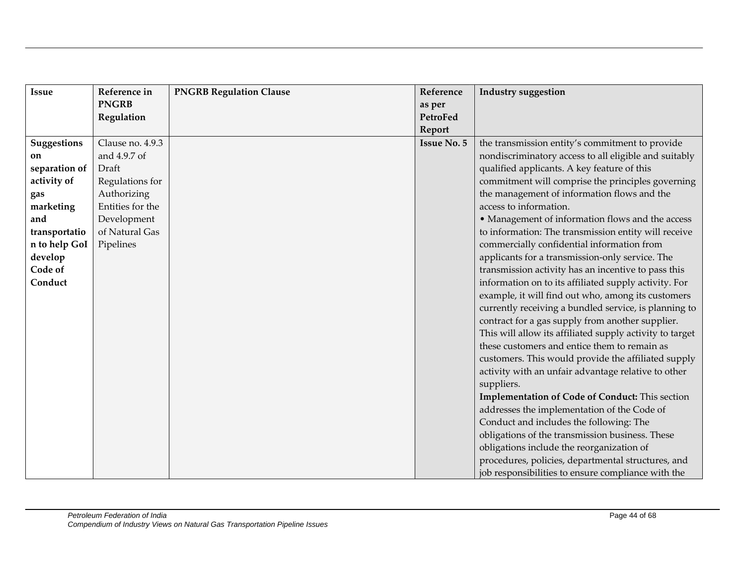| Issue | Reference in PNGRB Regulation | PNGRB Regulation Clause | Reference as per PetroFed Report | Industry suggestion |
|---|---|---|---|---|
| **Suggestions on separation of activity of gas marketing and transportation to help GoI develop Code of Conduct** | Clause no. 4.9.3 and 4.9.7 of Draft Regulations for Authorizing Entities for the Development of Natural Gas Pipelines | | **Issue No. 5** | the transmission entity's commitment to provide nondiscriminatory access to all eligible and suitably qualified applicants. A key feature of this commitment will comprise the principles governing the management of information flows and the access to information.<br>• Management of information flows and the access to information: The transmission entity will receive commercially confidential information from applicants for a transmission-only service. The transmission activity has an incentive to pass this information on to its affiliated supply activity. For example, it will find out who, among its customers currently receiving a bundled service, is planning to contract for a gas supply from another supplier. This will allow its affiliated supply activity to target these customers and entice them to remain as customers. This would provide the affiliated supply activity with an unfair advantage relative to other suppliers.<br>**Implementation of Code of Conduct:** This section addresses the implementation of the Code of Conduct and includes the following: The obligations of the transmission business. These obligations include the reorganization of procedures, policies, departmental structures, and job responsibilities to ensure compliance with the |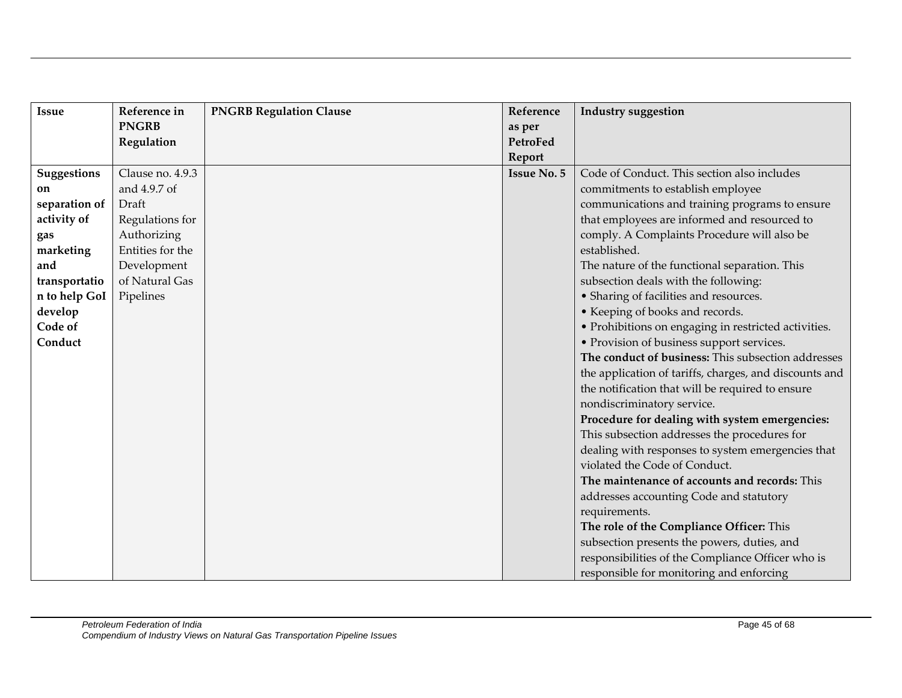| Issue | Reference in PNGRB Regulation | PNGRB Regulation Clause | Reference as per PetroFed Report | Industry suggestion |
|---|---|---|---|---|
| **Suggestions on separation of activity of gas marketing and transportation to help GoI develop Code of Conduct** | Clause no. 4.9.3 and 4.9.7 of Draft Regulations for Authorizing Entities for the Development of Natural Gas Pipelines | | **Issue No. 5** | Code of Conduct. This section also includes commitments to establish employee communications and training programs to ensure that employees are informed and resourced to comply. A Complaints Procedure will also be established.<br>The nature of the functional separation. This subsection deals with the following:<br>• Sharing of facilities and resources.<br>• Keeping of books and records.<br>• Prohibitions on engaging in restricted activities.<br>• Provision of business support services.<br>**The conduct of business:** This subsection addresses the application of tariffs, charges, and discounts and the notification that will be required to ensure nondiscriminatory service.<br>**Procedure for dealing with system emergencies:** This subsection addresses the procedures for dealing with responses to system emergencies that violated the Code of Conduct.<br>**The maintenance of accounts and records:** This addresses accounting Code and statutory requirements.<br>**The role of the Compliance Officer:** This subsection presents the powers, duties, and responsibilities of the Compliance Officer who is responsible for monitoring and enforcing |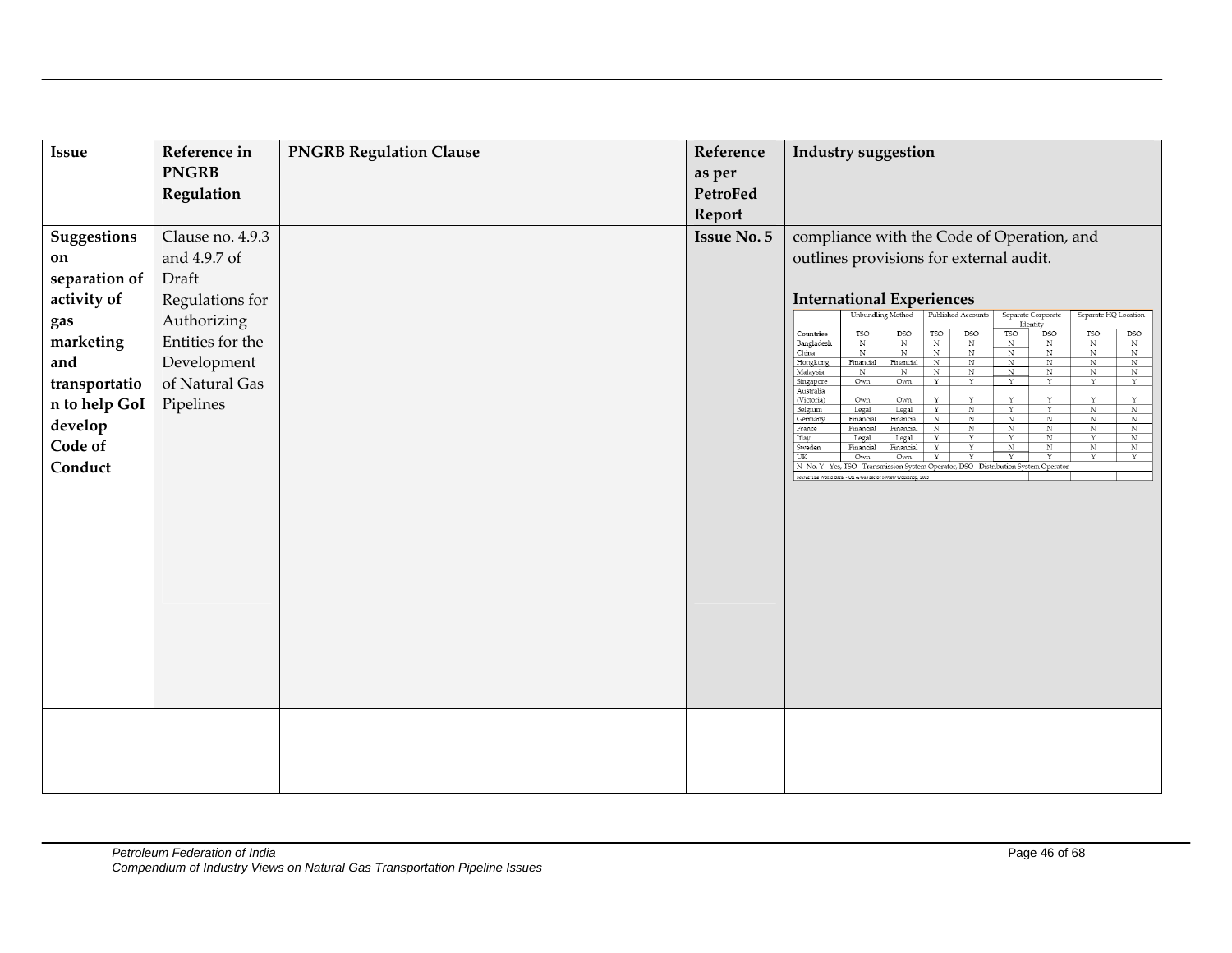| Issue | Reference in PNGRB Regulation | PNGRB Regulation Clause | Reference as per PetroFed Report | Industry suggestion |
|---|---|---|---|---|
| **Suggestions on separation of activity of gas marketing and transportation to help GoI develop Code of Conduct** | Clause no. 4.9.3 and 4.9.7 of Draft Regulations for Authorizing Entities for the Development of Natural Gas Pipelines | | **Issue No. 5** | compliance with the Code of Operation, and outlines provisions for external audit.<br><br>**International Experiences**<br>(see table below) |
| | | | | |

**International Experiences**

| | Unbundling Method | | Published Accounts | | Separate Corporate Identity | | Separate HQ Location | |
|---|---|---|---|---|---|---|---|---|
| Countries | TSO | DSO | TSO | DSO | TSO | DSO | TSO | DSO |
| Bangladesh | N | N | N | N | N | N | N | N |
| China | N | N | N | N | N | N | N | N |
| Hongkong | Financial | Financial | N | N | N | N | N | N |
| Malaysia | N | N | N | N | N | N | N | N |
| Singapore | Own | Own | Y | Y | Y | Y | Y | Y |
| Australia (Victoria) | Own | Own | Y | Y | Y | Y | Y | Y |
| Belgium | Legal | Legal | Y | N | Y | Y | N | N |
| Germany | Financial | Financial | N | N | N | N | N | N |
| France | Financial | Financial | N | N | N | N | N | N |
| Itlay | Legal | Legal | Y | Y | Y | N | Y | N |
| Sweden | Financial | Financial | Y | Y | N | N | N | N |
| UK | Own | Own | Y | Y | Y | Y | Y | Y |

N- No, Y - Yes, TSO - Transmission System Operator, DSO - Distribution System Operator

Source: The World Bank - Oil & Gas sector review workshop, 2003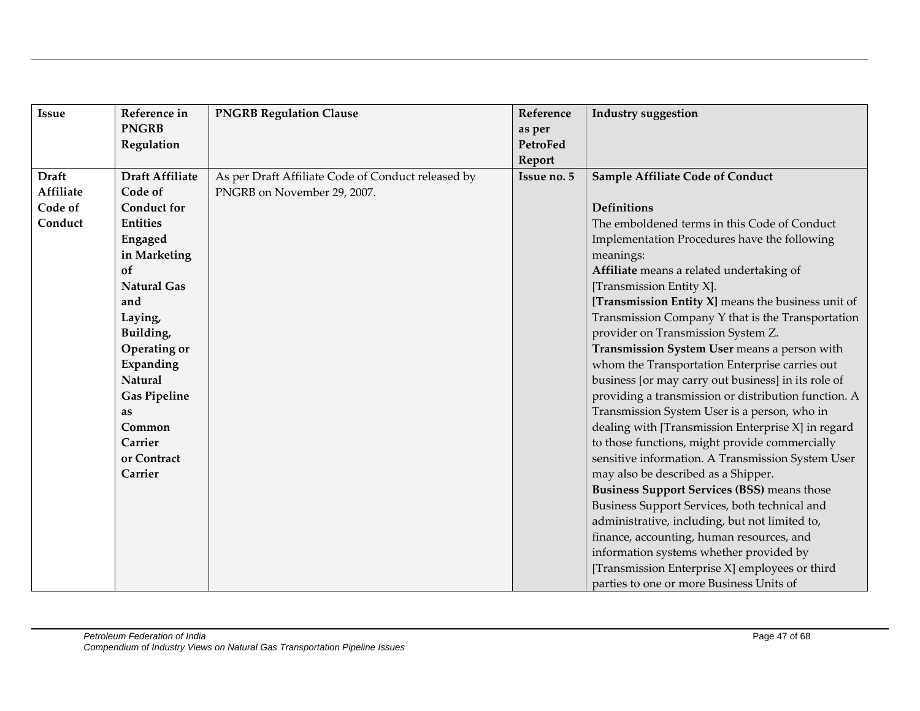| Issue | Reference in PNGRB Regulation | PNGRB Regulation Clause | Reference as per PetroFed Report | Industry suggestion |
|---|---|---|---|---|
| **Draft Affiliate Code of Conduct** | **Draft Affiliate Code of Conduct for Entities Engaged in Marketing of Natural Gas and Laying, Building, Operating or Expanding Natural Gas Pipeline as Common Carrier or Contract Carrier** | As per Draft Affiliate Code of Conduct released by PNGRB on November 29, 2007. | **Issue no. 5** | **Sample Affiliate Code of Conduct**<br><br>**Definitions**<br>The emboldened terms in this Code of Conduct Implementation Procedures have the following meanings:<br>**Affiliate** means a related undertaking of [Transmission Entity X].<br>**[Transmission Entity X]** means the business unit of Transmission Company Y that is the Transportation provider on Transmission System Z.<br>**Transmission System User** means a person with whom the Transportation Enterprise carries out business [or may carry out business] in its role of providing a transmission or distribution function. A Transmission System User is a person, who in dealing with [Transmission Enterprise X] in regard to those functions, might provide commercially sensitive information. A Transmission System User may also be described as a Shipper.<br>**Business Support Services (BSS)** means those Business Support Services, both technical and administrative, including, but not limited to, finance, accounting, human resources, and information systems whether provided by [Transmission Enterprise X] employees or third parties to one or more Business Units of |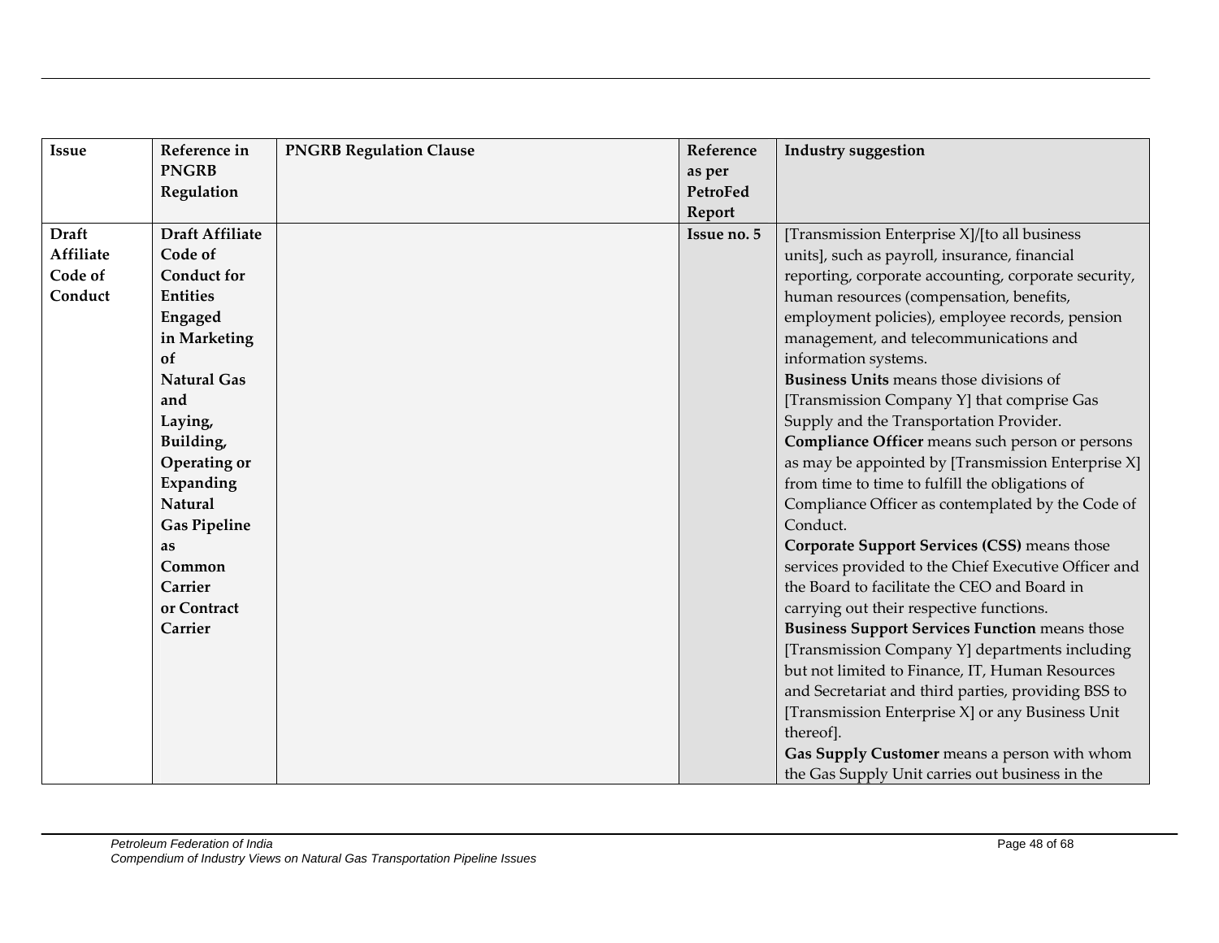| Issue | Reference in PNGRB Regulation | PNGRB Regulation Clause | Reference as per PetroFed Report | Industry suggestion |
|---|---|---|---|---|
| **Draft Affiliate Code of Conduct** | **Draft Affiliate Code of Conduct for Entities Engaged in Marketing of Natural Gas and Laying, Building, Operating or Expanding Natural Gas Pipeline as Common Carrier or Contract Carrier** | | **Issue no. 5** | [Transmission Enterprise X]/[to all business units], such as payroll, insurance, financial reporting, corporate accounting, corporate security, human resources (compensation, benefits, employment policies), employee records, pension management, and telecommunications and information systems.<br>**Business Units** means those divisions of [Transmission Company Y] that comprise Gas Supply and the Transportation Provider.<br>**Compliance Officer** means such person or persons as may be appointed by [Transmission Enterprise X] from time to time to fulfill the obligations of Compliance Officer as contemplated by the Code of Conduct.<br>**Corporate Support Services (CSS)** means those services provided to the Chief Executive Officer and the Board to facilitate the CEO and Board in carrying out their respective functions.<br>**Business Support Services Function** means those [Transmission Company Y] departments including but not limited to Finance, IT, Human Resources and Secretariat and third parties, providing BSS to [Transmission Enterprise X] or any Business Unit thereof].<br>**Gas Supply Customer** means a person with whom the Gas Supply Unit carries out business in the |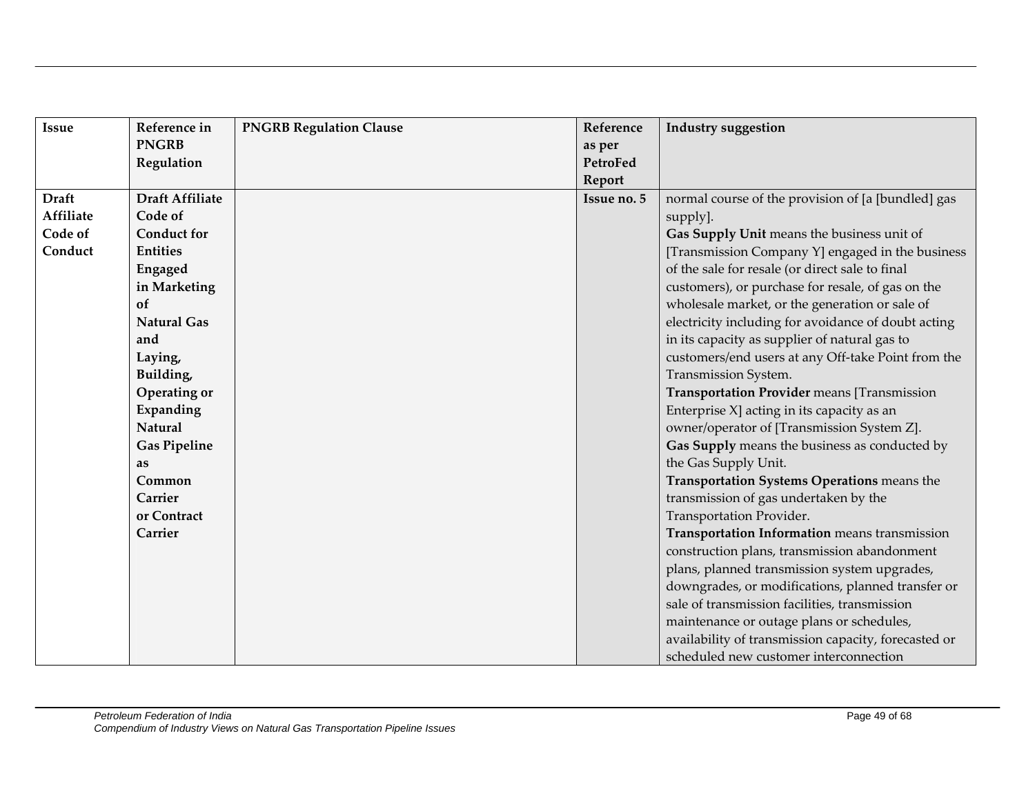| Issue | Reference in PNGRB Regulation | PNGRB Regulation Clause | Reference as per PetroFed Report | Industry suggestion |
|---|---|---|---|---|
| **Draft Affiliate Code of Conduct** | **Draft Affiliate Code of Conduct for Entities Engaged in Marketing of Natural Gas and Laying, Building, Operating or Expanding Natural Gas Pipeline as Common Carrier or Contract Carrier** | | **Issue no. 5** | normal course of the provision of [a [bundled] gas supply].<br>**Gas Supply Unit** means the business unit of [Transmission Company Y] engaged in the business of the sale for resale (or direct sale to final customers), or purchase for resale, of gas on the wholesale market, or the generation or sale of electricity including for avoidance of doubt acting in its capacity as supplier of natural gas to customers/end users at any Off-take Point from the Transmission System.<br>**Transportation Provider** means [Transmission Enterprise X] acting in its capacity as an owner/operator of [Transmission System Z].<br>**Gas Supply** means the business as conducted by the Gas Supply Unit.<br>**Transportation Systems Operations** means the transmission of gas undertaken by the Transportation Provider.<br>**Transportation Information** means transmission construction plans, transmission abandonment plans, planned transmission system upgrades, downgrades, or modifications, planned transfer or sale of transmission facilities, transmission maintenance or outage plans or schedules, availability of transmission capacity, forecasted or scheduled new customer interconnection |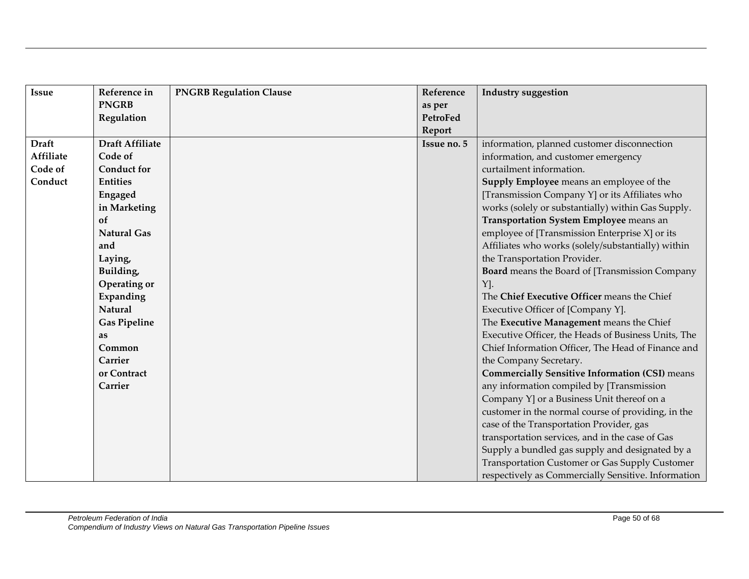| Issue | Reference in PNGRB Regulation | PNGRB Regulation Clause | Reference as per PetroFed Report | Industry suggestion |
|---|---|---|---|---|
| **Draft Affiliate Code of Conduct** | **Draft Affiliate Code of Conduct for Entities Engaged in Marketing of Natural Gas and Laying, Building, Operating or Expanding Natural Gas Pipeline as Common Carrier or Contract Carrier** | | **Issue no. 5** | information, planned customer disconnection information, and customer emergency curtailment information.<br>**Supply Employee** means an employee of the [Transmission Company Y] or its Affiliates who works (solely or substantially) within Gas Supply.<br>**Transportation System Employee** means an employee of [Transmission Enterprise X] or its Affiliates who works (solely/substantially) within the Transportation Provider.<br>**Board** means the Board of [Transmission Company Y].<br>The **Chief Executive Officer** means the Chief Executive Officer of [Company Y].<br>The **Executive Management** means the Chief Executive Officer, the Heads of Business Units, The Chief Information Officer, The Head of Finance and the Company Secretary.<br>**Commercially Sensitive Information (CSI)** means any information compiled by [Transmission Company Y] or a Business Unit thereof on a customer in the normal course of providing, in the case of the Transportation Provider, gas transportation services, and in the case of Gas Supply a bundled gas supply and designated by a Transportation Customer or Gas Supply Customer respectively as Commercially Sensitive. Information |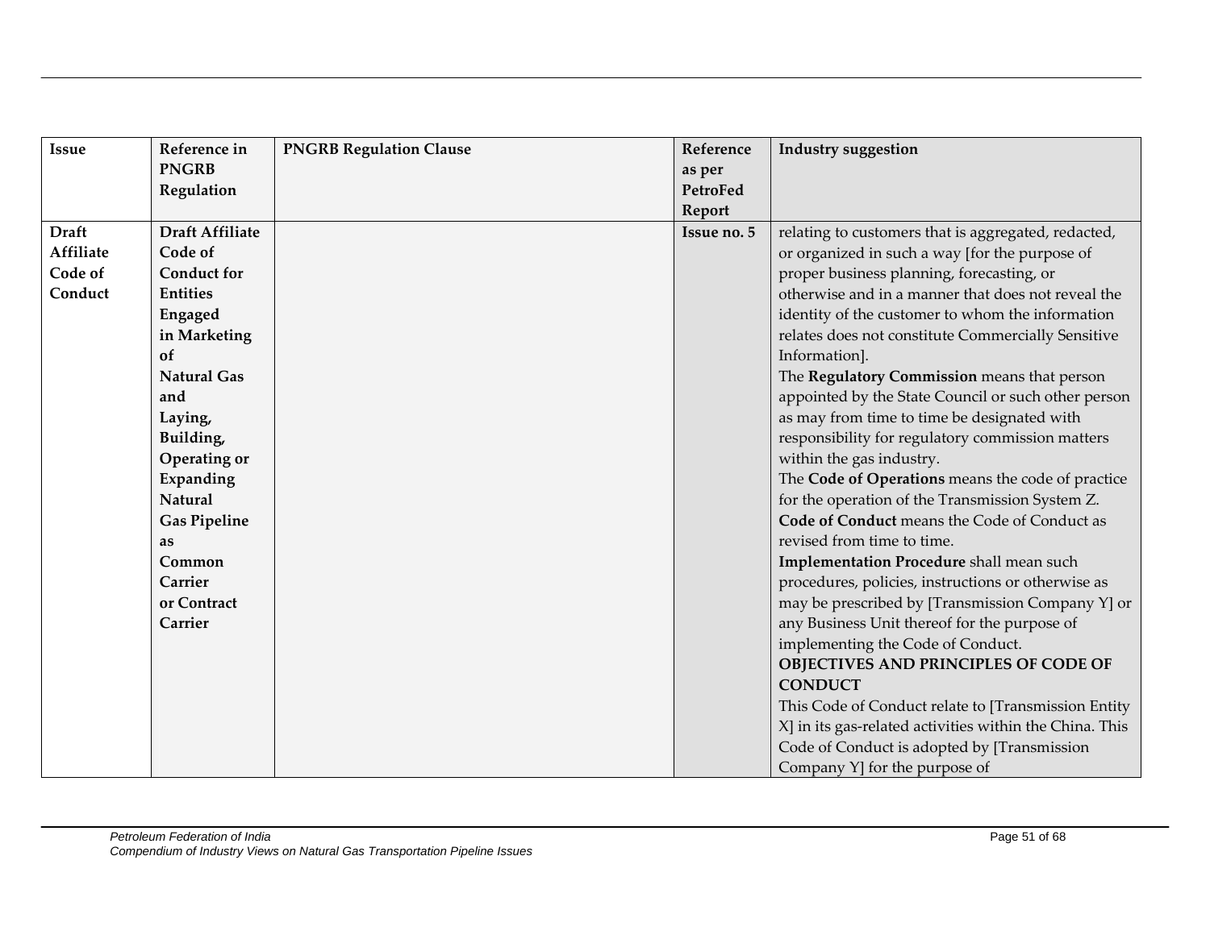| Issue | Reference in PNGRB Regulation | PNGRB Regulation Clause | Reference as per PetroFed Report | Industry suggestion |
|---|---|---|---|---|
| **Draft Affiliate Code of Conduct** | **Draft Affiliate Code of Conduct for Entities Engaged in Marketing of Natural Gas and Laying, Building, Operating or Expanding Natural Gas Pipeline as Common Carrier or Contract Carrier** | | **Issue no. 5** | relating to customers that is aggregated, redacted, or organized in such a way [for the purpose of proper business planning, forecasting, or otherwise and in a manner that does not reveal the identity of the customer to whom the information relates does not constitute Commercially Sensitive Information].<br>The **Regulatory Commission** means that person appointed by the State Council or such other person as may from time to time be designated with responsibility for regulatory commission matters within the gas industry.<br>The **Code of Operations** means the code of practice for the operation of the Transmission System Z.<br>**Code of Conduct** means the Code of Conduct as revised from time to time.<br>**Implementation Procedure** shall mean such procedures, policies, instructions or otherwise as may be prescribed by [Transmission Company Y] or any Business Unit thereof for the purpose of implementing the Code of Conduct.<br>**OBJECTIVES AND PRINCIPLES OF CODE OF CONDUCT**<br>This Code of Conduct relate to [Transmission Entity X] in its gas-related activities within the China. This Code of Conduct is adopted by [Transmission Company Y] for the purpose of |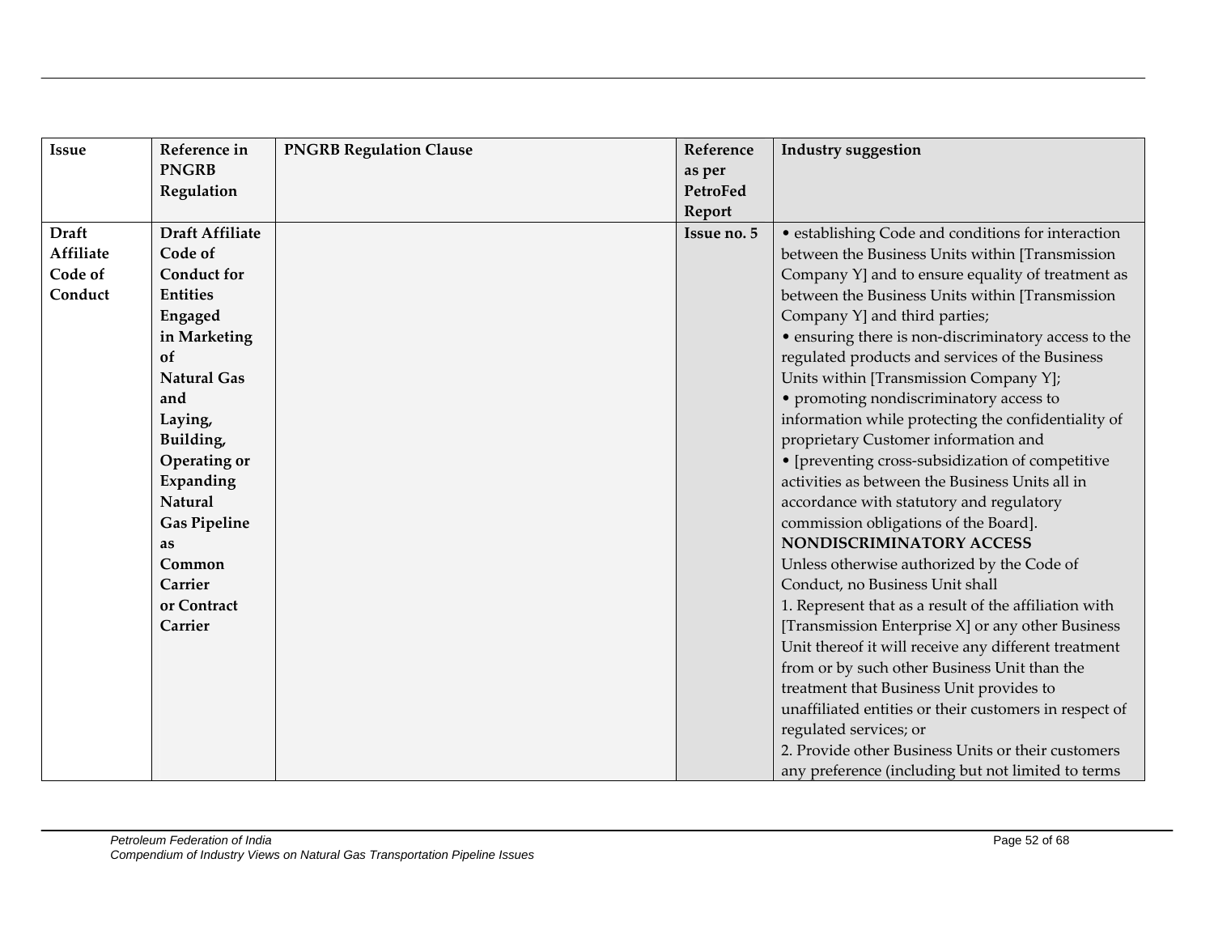| Issue | Reference in PNGRB Regulation | PNGRB Regulation Clause | Reference as per PetroFed Report | Industry suggestion |
|---|---|---|---|---|
| **Draft Affiliate Code of Conduct** | **Draft Affiliate Code of Conduct for Entities Engaged in Marketing of Natural Gas and Laying, Building, Operating or Expanding Natural Gas Pipeline as Common Carrier or Contract Carrier** | | **Issue no. 5** | • establishing Code and conditions for interaction between the Business Units within [Transmission Company Y] and to ensure equality of treatment as between the Business Units within [Transmission Company Y] and third parties;<br>• ensuring there is non-discriminatory access to the regulated products and services of the Business Units within [Transmission Company Y];<br>• promoting nondiscriminatory access to information while protecting the confidentiality of proprietary Customer information and<br>• [preventing cross-subsidization of competitive activities as between the Business Units all in accordance with statutory and regulatory commission obligations of the Board].<br>**NONDISCRIMINATORY ACCESS**<br>Unless otherwise authorized by the Code of Conduct, no Business Unit shall<br>1. Represent that as a result of the affiliation with [Transmission Enterprise X] or any other Business Unit thereof it will receive any different treatment from or by such other Business Unit than the treatment that Business Unit provides to unaffiliated entities or their customers in respect of regulated services; or<br>2. Provide other Business Units or their customers any preference (including but not limited to terms |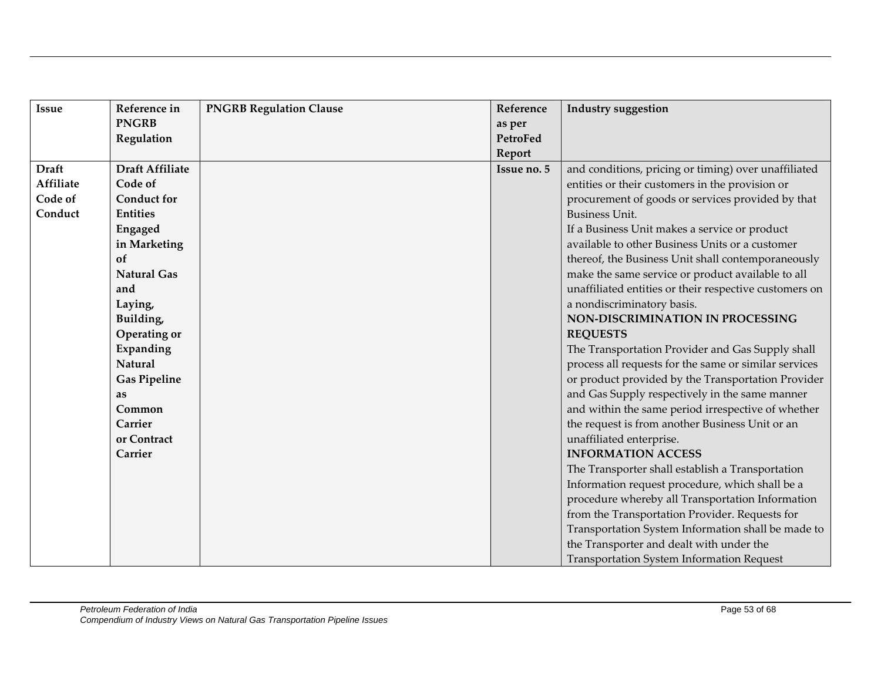| Issue | Reference in PNGRB Regulation | PNGRB Regulation Clause | Reference as per PetroFed Report | Industry suggestion |
|---|---|---|---|---|
| **Draft Affiliate Code of Conduct** | **Draft Affiliate Code of Conduct for Entities Engaged in Marketing of Natural Gas and Laying, Building, Operating or Expanding Natural Gas Pipeline as Common Carrier or Contract Carrier** | | **Issue no. 5** | and conditions, pricing or timing) over unaffiliated entities or their customers in the provision or procurement of goods or services provided by that Business Unit.<br>If a Business Unit makes a service or product available to other Business Units or a customer thereof, the Business Unit shall contemporaneously make the same service or product available to all unaffiliated entities or their respective customers on a nondiscriminatory basis.<br>**NON-DISCRIMINATION IN PROCESSING REQUESTS**<br>The Transportation Provider and Gas Supply shall process all requests for the same or similar services or product provided by the Transportation Provider and Gas Supply respectively in the same manner and within the same period irrespective of whether the request is from another Business Unit or an unaffiliated enterprise.<br>**INFORMATION ACCESS**<br>The Transporter shall establish a Transportation Information request procedure, which shall be a procedure whereby all Transportation Information from the Transportation Provider. Requests for Transportation System Information shall be made to the Transporter and dealt with under the Transportation System Information Request |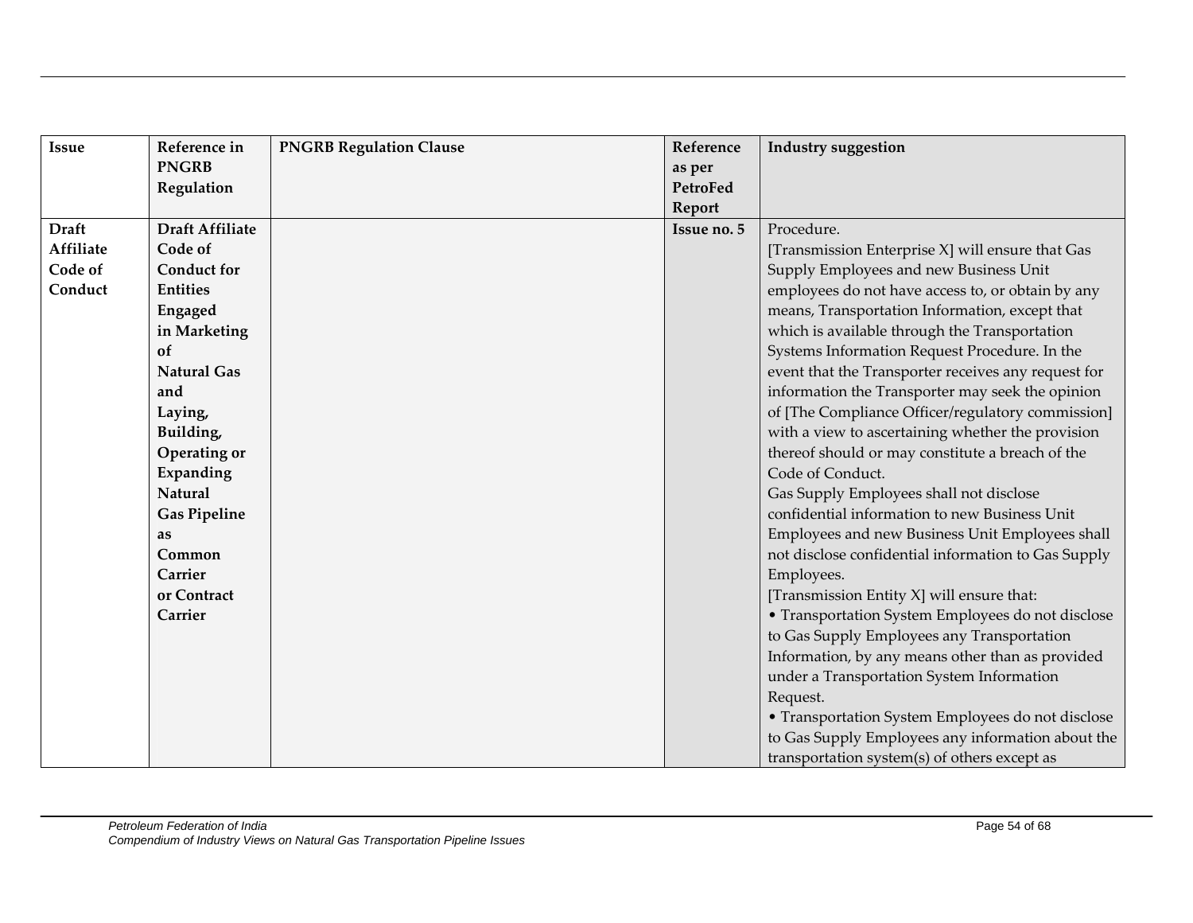| Issue | Reference in PNGRB Regulation | PNGRB Regulation Clause | Reference as per PetroFed Report | Industry suggestion |
|---|---|---|---|---|
| **Draft Affiliate Code of Conduct** | **Draft Affiliate Code of Conduct for Entities Engaged in Marketing of Natural Gas and Laying, Building, Operating or Expanding Natural Gas Pipeline as Common Carrier or Contract Carrier** | | **Issue no. 5** | Procedure.<br>[Transmission Enterprise X] will ensure that Gas Supply Employees and new Business Unit employees do not have access to, or obtain by any means, Transportation Information, except that which is available through the Transportation Systems Information Request Procedure. In the event that the Transporter receives any request for information the Transporter may seek the opinion of [The Compliance Officer/regulatory commission] with a view to ascertaining whether the provision thereof should or may constitute a breach of the Code of Conduct.<br>Gas Supply Employees shall not disclose confidential information to new Business Unit Employees and new Business Unit Employees shall not disclose confidential information to Gas Supply Employees.<br>[Transmission Entity X] will ensure that:<br>• Transportation System Employees do not disclose to Gas Supply Employees any Transportation Information, by any means other than as provided under a Transportation System Information Request.<br>• Transportation System Employees do not disclose to Gas Supply Employees any information about the transportation system(s) of others except as |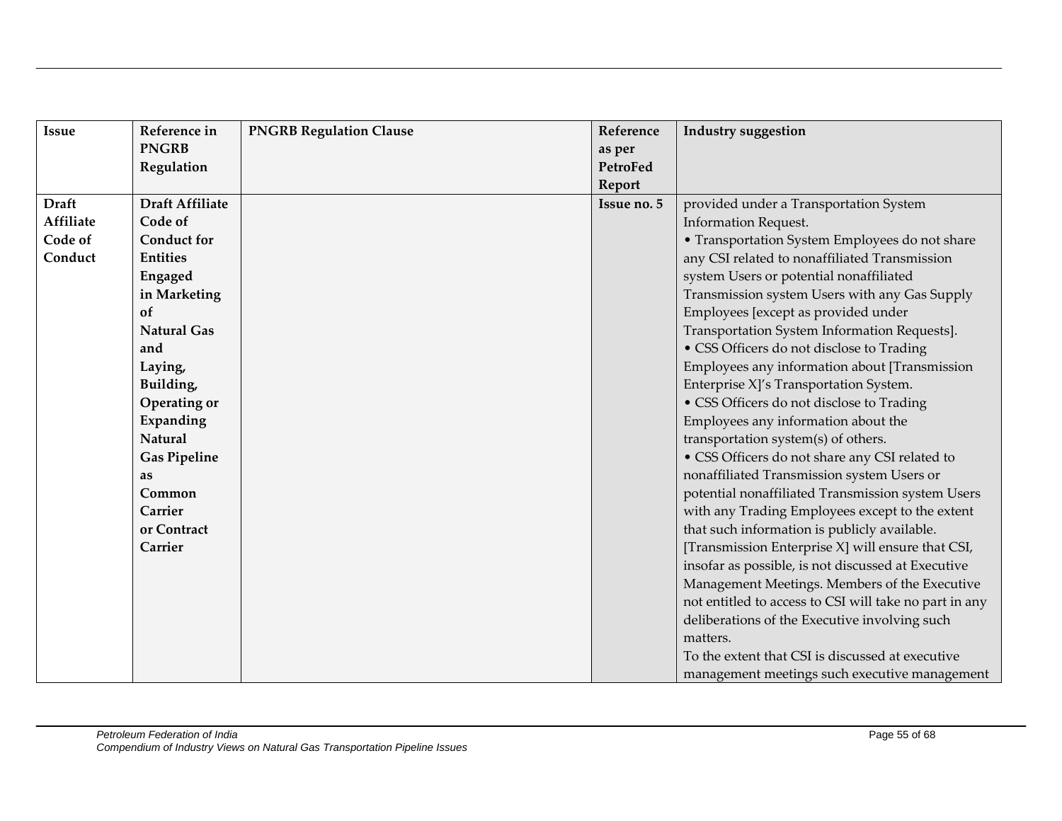| Issue | Reference in PNGRB Regulation | PNGRB Regulation Clause | Reference as per PetroFed Report | Industry suggestion |
|---|---|---|---|---|
| **Draft Affiliate Code of Conduct** | **Draft Affiliate Code of Conduct for Entities Engaged in Marketing of Natural Gas and Laying, Building, Operating or Expanding Natural Gas Pipeline as Common Carrier or Contract Carrier** | | **Issue no. 5** | provided under a Transportation System Information Request.<br>• Transportation System Employees do not share any CSI related to nonaffiliated Transmission system Users or potential nonaffiliated Transmission system Users with any Gas Supply Employees [except as provided under Transportation System Information Requests].<br>• CSS Officers do not disclose to Trading Employees any information about [Transmission Enterprise X]'s Transportation System.<br>• CSS Officers do not disclose to Trading Employees any information about the transportation system(s) of others.<br>• CSS Officers do not share any CSI related to nonaffiliated Transmission system Users or potential nonaffiliated Transmission system Users with any Trading Employees except to the extent that such information is publicly available.<br>[Transmission Enterprise X] will ensure that CSI, insofar as possible, is not discussed at Executive Management Meetings. Members of the Executive not entitled to access to CSI will take no part in any deliberations of the Executive involving such matters.<br>To the extent that CSI is discussed at executive management meetings such executive management |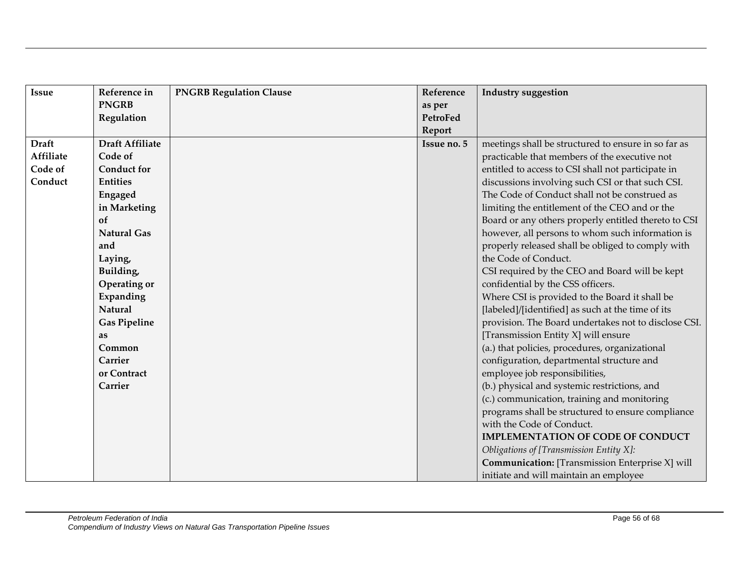| Issue | Reference in PNGRB Regulation | PNGRB Regulation Clause | Reference as per PetroFed Report | Industry suggestion |
|---|---|---|---|---|
| **Draft Affiliate Code of Conduct** | **Draft Affiliate Code of Conduct for Entities Engaged in Marketing of Natural Gas and Laying, Building, Operating or Expanding Natural Gas Pipeline as Common Carrier or Contract Carrier** | | **Issue no. 5** | meetings shall be structured to ensure in so far as practicable that members of the executive not entitled to access to CSI shall not participate in discussions involving such CSI or that such CSI. The Code of Conduct shall not be construed as limiting the entitlement of the CEO and or the Board or any others properly entitled thereto to CSI however, all persons to whom such information is properly released shall be obliged to comply with the Code of Conduct.<br>CSI required by the CEO and Board will be kept confidential by the CSS officers.<br>Where CSI is provided to the Board it shall be [labeled]/[identified] as such at the time of its provision. The Board undertakes not to disclose CSI.<br>[Transmission Entity X] will ensure<br>(a.) that policies, procedures, organizational configuration, departmental structure and employee job responsibilities,<br>(b.) physical and systemic restrictions, and<br>(c.) communication, training and monitoring programs shall be structured to ensure compliance with the Code of Conduct.<br>**IMPLEMENTATION OF CODE OF CONDUCT**<br>*Obligations of [Transmission Entity X]:*<br>**Communication:** [Transmission Enterprise X] will initiate and will maintain an employee |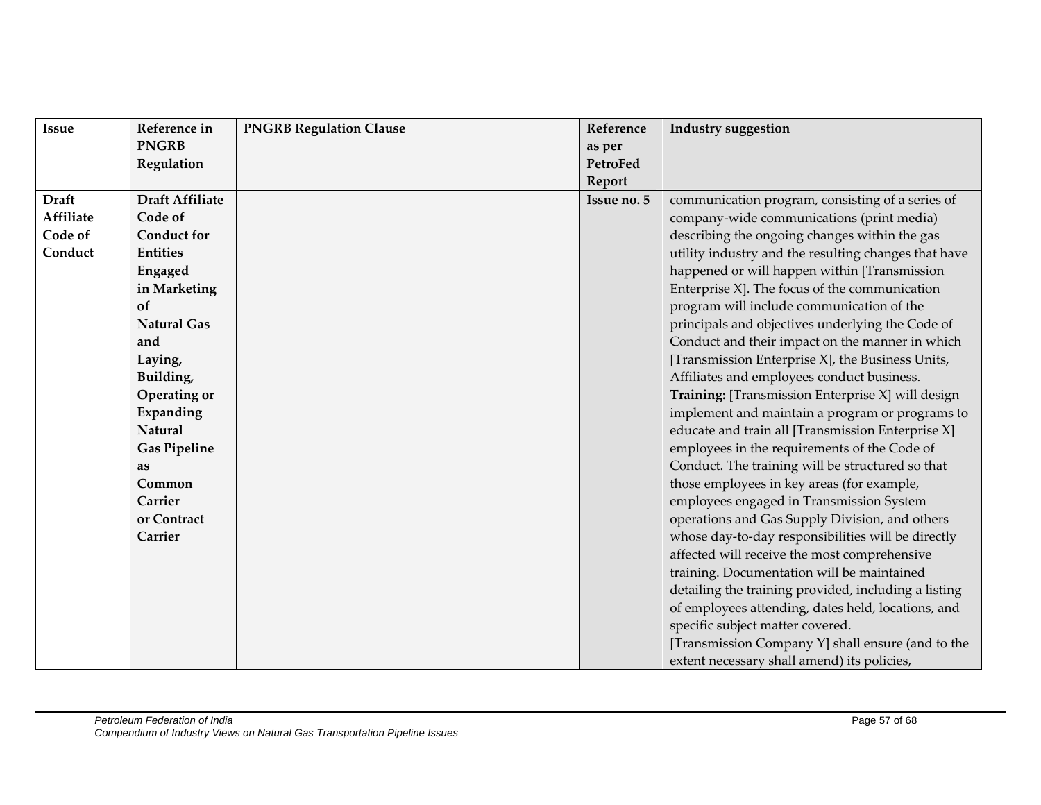| Issue | Reference in PNGRB Regulation | PNGRB Regulation Clause | Reference as per PetroFed Report | Industry suggestion |
|---|---|---|---|---|
| **Draft Affiliate Code of Conduct** | **Draft Affiliate Code of Conduct for Entities Engaged in Marketing of Natural Gas and Laying, Building, Operating or Expanding Natural Gas Pipeline as Common Carrier or Contract Carrier** | | **Issue no. 5** | communication program, consisting of a series of company-wide communications (print media) describing the ongoing changes within the gas utility industry and the resulting changes that have happened or will happen within [Transmission Enterprise X]. The focus of the communication program will include communication of the principals and objectives underlying the Code of Conduct and their impact on the manner in which [Transmission Enterprise X], the Business Units, Affiliates and employees conduct business.<br>**Training:** [Transmission Enterprise X] will design implement and maintain a program or programs to educate and train all [Transmission Enterprise X] employees in the requirements of the Code of Conduct. The training will be structured so that those employees in key areas (for example, employees engaged in Transmission System operations and Gas Supply Division, and others whose day-to-day responsibilities will be directly affected will receive the most comprehensive training. Documentation will be maintained detailing the training provided, including a listing of employees attending, dates held, locations, and specific subject matter covered.<br>[Transmission Company Y] shall ensure (and to the extent necessary shall amend) its policies, |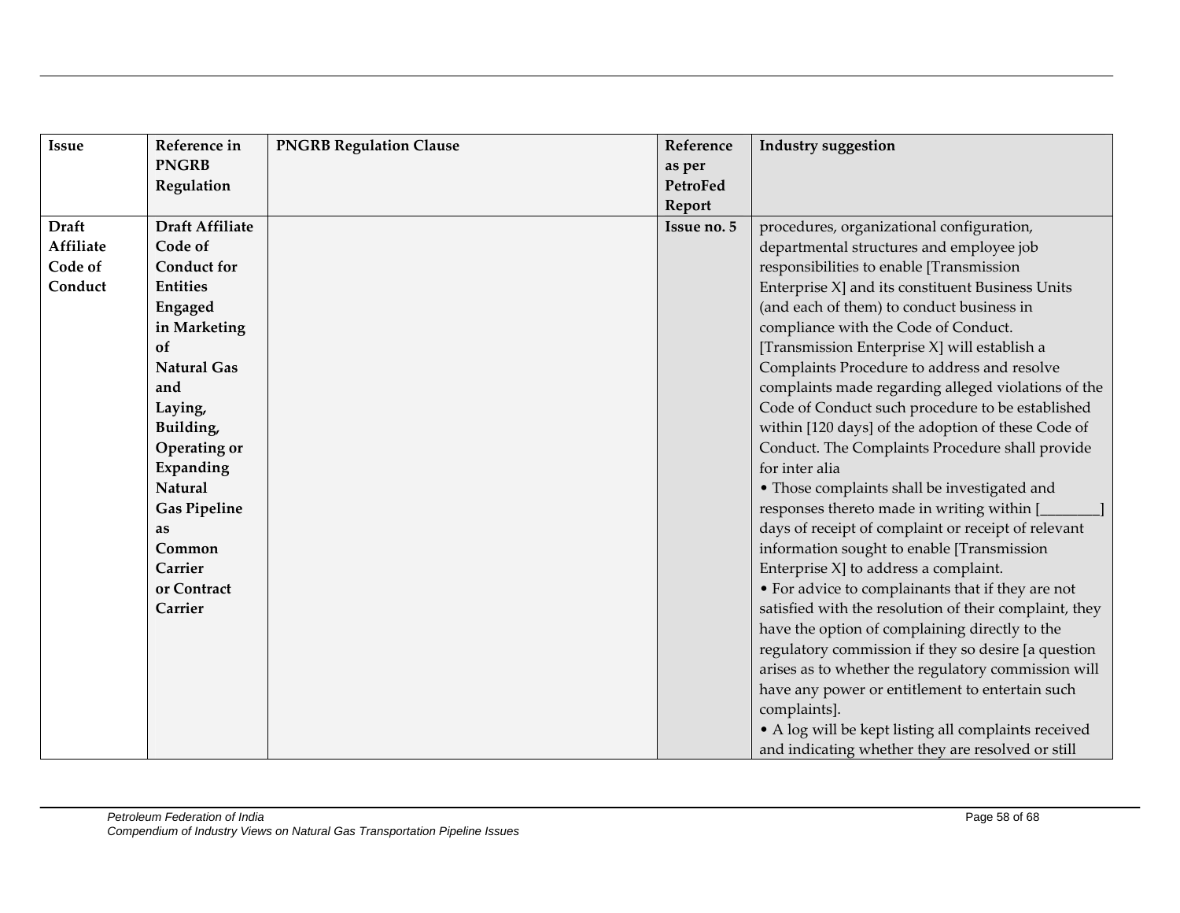| Issue | Reference in PNGRB Regulation | PNGRB Regulation Clause | Reference as per PetroFed Report | Industry suggestion |
|---|---|---|---|---|
| **Draft Affiliate Code of Conduct** | **Draft Affiliate Code of Conduct for Entities Engaged in Marketing of Natural Gas and Laying, Building, Operating or Expanding Natural Gas Pipeline as Common Carrier or Contract Carrier** | | **Issue no. 5** | procedures, organizational configuration, departmental structures and employee job responsibilities to enable [Transmission Enterprise X] and its constituent Business Units (and each of them) to conduct business in compliance with the Code of Conduct. [Transmission Enterprise X] will establish a Complaints Procedure to address and resolve complaints made regarding alleged violations of the Code of Conduct such procedure to be established within [120 days] of the adoption of these Code of Conduct. The Complaints Procedure shall provide for inter alia<br>• Those complaints shall be investigated and responses thereto made in writing within [________] days of receipt of complaint or receipt of relevant information sought to enable [Transmission Enterprise X] to address a complaint.<br>• For advice to complainants that if they are not satisfied with the resolution of their complaint, they have the option of complaining directly to the regulatory commission if they so desire [a question arises as to whether the regulatory commission will have any power or entitlement to entertain such complaints].<br>• A log will be kept listing all complaints received and indicating whether they are resolved or still |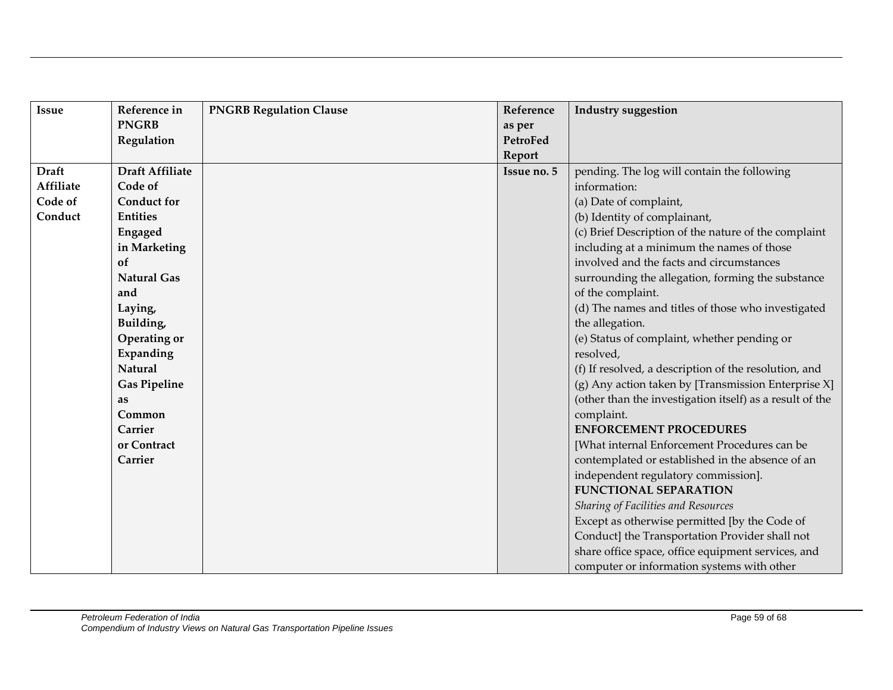| Issue | Reference in PNGRB Regulation | PNGRB Regulation Clause | Reference as per PetroFed Report | Industry suggestion |
|---|---|---|---|---|
| **Draft Affiliate Code of Conduct** | **Draft Affiliate Code of Conduct for Entities Engaged in Marketing of Natural Gas and Laying, Building, Operating or Expanding Natural Gas Pipeline as Common Carrier or Contract Carrier** | | **Issue no. 5** | pending. The log will contain the following information:<br>(a) Date of complaint,<br>(b) Identity of complainant,<br>(c) Brief Description of the nature of the complaint including at a minimum the names of those involved and the facts and circumstances surrounding the allegation, forming the substance of the complaint.<br>(d) The names and titles of those who investigated the allegation.<br>(e) Status of complaint, whether pending or resolved,<br>(f) If resolved, a description of the resolution, and<br>(g) Any action taken by [Transmission Enterprise X] (other than the investigation itself) as a result of the complaint.<br>**ENFORCEMENT PROCEDURES**<br>[What internal Enforcement Procedures can be contemplated or established in the absence of an independent regulatory commission].<br>**FUNCTIONAL SEPARATION**<br>*Sharing of Facilities and Resources*<br>Except as otherwise permitted [by the Code of Conduct] the Transportation Provider shall not share office space, office equipment services, and computer or information systems with other |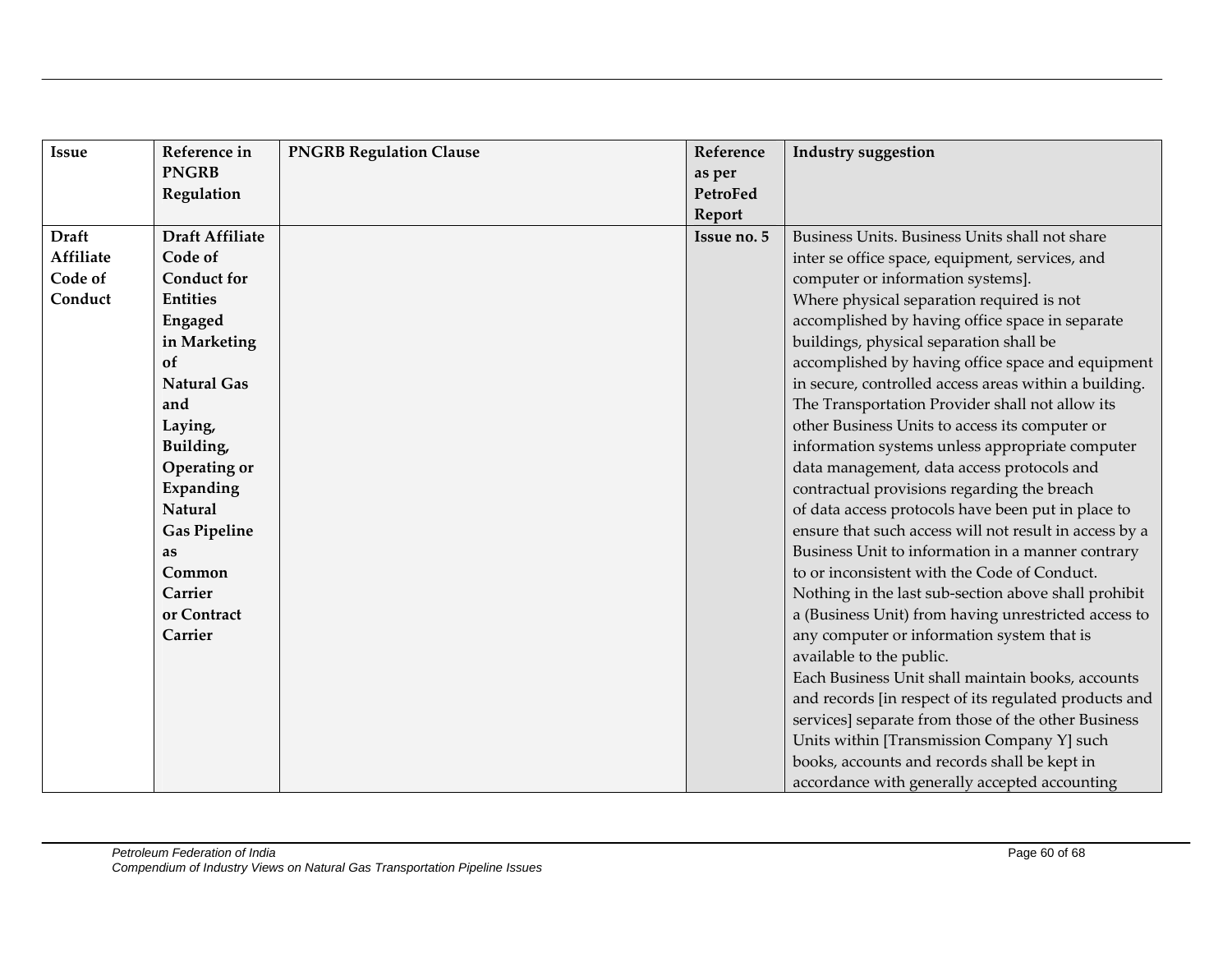| Issue | Reference in PNGRB Regulation | PNGRB Regulation Clause | Reference as per PetroFed Report | Industry suggestion |
|---|---|---|---|---|
| **Draft Affiliate Code of Conduct** | **Draft Affiliate Code of Conduct for Entities Engaged in Marketing of Natural Gas and Laying, Building, Operating or Expanding Natural Gas Pipeline as Common Carrier or Contract Carrier** | | **Issue no. 5** | Business Units. Business Units shall not share inter se office space, equipment, services, and computer or information systems]. Where physical separation required is not accomplished by having office space in separate buildings, physical separation shall be accomplished by having office space and equipment in secure, controlled access areas within a building. The Transportation Provider shall not allow its other Business Units to access its computer or information systems unless appropriate computer data management, data access protocols and contractual provisions regarding the breach of data access protocols have been put in place to ensure that such access will not result in access by a Business Unit to information in a manner contrary to or inconsistent with the Code of Conduct. Nothing in the last sub-section above shall prohibit a (Business Unit) from having unrestricted access to any computer or information system that is available to the public. Each Business Unit shall maintain books, accounts and records [in respect of its regulated products and services] separate from those of the other Business Units within [Transmission Company Y] such books, accounts and records shall be kept in accordance with generally accepted accounting |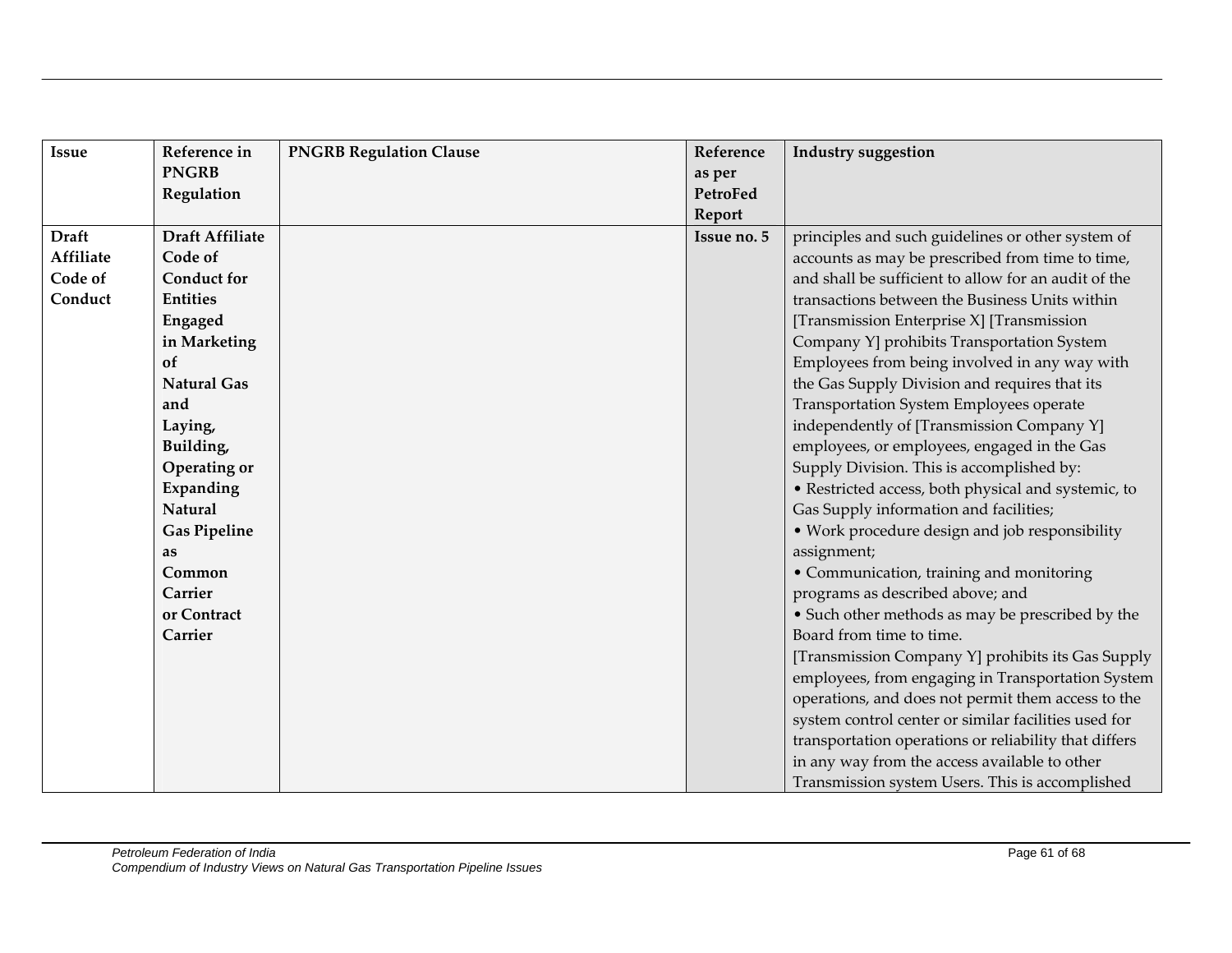| Issue | Reference in PNGRB Regulation | PNGRB Regulation Clause | Reference as per PetroFed Report | Industry suggestion |
|---|---|---|---|---|
| **Draft Affiliate Code of Conduct** | **Draft Affiliate Code of Conduct for Entities Engaged in Marketing of Natural Gas and Laying, Building, Operating or Expanding Natural Gas Pipeline as Common Carrier or Contract Carrier** | | **Issue no. 5** | principles and such guidelines or other system of accounts as may be prescribed from time to time, and shall be sufficient to allow for an audit of the transactions between the Business Units within [Transmission Enterprise X] [Transmission Company Y] prohibits Transportation System Employees from being involved in any way with the Gas Supply Division and requires that its Transportation System Employees operate independently of [Transmission Company Y] employees, or employees, engaged in the Gas Supply Division. This is accomplished by:<br>• Restricted access, both physical and systemic, to Gas Supply information and facilities;<br>• Work procedure design and job responsibility assignment;<br>• Communication, training and monitoring programs as described above; and<br>• Such other methods as may be prescribed by the Board from time to time.<br>[Transmission Company Y] prohibits its Gas Supply employees, from engaging in Transportation System operations, and does not permit them access to the system control center or similar facilities used for transportation operations or reliability that differs in any way from the access available to other Transmission system Users. This is accomplished |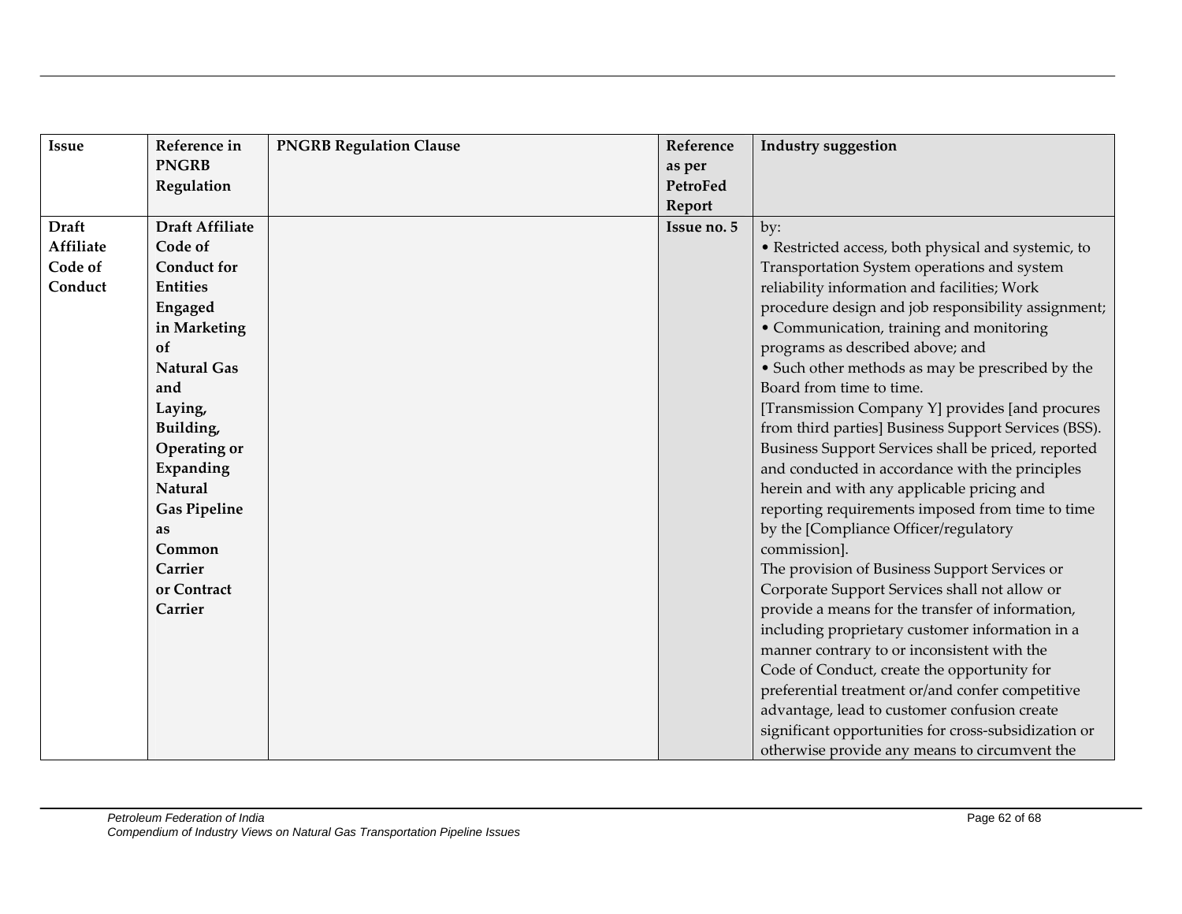| Issue | Reference in PNGRB Regulation | PNGRB Regulation Clause | Reference as per PetroFed Report | Industry suggestion |
|---|---|---|---|---|
| **Draft Affiliate Code of Conduct** | **Draft Affiliate Code of Conduct for Entities Engaged in Marketing of Natural Gas and Laying, Building, Operating or Expanding Natural Gas Pipeline as Common Carrier or Contract Carrier** | | **Issue no. 5** | by:<br>• Restricted access, both physical and systemic, to Transportation System operations and system reliability information and facilities; Work procedure design and job responsibility assignment;<br>• Communication, training and monitoring programs as described above; and<br>• Such other methods as may be prescribed by the Board from time to time.<br>[Transmission Company Y] provides [and procures from third parties] Business Support Services (BSS). Business Support Services shall be priced, reported and conducted in accordance with the principles herein and with any applicable pricing and reporting requirements imposed from time to time by the [Compliance Officer/regulatory commission].<br>The provision of Business Support Services or Corporate Support Services shall not allow or provide a means for the transfer of information, including proprietary customer information in a manner contrary to or inconsistent with the Code of Conduct, create the opportunity for preferential treatment or/and confer competitive advantage, lead to customer confusion create significant opportunities for cross-subsidization or otherwise provide any means to circumvent the |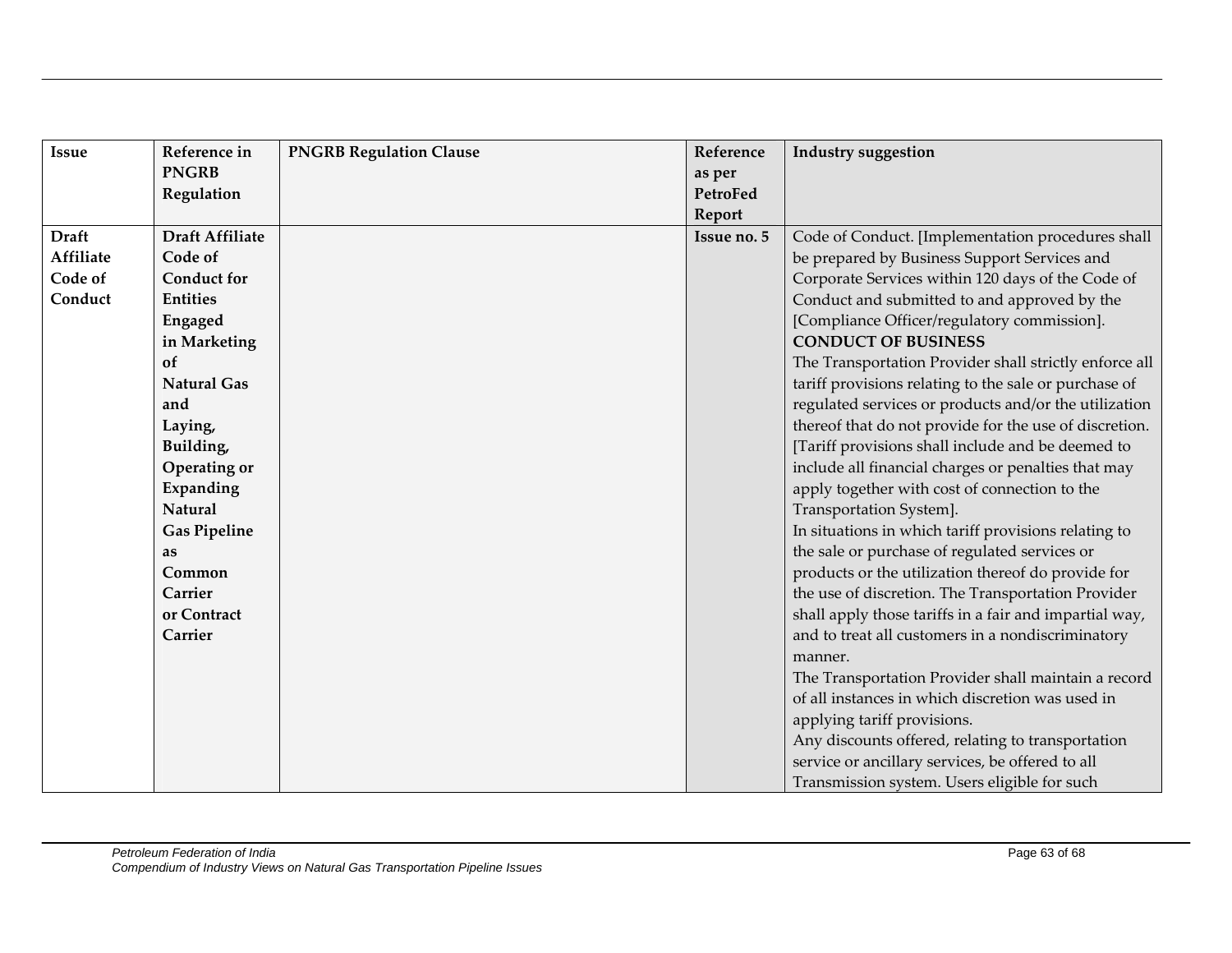| Issue | Reference in PNGRB Regulation | PNGRB Regulation Clause | Reference as per PetroFed Report | Industry suggestion |
|---|---|---|---|---|
| **Draft Affiliate Code of Conduct** | **Draft Affiliate Code of Conduct for Entities Engaged in Marketing of Natural Gas and Laying, Building, Operating or Expanding Natural Gas Pipeline as Common Carrier or Contract Carrier** | | **Issue no. 5** | Code of Conduct. [Implementation procedures shall be prepared by Business Support Services and Corporate Services within 120 days of the Code of Conduct and submitted to and approved by the [Compliance Officer/regulatory commission].<br>**CONDUCT OF BUSINESS**<br>The Transportation Provider shall strictly enforce all tariff provisions relating to the sale or purchase of regulated services or products and/or the utilization thereof that do not provide for the use of discretion. [Tariff provisions shall include and be deemed to include all financial charges or penalties that may apply together with cost of connection to the Transportation System].<br>In situations in which tariff provisions relating to the sale or purchase of regulated services or products or the utilization thereof do provide for the use of discretion. The Transportation Provider shall apply those tariffs in a fair and impartial way, and to treat all customers in a nondiscriminatory manner.<br>The Transportation Provider shall maintain a record of all instances in which discretion was used in applying tariff provisions.<br>Any discounts offered, relating to transportation service or ancillary services, be offered to all Transmission system. Users eligible for such |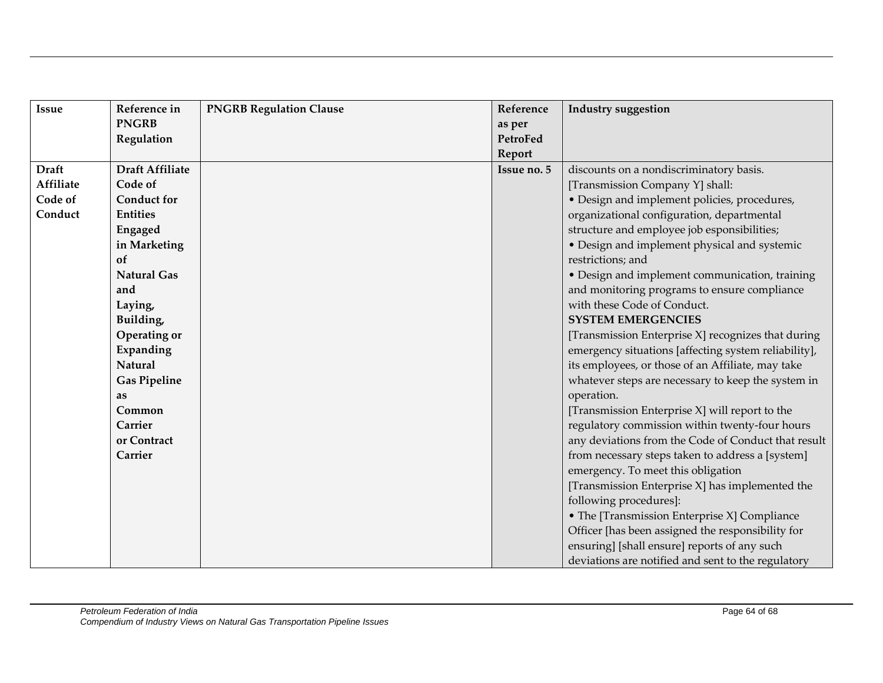| Issue | Reference in PNGRB Regulation | PNGRB Regulation Clause | Reference as per PetroFed Report | Industry suggestion |
|---|---|---|---|---|
| **Draft Affiliate Code of Conduct** | **Draft Affiliate Code of Conduct for Entities Engaged in Marketing of Natural Gas and Laying, Building, Operating or Expanding Natural Gas Pipeline as Common Carrier or Contract Carrier** | | **Issue no. 5** | discounts on a nondiscriminatory basis.<br>[Transmission Company Y] shall:<br>• Design and implement policies, procedures, organizational configuration, departmental structure and employee job esponsibilities;<br>• Design and implement physical and systemic restrictions; and<br>• Design and implement communication, training and monitoring programs to ensure compliance with these Code of Conduct.<br>**SYSTEM EMERGENCIES**<br>[Transmission Enterprise X] recognizes that during emergency situations [affecting system reliability], its employees, or those of an Affiliate, may take whatever steps are necessary to keep the system in operation.<br>[Transmission Enterprise X] will report to the regulatory commission within twenty-four hours any deviations from the Code of Conduct that result from necessary steps taken to address a [system] emergency. To meet this obligation [Transmission Enterprise X] has implemented the following procedures]:<br>• The [Transmission Enterprise X] Compliance Officer [has been assigned the responsibility for ensuring] [shall ensure] reports of any such deviations are notified and sent to the regulatory |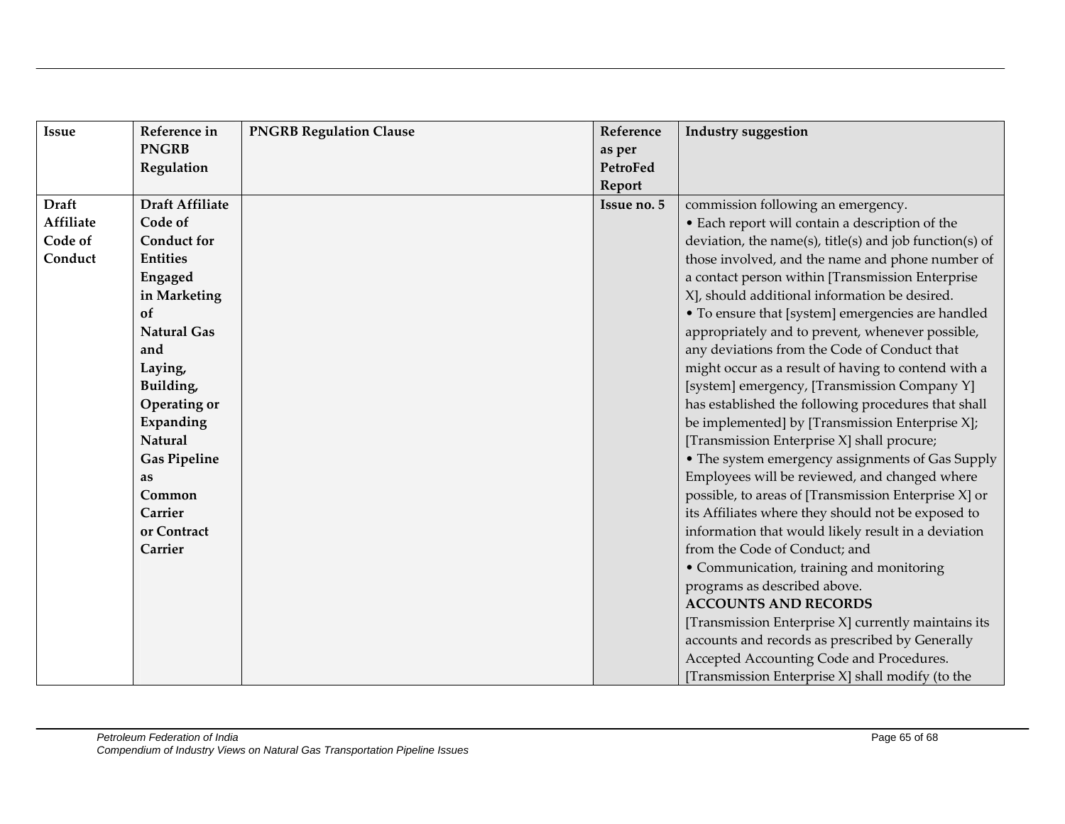| Issue | Reference in PNGRB Regulation | PNGRB Regulation Clause | Reference as per PetroFed Report | Industry suggestion |
|---|---|---|---|---|
| **Draft Affiliate Code of Conduct** | **Draft Affiliate Code of Conduct for Entities Engaged in Marketing of Natural Gas and Laying, Building, Operating or Expanding Natural Gas Pipeline as Common Carrier or Contract Carrier** | | **Issue no. 5** | commission following an emergency.<br>• Each report will contain a description of the deviation, the name(s), title(s) and job function(s) of those involved, and the name and phone number of a contact person within [Transmission Enterprise X], should additional information be desired.<br>• To ensure that [system] emergencies are handled appropriately and to prevent, whenever possible, any deviations from the Code of Conduct that might occur as a result of having to contend with a [system] emergency, [Transmission Company Y] has established the following procedures that shall be implemented] by [Transmission Enterprise X]; [Transmission Enterprise X] shall procure;<br>• The system emergency assignments of Gas Supply Employees will be reviewed, and changed where possible, to areas of [Transmission Enterprise X] or its Affiliates where they should not be exposed to information that would likely result in a deviation from the Code of Conduct; and<br>• Communication, training and monitoring programs as described above.<br>**ACCOUNTS AND RECORDS**<br>[Transmission Enterprise X] currently maintains its accounts and records as prescribed by Generally Accepted Accounting Code and Procedures. [Transmission Enterprise X] shall modify (to the |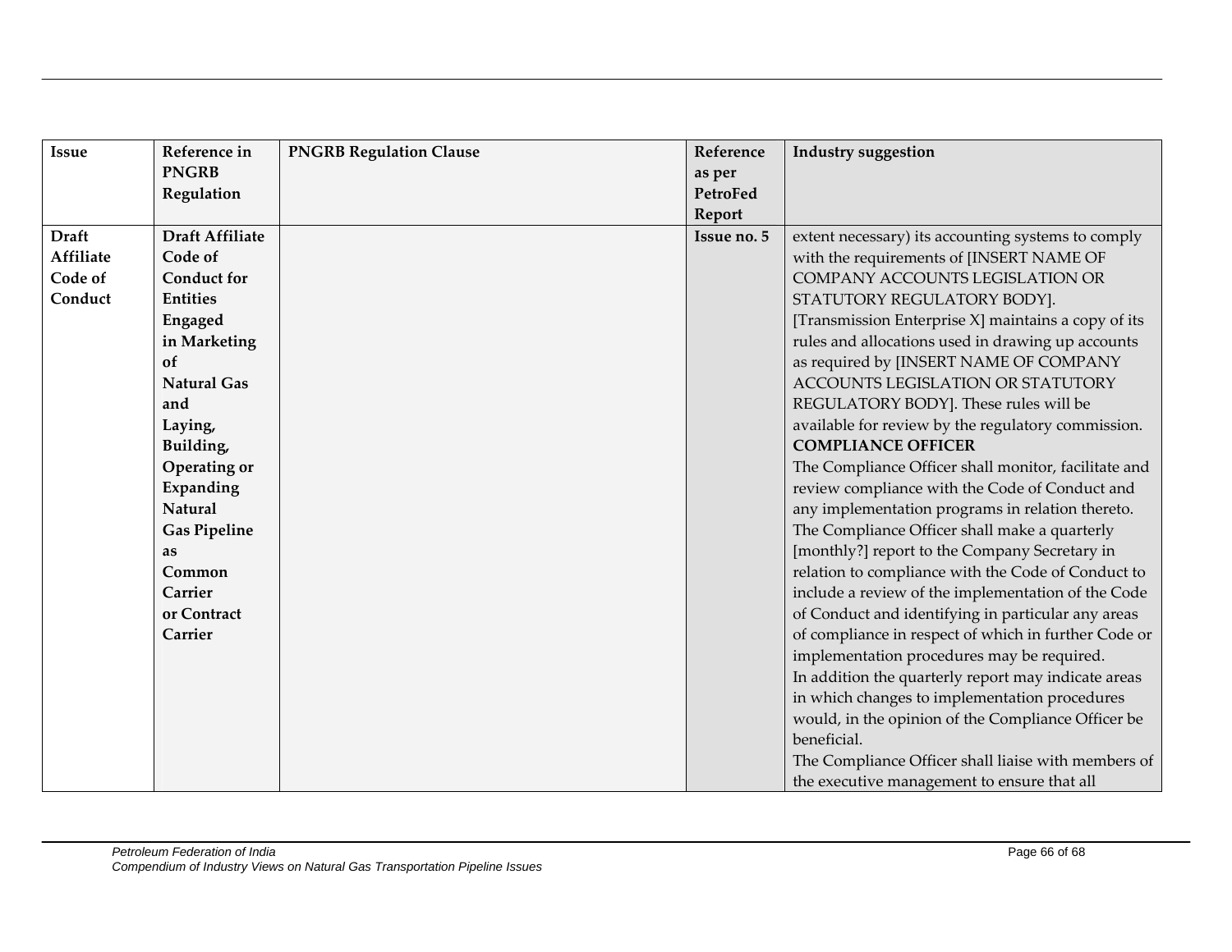| Issue | Reference in PNGRB Regulation | PNGRB Regulation Clause | Reference as per PetroFed Report | Industry suggestion |
|---|---|---|---|---|
| **Draft Affiliate Code of Conduct** | **Draft Affiliate Code of Conduct for Entities Engaged in Marketing of Natural Gas and Laying, Building, Operating or Expanding Natural Gas Pipeline as Common Carrier or Contract Carrier** | | **Issue no. 5** | extent necessary) its accounting systems to comply with the requirements of [INSERT NAME OF COMPANY ACCOUNTS LEGISLATION OR STATUTORY REGULATORY BODY].<br>[Transmission Enterprise X] maintains a copy of its rules and allocations used in drawing up accounts as required by [INSERT NAME OF COMPANY ACCOUNTS LEGISLATION OR STATUTORY REGULATORY BODY]. These rules will be available for review by the regulatory commission.<br>**COMPLIANCE OFFICER**<br>The Compliance Officer shall monitor, facilitate and review compliance with the Code of Conduct and any implementation programs in relation thereto. The Compliance Officer shall make a quarterly [monthly?] report to the Company Secretary in relation to compliance with the Code of Conduct to include a review of the implementation of the Code of Conduct and identifying in particular any areas of compliance in respect of which in further Code or implementation procedures may be required.<br>In addition the quarterly report may indicate areas in which changes to implementation procedures would, in the opinion of the Compliance Officer be beneficial.<br>The Compliance Officer shall liaise with members of the executive management to ensure that all |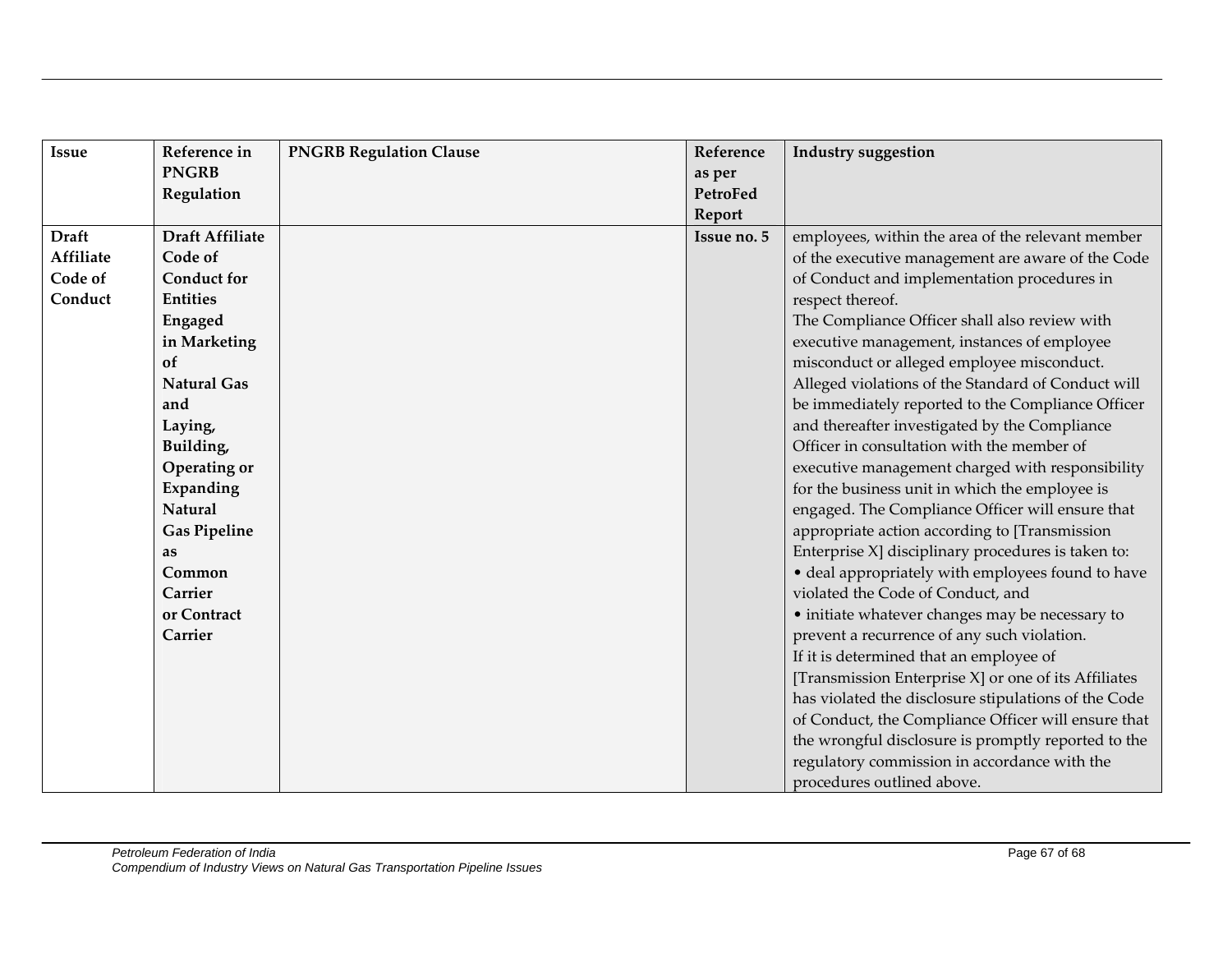| Issue | Reference in PNGRB Regulation | PNGRB Regulation Clause | Reference as per PetroFed Report | Industry suggestion |
|---|---|---|---|---|
| **Draft Affiliate Code of Conduct** | **Draft Affiliate Code of Conduct for Entities Engaged in Marketing of Natural Gas and Laying, Building, Operating or Expanding Natural Gas Pipeline as Common Carrier or Contract Carrier** | | **Issue no. 5** | employees, within the area of the relevant member of the executive management are aware of the Code of Conduct and implementation procedures in respect thereof.<br>The Compliance Officer shall also review with executive management, instances of employee misconduct or alleged employee misconduct.<br>Alleged violations of the Standard of Conduct will be immediately reported to the Compliance Officer and thereafter investigated by the Compliance Officer in consultation with the member of executive management charged with responsibility for the business unit in which the employee is engaged. The Compliance Officer will ensure that appropriate action according to [Transmission Enterprise X] disciplinary procedures is taken to:<br>• deal appropriately with employees found to have violated the Code of Conduct, and<br>• initiate whatever changes may be necessary to prevent a recurrence of any such violation.<br>If it is determined that an employee of [Transmission Enterprise X] or one of its Affiliates has violated the disclosure stipulations of the Code of Conduct, the Compliance Officer will ensure that the wrongful disclosure is promptly reported to the regulatory commission in accordance with the procedures outlined above. |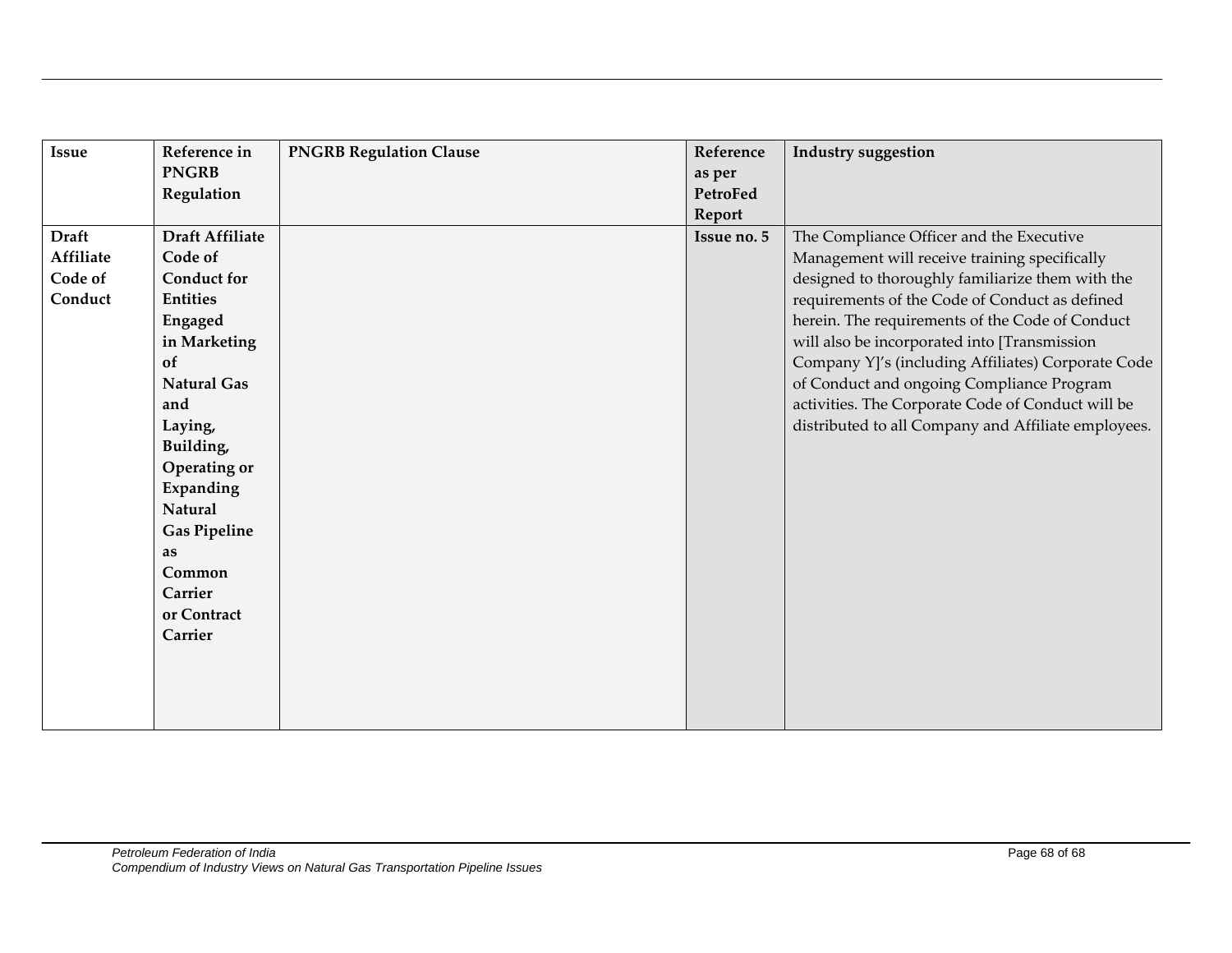| Issue | Reference in PNGRB Regulation | PNGRB Regulation Clause | Reference as per PetroFed Report | Industry suggestion |
|---|---|---|---|---|
| **Draft Affiliate Code of Conduct** | **Draft Affiliate Code of Conduct for Entities Engaged in Marketing of Natural Gas and Laying, Building, Operating or Expanding Natural Gas Pipeline as Common Carrier or Contract Carrier** | | **Issue no. 5** | The Compliance Officer and the Executive Management will receive training specifically designed to thoroughly familiarize them with the requirements of the Code of Conduct as defined herein. The requirements of the Code of Conduct will also be incorporated into [Transmission Company Y]'s (including Affiliates) Corporate Code of Conduct and ongoing Compliance Program activities. The Corporate Code of Conduct will be distributed to all Company and Affiliate employees. |